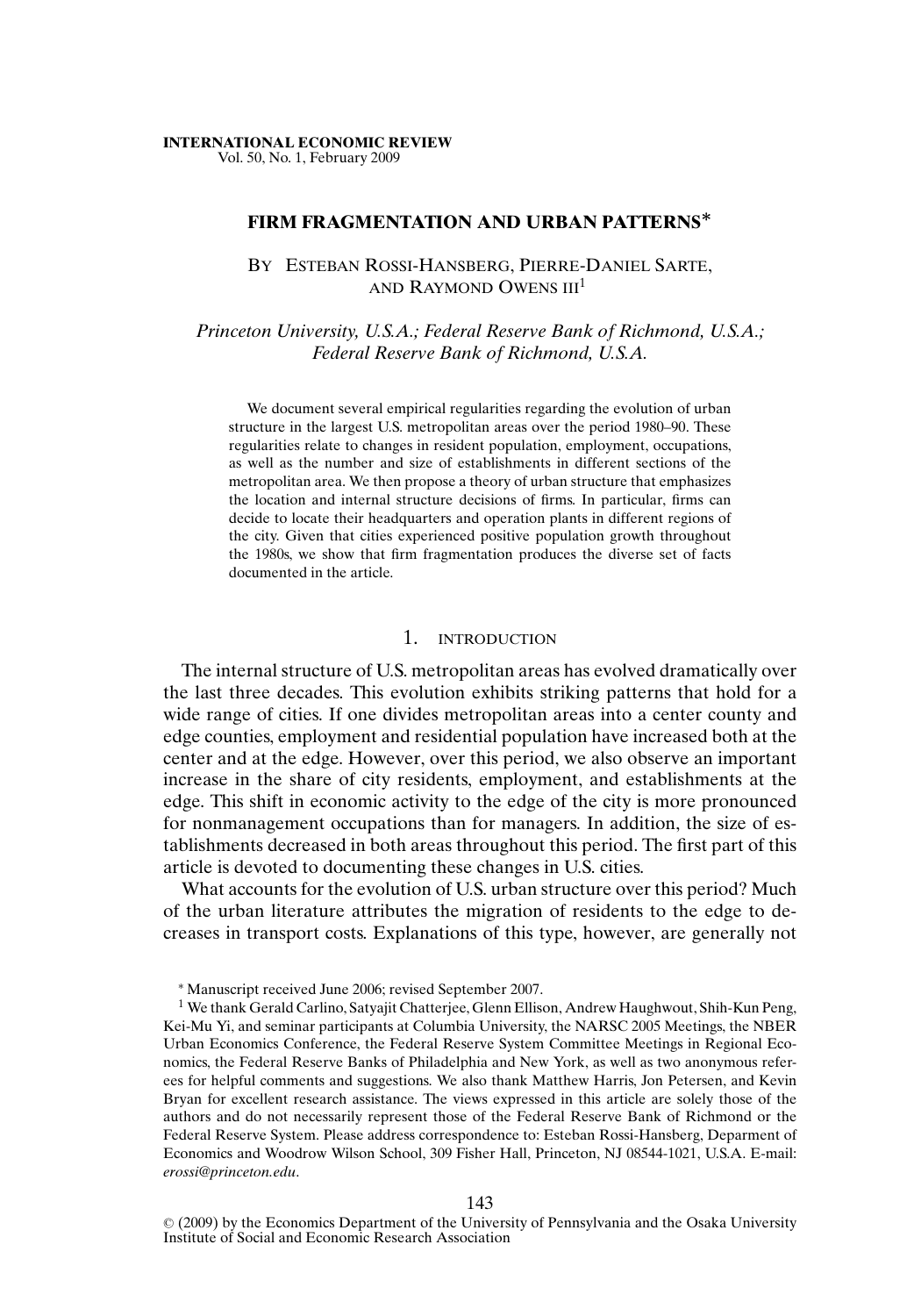**INTERNATIONAL ECONOMIC REVIEW**
Vol. 50, No. 1, February 2009

# FIRM FRAGMENTATION AND URBAN PATTERNS*

By Esteban Rossi-Hansberg, Pierre-Daniel Sarte, and Raymond Owens iii[1]

*Princeton University, U.S.A.; Federal Reserve Bank of Richmond, U.S.A.; Federal Reserve Bank of Richmond, U.S.A.*

We document several empirical regularities regarding the evolution of urban structure in the largest U.S. metropolitan areas over the period 1980–90. These regularities relate to changes in resident population, employment, occupations, as well as the number and size of establishments in different sections of the metropolitan area. We then propose a theory of urban structure that emphasizes the location and internal structure decisions of firms. In particular, firms can decide to locate their headquarters and operation plants in different regions of the city. Given that cities experienced positive population growth throughout the 1980s, we show that firm fragmentation produces the diverse set of facts documented in the article.

## 1. introduction

The internal structure of U.S. metropolitan areas has evolved dramatically over the last three decades. This evolution exhibits striking patterns that hold for a wide range of cities. If one divides metropolitan areas into a center county and edge counties, employment and residential population have increased both at the center and at the edge. However, over this period, we also observe an important increase in the share of city residents, employment, and establishments at the edge. This shift in economic activity to the edge of the city is more pronounced for nonmanagement occupations than for managers. In addition, the size of establishments decreased in both areas throughout this period. The first part of this article is devoted to documenting these changes in U.S. cities.

What accounts for the evolution of U.S. urban structure over this period? Much of the urban literature attributes the migration of residents to the edge to decreases in transport costs. Explanations of this type, however, are generally not

\* Manuscript received June 2006; revised September 2007.

[1] We thank Gerald Carlino, Satyajit Chatterjee, Glenn Ellison, Andrew Haughwout, Shih-Kun Peng, Kei-Mu Yi, and seminar participants at Columbia University, the NARSC 2005 Meetings, the NBER Urban Economics Conference, the Federal Reserve System Committee Meetings in Regional Economics, the Federal Reserve Banks of Philadelphia and New York, as well as two anonymous referees for helpful comments and suggestions. We also thank Matthew Harris, Jon Petersen, and Kevin Bryan for excellent research assistance. The views expressed in this article are solely those of the authors and do not necessarily represent those of the Federal Reserve Bank of Richmond or the Federal Reserve System. Please address correspondence to: Esteban Rossi-Hansberg, Deparment of Economics and Woodrow Wilson School, 309 Fisher Hall, Princeton, NJ 08544-1021, U.S.A. E-mail: *erossi@princeton.edu*.

© (2009) by the Economics Department of the University of Pennsylvania and the Osaka University Institute of Social and Economic Research Association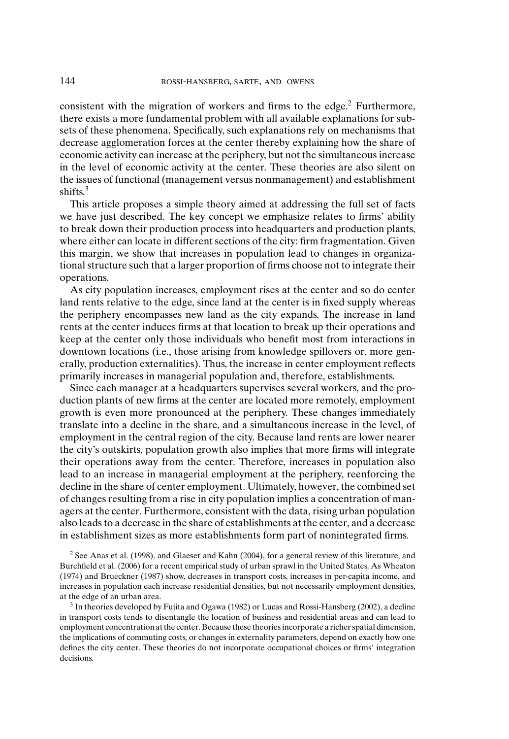consistent with the migration of workers and firms to the edge.[2] Furthermore, there exists a more fundamental problem with all available explanations for subsets of these phenomena. Specifically, such explanations rely on mechanisms that decrease agglomeration forces at the center thereby explaining how the share of economic activity can increase at the periphery, but not the simultaneous increase in the level of economic activity at the center. These theories are also silent on the issues of functional (management versus nonmanagement) and establishment shifts.[3]

This article proposes a simple theory aimed at addressing the full set of facts we have just described. The key concept we emphasize relates to firms' ability to break down their production process into headquarters and production plants, where either can locate in different sections of the city: firm fragmentation. Given this margin, we show that increases in population lead to changes in organizational structure such that a larger proportion of firms choose not to integrate their operations.

As city population increases, employment rises at the center and so do center land rents relative to the edge, since land at the center is in fixed supply whereas the periphery encompasses new land as the city expands. The increase in land rents at the center induces firms at that location to break up their operations and keep at the center only those individuals who benefit most from interactions in downtown locations (i.e., those arising from knowledge spillovers or, more generally, production externalities). Thus, the increase in center employment reflects primarily increases in managerial population and, therefore, establishments.

Since each manager at a headquarters supervises several workers, and the production plants of new firms at the center are located more remotely, employment growth is even more pronounced at the periphery. These changes immediately translate into a decline in the share, and a simultaneous increase in the level, of employment in the central region of the city. Because land rents are lower nearer the city's outskirts, population growth also implies that more firms will integrate their operations away from the center. Therefore, increases in population also lead to an increase in managerial employment at the periphery, reenforcing the decline in the share of center employment. Ultimately, however, the combined set of changes resulting from a rise in city population implies a concentration of managers at the center. Furthermore, consistent with the data, rising urban population also leads to a decrease in the share of establishments at the center, and a decrease in establishment sizes as more establishments form part of nonintegrated firms.

[2] See Anas et al. (1998), and Glaeser and Kahn (2004), for a general review of this literature, and Burchfield et al. (2006) for a recent empirical study of urban sprawl in the United States. As Wheaton (1974) and Brueckner (1987) show, decreases in transport costs, increases in per-capita income, and increases in population each increase residential densities, but not necessarily employment densities, at the edge of an urban area.

[3] In theories developed by Fujita and Ogawa (1982) or Lucas and Rossi-Hansberg (2002), a decline in transport costs tends to disentangle the location of business and residential areas and can lead to employment concentration at the center. Because these theories incorporate a richer spatial dimension, the implications of commuting costs, or changes in externality parameters, depend on exactly how one defines the city center. These theories do not incorporate occupational choices or firms' integration decisions.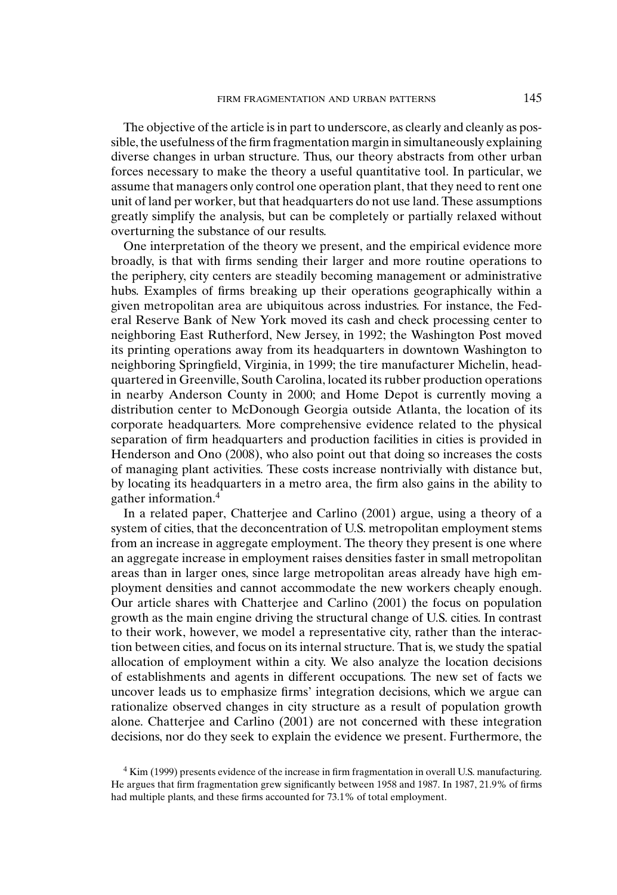The objective of the article is in part to underscore, as clearly and cleanly as possible, the usefulness of the firm fragmentation margin in simultaneously explaining diverse changes in urban structure. Thus, our theory abstracts from other urban forces necessary to make the theory a useful quantitative tool. In particular, we assume that managers only control one operation plant, that they need to rent one unit of land per worker, but that headquarters do not use land. These assumptions greatly simplify the analysis, but can be completely or partially relaxed without overturning the substance of our results.

One interpretation of the theory we present, and the empirical evidence more broadly, is that with firms sending their larger and more routine operations to the periphery, city centers are steadily becoming management or administrative hubs. Examples of firms breaking up their operations geographically within a given metropolitan area are ubiquitous across industries. For instance, the Federal Reserve Bank of New York moved its cash and check processing center to neighboring East Rutherford, New Jersey, in 1992; the Washington Post moved its printing operations away from its headquarters in downtown Washington to neighboring Springfield, Virginia, in 1999; the tire manufacturer Michelin, headquartered in Greenville, South Carolina, located its rubber production operations in nearby Anderson County in 2000; and Home Depot is currently moving a distribution center to McDonough Georgia outside Atlanta, the location of its corporate headquarters. More comprehensive evidence related to the physical separation of firm headquarters and production facilities in cities is provided in Henderson and Ono (2008), who also point out that doing so increases the costs of managing plant activities. These costs increase nontrivially with distance but, by locating its headquarters in a metro area, the firm also gains in the ability to gather information.[4]

In a related paper, Chatterjee and Carlino (2001) argue, using a theory of a system of cities, that the deconcentration of U.S. metropolitan employment stems from an increase in aggregate employment. The theory they present is one where an aggregate increase in employment raises densities faster in small metropolitan areas than in larger ones, since large metropolitan areas already have high employment densities and cannot accommodate the new workers cheaply enough. Our article shares with Chatterjee and Carlino (2001) the focus on population growth as the main engine driving the structural change of U.S. cities. In contrast to their work, however, we model a representative city, rather than the interaction between cities, and focus on its internal structure. That is, we study the spatial allocation of employment within a city. We also analyze the location decisions of establishments and agents in different occupations. The new set of facts we uncover leads us to emphasize firms' integration decisions, which we argue can rationalize observed changes in city structure as a result of population growth alone. Chatterjee and Carlino (2001) are not concerned with these integration decisions, nor do they seek to explain the evidence we present. Furthermore, the

[4] Kim (1999) presents evidence of the increase in firm fragmentation in overall U.S. manufacturing. He argues that firm fragmentation grew significantly between 1958 and 1987. In 1987, 21.9% of firms had multiple plants, and these firms accounted for 73.1% of total employment.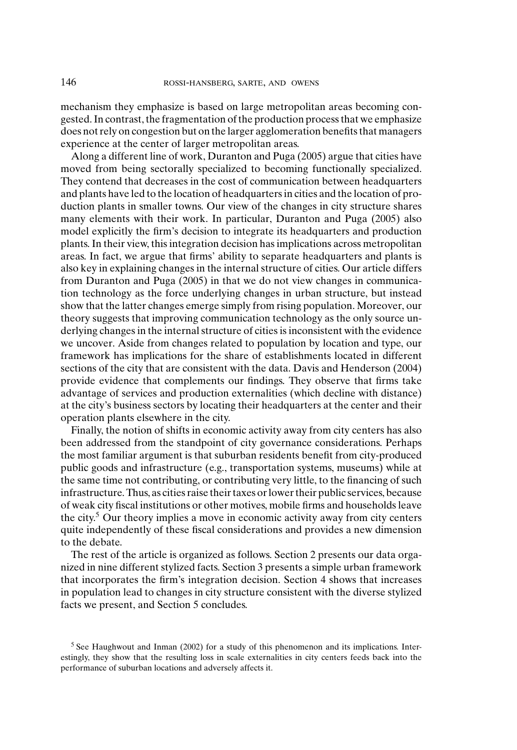mechanism they emphasize is based on large metropolitan areas becoming congested. In contrast, the fragmentation of the production process that we emphasize does not rely on congestion but on the larger agglomeration benefits that managers experience at the center of larger metropolitan areas.

Along a different line of work, Duranton and Puga (2005) argue that cities have moved from being sectorally specialized to becoming functionally specialized. They contend that decreases in the cost of communication between headquarters and plants have led to the location of headquarters in cities and the location of production plants in smaller towns. Our view of the changes in city structure shares many elements with their work. In particular, Duranton and Puga (2005) also model explicitly the firm's decision to integrate its headquarters and production plants. In their view, this integration decision has implications across metropolitan areas. In fact, we argue that firms' ability to separate headquarters and plants is also key in explaining changes in the internal structure of cities. Our article differs from Duranton and Puga (2005) in that we do not view changes in communication technology as the force underlying changes in urban structure, but instead show that the latter changes emerge simply from rising population. Moreover, our theory suggests that improving communication technology as the only source underlying changes in the internal structure of cities is inconsistent with the evidence we uncover. Aside from changes related to population by location and type, our framework has implications for the share of establishments located in different sections of the city that are consistent with the data. Davis and Henderson (2004) provide evidence that complements our findings. They observe that firms take advantage of services and production externalities (which decline with distance) at the city's business sectors by locating their headquarters at the center and their operation plants elsewhere in the city.

Finally, the notion of shifts in economic activity away from city centers has also been addressed from the standpoint of city governance considerations. Perhaps the most familiar argument is that suburban residents benefit from city-produced public goods and infrastructure (e.g., transportation systems, museums) while at the same time not contributing, or contributing very little, to the financing of such infrastructure. Thus, as cities raise their taxes or lower their public services, because of weak city fiscal institutions or other motives, mobile firms and households leave the city.[5] Our theory implies a move in economic activity away from city centers quite independently of these fiscal considerations and provides a new dimension to the debate.

The rest of the article is organized as follows. Section 2 presents our data organized in nine different stylized facts. Section 3 presents a simple urban framework that incorporates the firm's integration decision. Section 4 shows that increases in population lead to changes in city structure consistent with the diverse stylized facts we present, and Section 5 concludes.

[5] See Haughwout and Inman (2002) for a study of this phenomenon and its implications. Interestingly, they show that the resulting loss in scale externalities in city centers feeds back into the performance of suburban locations and adversely affects it.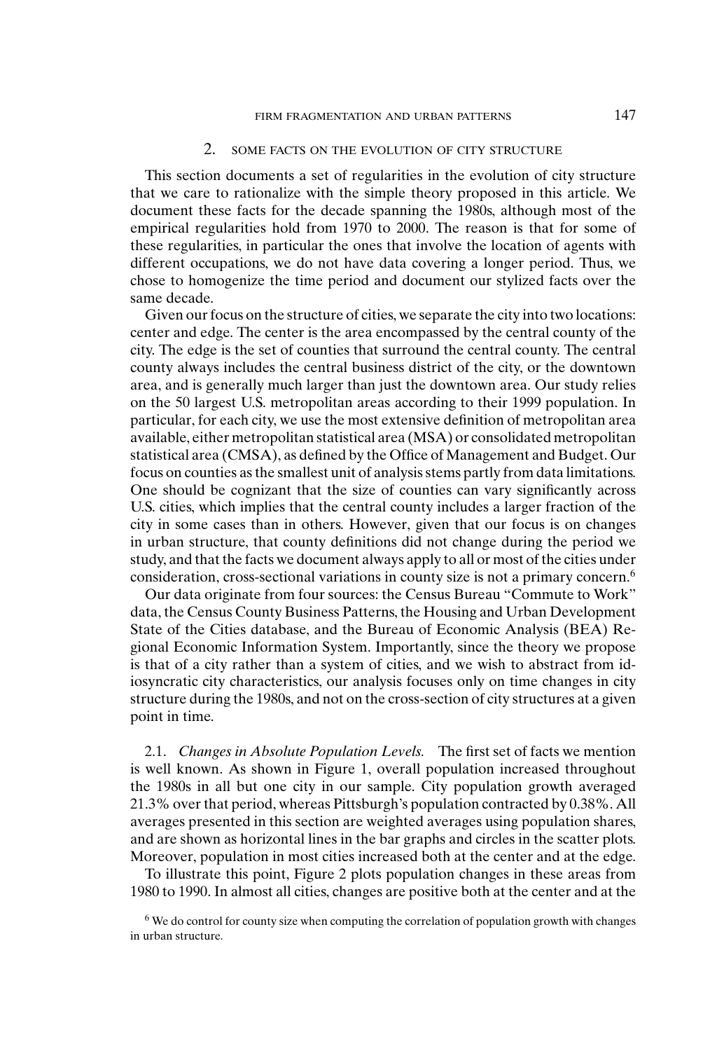## 2. SOME FACTS ON THE EVOLUTION OF CITY STRUCTURE

This section documents a set of regularities in the evolution of city structure that we care to rationalize with the simple theory proposed in this article. We document these facts for the decade spanning the 1980s, although most of the empirical regularities hold from 1970 to 2000. The reason is that for some of these regularities, in particular the ones that involve the location of agents with different occupations, we do not have data covering a longer period. Thus, we chose to homogenize the time period and document our stylized facts over the same decade.

Given our focus on the structure of cities, we separate the city into two locations: center and edge. The center is the area encompassed by the central county of the city. The edge is the set of counties that surround the central county. The central county always includes the central business district of the city, or the downtown area, and is generally much larger than just the downtown area. Our study relies on the 50 largest U.S. metropolitan areas according to their 1999 population. In particular, for each city, we use the most extensive definition of metropolitan area available, either metropolitan statistical area (MSA) or consolidated metropolitan statistical area (CMSA), as defined by the Office of Management and Budget. Our focus on counties as the smallest unit of analysis stems partly from data limitations. One should be cognizant that the size of counties can vary significantly across U.S. cities, which implies that the central county includes a larger fraction of the city in some cases than in others. However, given that our focus is on changes in urban structure, that county definitions did not change during the period we study, and that the facts we document always apply to all or most of the cities under consideration, cross-sectional variations in county size is not a primary concern.[6]

Our data originate from four sources: the Census Bureau "Commute to Work" data, the Census County Business Patterns, the Housing and Urban Development State of the Cities database, and the Bureau of Economic Analysis (BEA) Regional Economic Information System. Importantly, since the theory we propose is that of a city rather than a system of cities, and we wish to abstract from idiosyncratic city characteristics, our analysis focuses only on time changes in city structure during the 1980s, and not on the cross-section of city structures at a given point in time.

2.1. *Changes in Absolute Population Levels.* The first set of facts we mention is well known. As shown in Figure 1, overall population increased throughout the 1980s in all but one city in our sample. City population growth averaged 21.3% over that period, whereas Pittsburgh's population contracted by 0.38%. All averages presented in this section are weighted averages using population shares, and are shown as horizontal lines in the bar graphs and circles in the scatter plots. Moreover, population in most cities increased both at the center and at the edge.

To illustrate this point, Figure 2 plots population changes in these areas from 1980 to 1990. In almost all cities, changes are positive both at the center and at the

[6] We do control for county size when computing the correlation of population growth with changes in urban structure.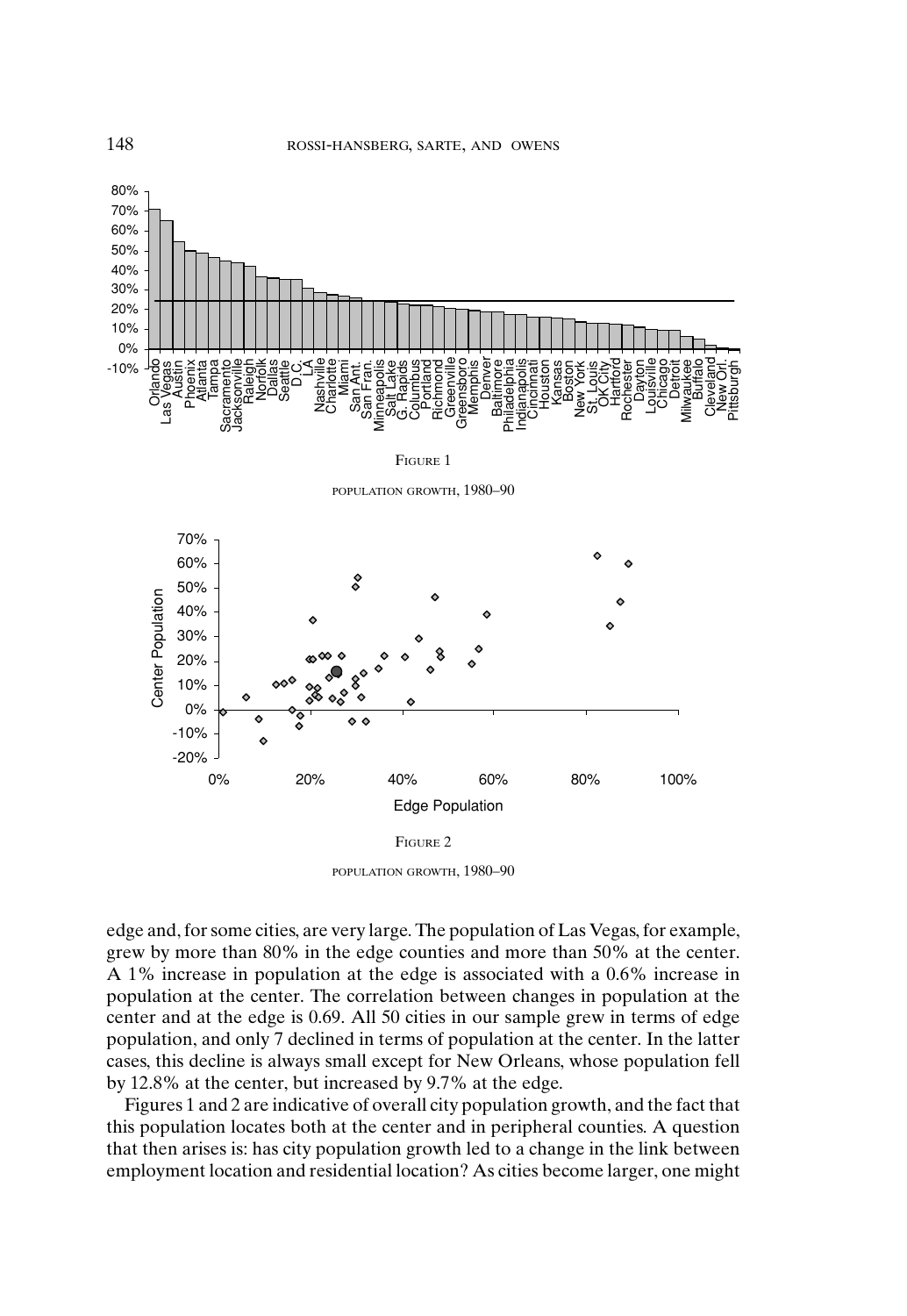FIGURE 1

POPULATION GROWTH, 1980–90

FIGURE 2

POPULATION GROWTH, 1980–90

edge and, for some cities, are very large. The population of Las Vegas, for example, grew by more than 80% in the edge counties and more than 50% at the center. A 1% increase in population at the edge is associated with a 0.6% increase in population at the center. The correlation between changes in population at the center and at the edge is 0.69. All 50 cities in our sample grew in terms of edge population, and only 7 declined in terms of population at the center. In the latter cases, this decline is always small except for New Orleans, whose population fell by 12.8% at the center, but increased by 9.7% at the edge.

Figures 1 and 2 are indicative of overall city population growth, and the fact that this population locates both at the center and in peripheral counties. A question that then arises is: has city population growth led to a change in the link between employment location and residential location? As cities become larger, one might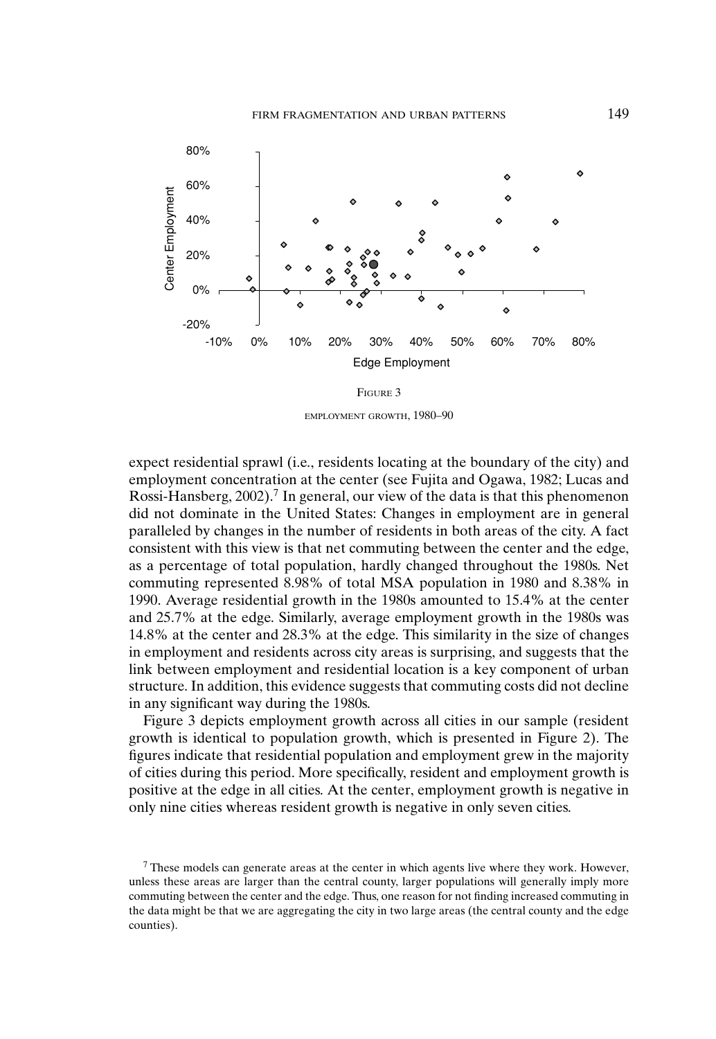FIGURE 3

EMPLOYMENT GROWTH, 1980–90

expect residential sprawl (i.e., residents locating at the boundary of the city) and employment concentration at the center (see Fujita and Ogawa, 1982; Lucas and Rossi-Hansberg, 2002).[7] In general, our view of the data is that this phenomenon did not dominate in the United States: Changes in employment are in general paralleled by changes in the number of residents in both areas of the city. A fact consistent with this view is that net commuting between the center and the edge, as a percentage of total population, hardly changed throughout the 1980s. Net commuting represented 8.98% of total MSA population in 1980 and 8.38% in 1990. Average residential growth in the 1980s amounted to 15.4% at the center and 25.7% at the edge. Similarly, average employment growth in the 1980s was 14.8% at the center and 28.3% at the edge. This similarity in the size of changes in employment and residents across city areas is surprising, and suggests that the link between employment and residential location is a key component of urban structure. In addition, this evidence suggests that commuting costs did not decline in any significant way during the 1980s.

Figure 3 depicts employment growth across all cities in our sample (resident growth is identical to population growth, which is presented in Figure 2). The figures indicate that residential population and employment grew in the majority of cities during this period. More specifically, resident and employment growth is positive at the edge in all cities. At the center, employment growth is negative in only nine cities whereas resident growth is negative in only seven cities.

[7] These models can generate areas at the center in which agents live where they work. However, unless these areas are larger than the central county, larger populations will generally imply more commuting between the center and the edge. Thus, one reason for not finding increased commuting in the data might be that we are aggregating the city in two large areas (the central county and the edge counties).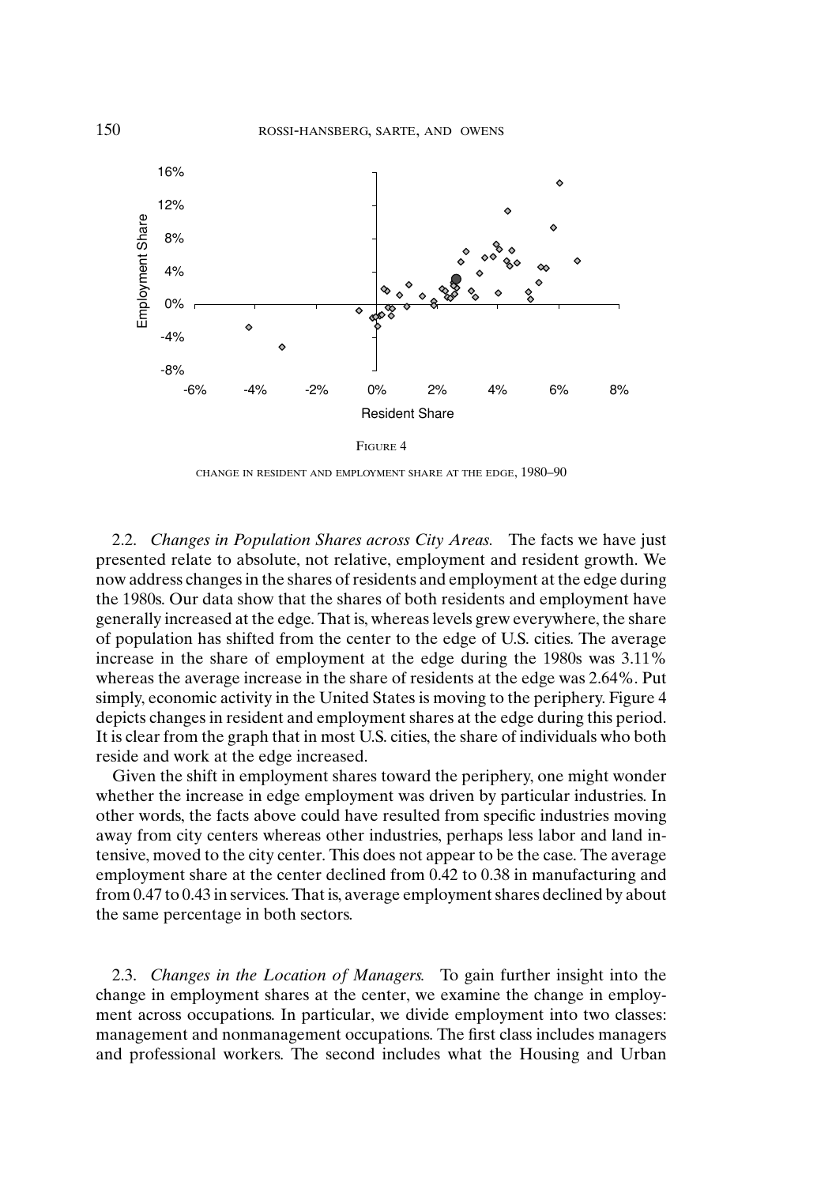FIGURE 4

CHANGE IN RESIDENT AND EMPLOYMENT SHARE AT THE EDGE, 1980–90

2.2. *Changes in Population Shares across City Areas.* The facts we have just presented relate to absolute, not relative, employment and resident growth. We now address changes in the shares of residents and employment at the edge during the 1980s. Our data show that the shares of both residents and employment have generally increased at the edge. That is, whereas levels grew everywhere, the share of population has shifted from the center to the edge of U.S. cities. The average increase in the share of employment at the edge during the 1980s was 3.11% whereas the average increase in the share of residents at the edge was 2.64%. Put simply, economic activity in the United States is moving to the periphery. Figure 4 depicts changes in resident and employment shares at the edge during this period. It is clear from the graph that in most U.S. cities, the share of individuals who both reside and work at the edge increased.

Given the shift in employment shares toward the periphery, one might wonder whether the increase in edge employment was driven by particular industries. In other words, the facts above could have resulted from specific industries moving away from city centers whereas other industries, perhaps less labor and land intensive, moved to the city center. This does not appear to be the case. The average employment share at the center declined from 0.42 to 0.38 in manufacturing and from 0.47 to 0.43 in services. That is, average employment shares declined by about the same percentage in both sectors.

2.3. *Changes in the Location of Managers.* To gain further insight into the change in employment shares at the center, we examine the change in employment across occupations. In particular, we divide employment into two classes: management and nonmanagement occupations. The first class includes managers and professional workers. The second includes what the Housing and Urban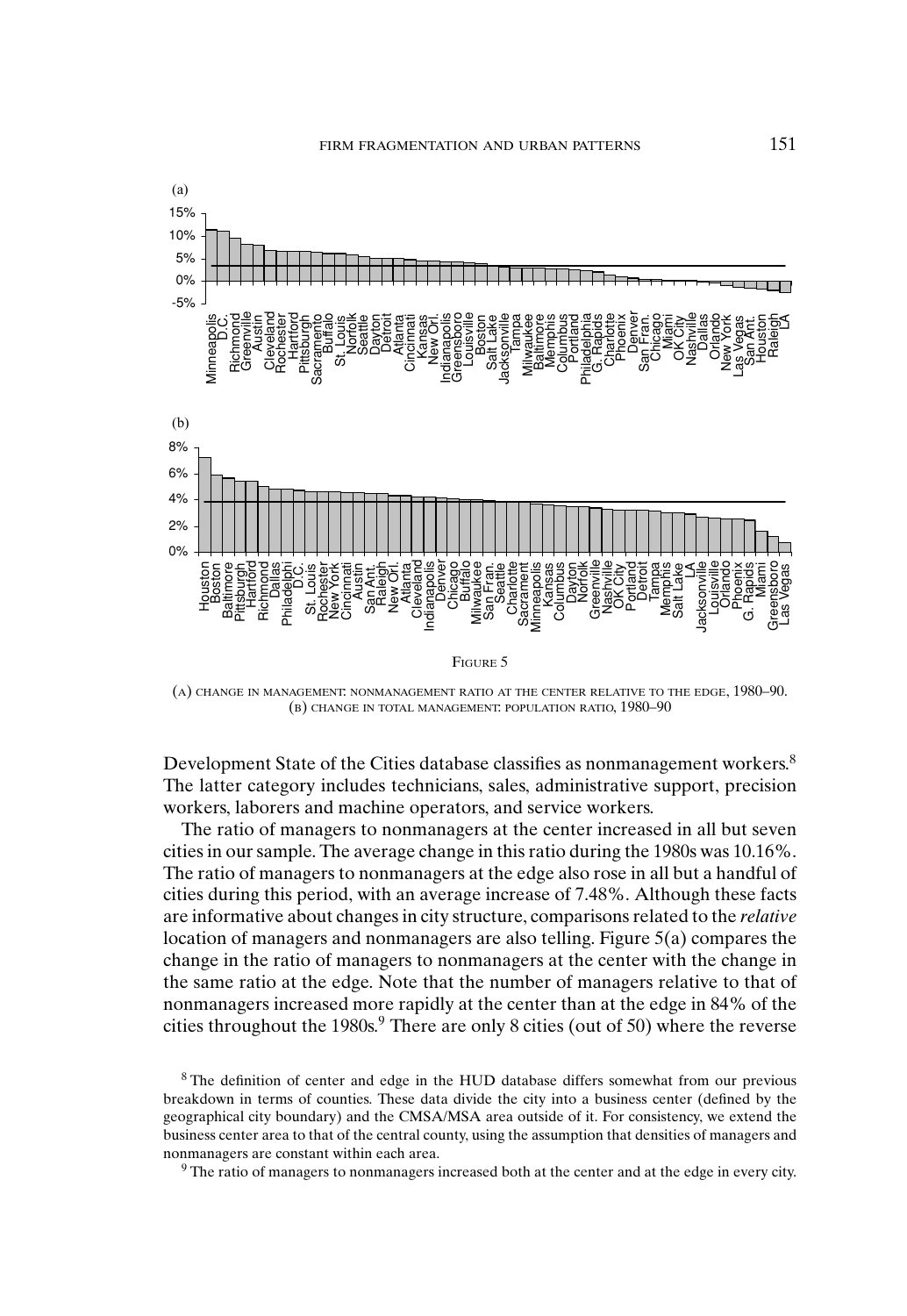FIGURE 5

(A) CHANGE IN MANAGEMENT: NONMANAGEMENT RATIO AT THE CENTER RELATIVE TO THE EDGE, 1980–90.
(B) CHANGE IN TOTAL MANAGEMENT: POPULATION RATIO, 1980–90

Development State of the Cities database classifies as nonmanagement workers.[8] The latter category includes technicians, sales, administrative support, precision workers, laborers and machine operators, and service workers.

The ratio of managers to nonmanagers at the center increased in all but seven cities in our sample. The average change in this ratio during the 1980s was 10.16%. The ratio of managers to nonmanagers at the edge also rose in all but a handful of cities during this period, with an average increase of 7.48%. Although these facts are informative about changes in city structure, comparisons related to the *relative* location of managers and nonmanagers are also telling. Figure 5(a) compares the change in the ratio of managers to nonmanagers at the center with the change in the same ratio at the edge. Note that the number of managers relative to that of nonmanagers increased more rapidly at the center than at the edge in 84% of the cities throughout the 1980s.[9] There are only 8 cities (out of 50) where the reverse

[8] The definition of center and edge in the HUD database differs somewhat from our previous breakdown in terms of counties. These data divide the city into a business center (defined by the geographical city boundary) and the CMSA/MSA area outside of it. For consistency, we extend the business center area to that of the central county, using the assumption that densities of managers and nonmanagers are constant within each area.

[9] The ratio of managers to nonmanagers increased both at the center and at the edge in every city.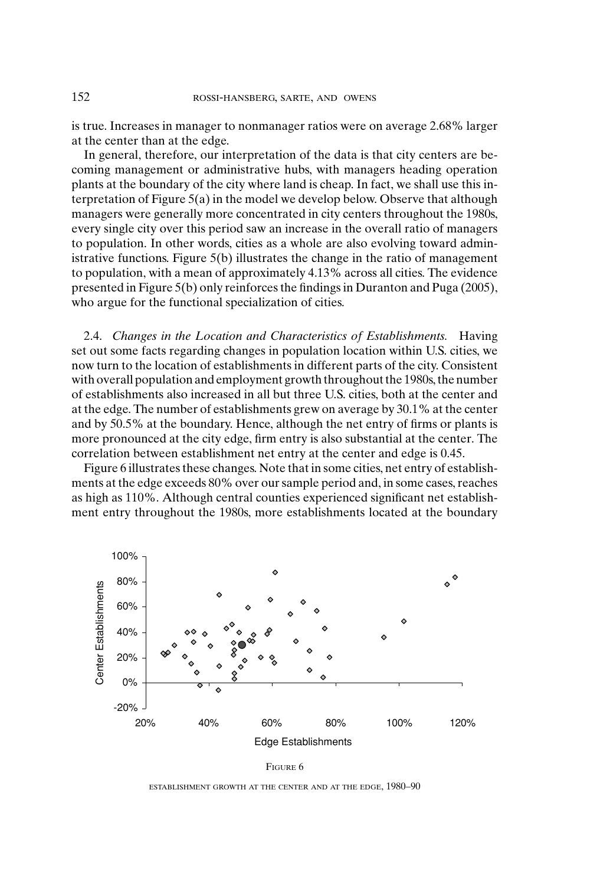is true. Increases in manager to nonmanager ratios were on average 2.68% larger at the center than at the edge.

In general, therefore, our interpretation of the data is that city centers are becoming management or administrative hubs, with managers heading operation plants at the boundary of the city where land is cheap. In fact, we shall use this interpretation of Figure 5(a) in the model we develop below. Observe that although managers were generally more concentrated in city centers throughout the 1980s, every single city over this period saw an increase in the overall ratio of managers to population. In other words, cities as a whole are also evolving toward administrative functions. Figure 5(b) illustrates the change in the ratio of management to population, with a mean of approximately 4.13% across all cities. The evidence presented in Figure 5(b) only reinforces the findings in Duranton and Puga (2005), who argue for the functional specialization of cities.

2.4. *Changes in the Location and Characteristics of Establishments.* Having set out some facts regarding changes in population location within U.S. cities, we now turn to the location of establishments in different parts of the city. Consistent with overall population and employment growth throughout the 1980s, the number of establishments also increased in all but three U.S. cities, both at the center and at the edge. The number of establishments grew on average by 30.1% at the center and by 50.5% at the boundary. Hence, although the net entry of firms or plants is more pronounced at the city edge, firm entry is also substantial at the center. The correlation between establishment net entry at the center and edge is 0.45.

Figure 6 illustrates these changes. Note that in some cities, net entry of establishments at the edge exceeds 80% over our sample period and, in some cases, reaches as high as 110%. Although central counties experienced significant net establishment entry throughout the 1980s, more establishments located at the boundary

FIGURE 6

ESTABLISHMENT GROWTH AT THE CENTER AND AT THE EDGE, 1980–90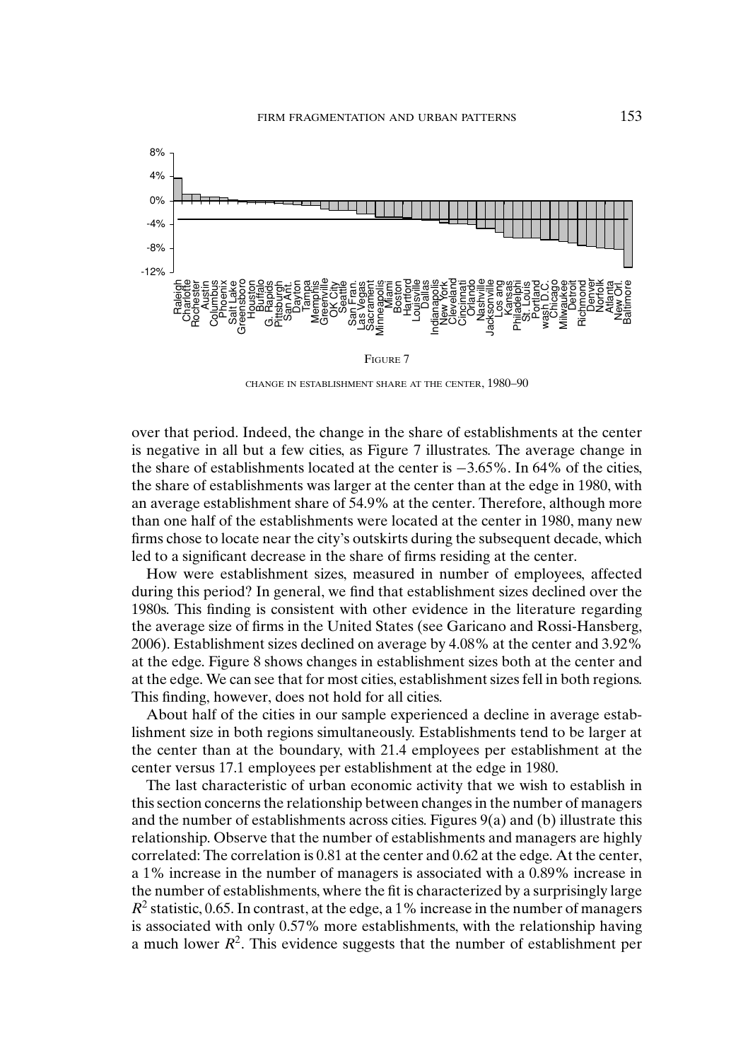FIGURE 7

CHANGE IN ESTABLISHMENT SHARE AT THE CENTER, 1980–90

over that period. Indeed, the change in the share of establishments at the center is negative in all but a few cities, as Figure 7 illustrates. The average change in the share of establishments located at the center is −3.65%. In 64% of the cities, the share of establishments was larger at the center than at the edge in 1980, with an average establishment share of 54.9% at the center. Therefore, although more than one half of the establishments were located at the center in 1980, many new firms chose to locate near the city's outskirts during the subsequent decade, which led to a significant decrease in the share of firms residing at the center.

How were establishment sizes, measured in number of employees, affected during this period? In general, we find that establishment sizes declined over the 1980s. This finding is consistent with other evidence in the literature regarding the average size of firms in the United States (see Garicano and Rossi-Hansberg, 2006). Establishment sizes declined on average by 4.08% at the center and 3.92% at the edge. Figure 8 shows changes in establishment sizes both at the center and at the edge. We can see that for most cities, establishment sizes fell in both regions. This finding, however, does not hold for all cities.

About half of the cities in our sample experienced a decline in average establishment size in both regions simultaneously. Establishments tend to be larger at the center than at the boundary, with 21.4 employees per establishment at the center versus 17.1 employees per establishment at the edge in 1980.

The last characteristic of urban economic activity that we wish to establish in this section concerns the relationship between changes in the number of managers and the number of establishments across cities. Figures 9(a) and (b) illustrate this relationship. Observe that the number of establishments and managers are highly correlated: The correlation is 0.81 at the center and 0.62 at the edge. At the center, a 1% increase in the number of managers is associated with a 0.89% increase in the number of establishments, where the fit is characterized by a surprisingly large $R^2$ statistic, 0.65. In contrast, at the edge, a 1% increase in the number of managers is associated with only 0.57% more establishments, with the relationship having a much lower $R^2$. This evidence suggests that the number of establishment per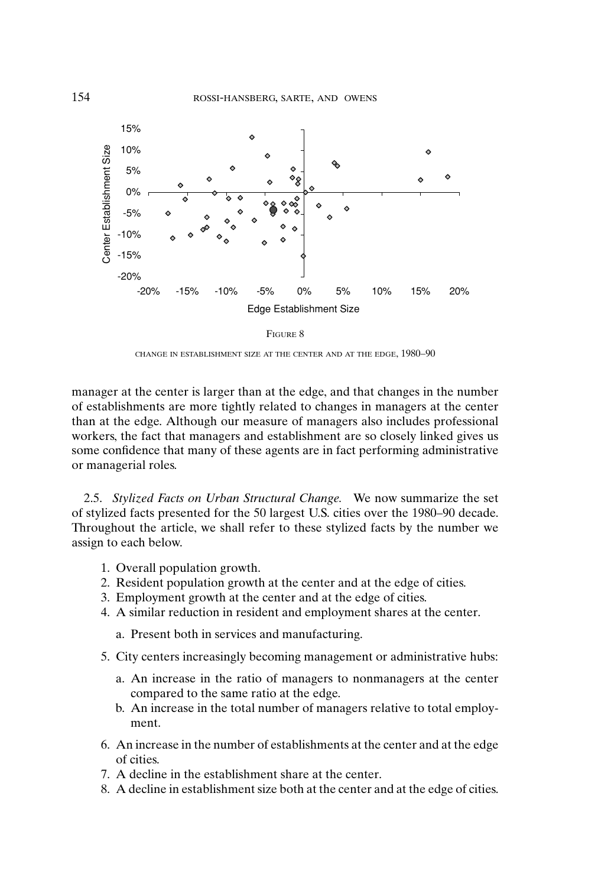FIGURE 8

CHANGE IN ESTABLISHMENT SIZE AT THE CENTER AND AT THE EDGE, 1980–90

manager at the center is larger than at the edge, and that changes in the number of establishments are more tightly related to changes in managers at the center than at the edge. Although our measure of managers also includes professional workers, the fact that managers and establishment are so closely linked gives us some confidence that many of these agents are in fact performing administrative or managerial roles.

2.5. *Stylized Facts on Urban Structural Change.* We now summarize the set of stylized facts presented for the 50 largest U.S. cities over the 1980–90 decade. Throughout the article, we shall refer to these stylized facts by the number we assign to each below.

1. Overall population growth.
2. Resident population growth at the center and at the edge of cities.
3. Employment growth at the center and at the edge of cities.
4. A similar reduction in resident and employment shares at the center.
   a. Present both in services and manufacturing.
5. City centers increasingly becoming management or administrative hubs:
   a. An increase in the ratio of managers to nonmanagers at the center compared to the same ratio at the edge.
   b. An increase in the total number of managers relative to total employment.
6. An increase in the number of establishments at the center and at the edge of cities.
7. A decline in the establishment share at the center.
8. A decline in establishment size both at the center and at the edge of cities.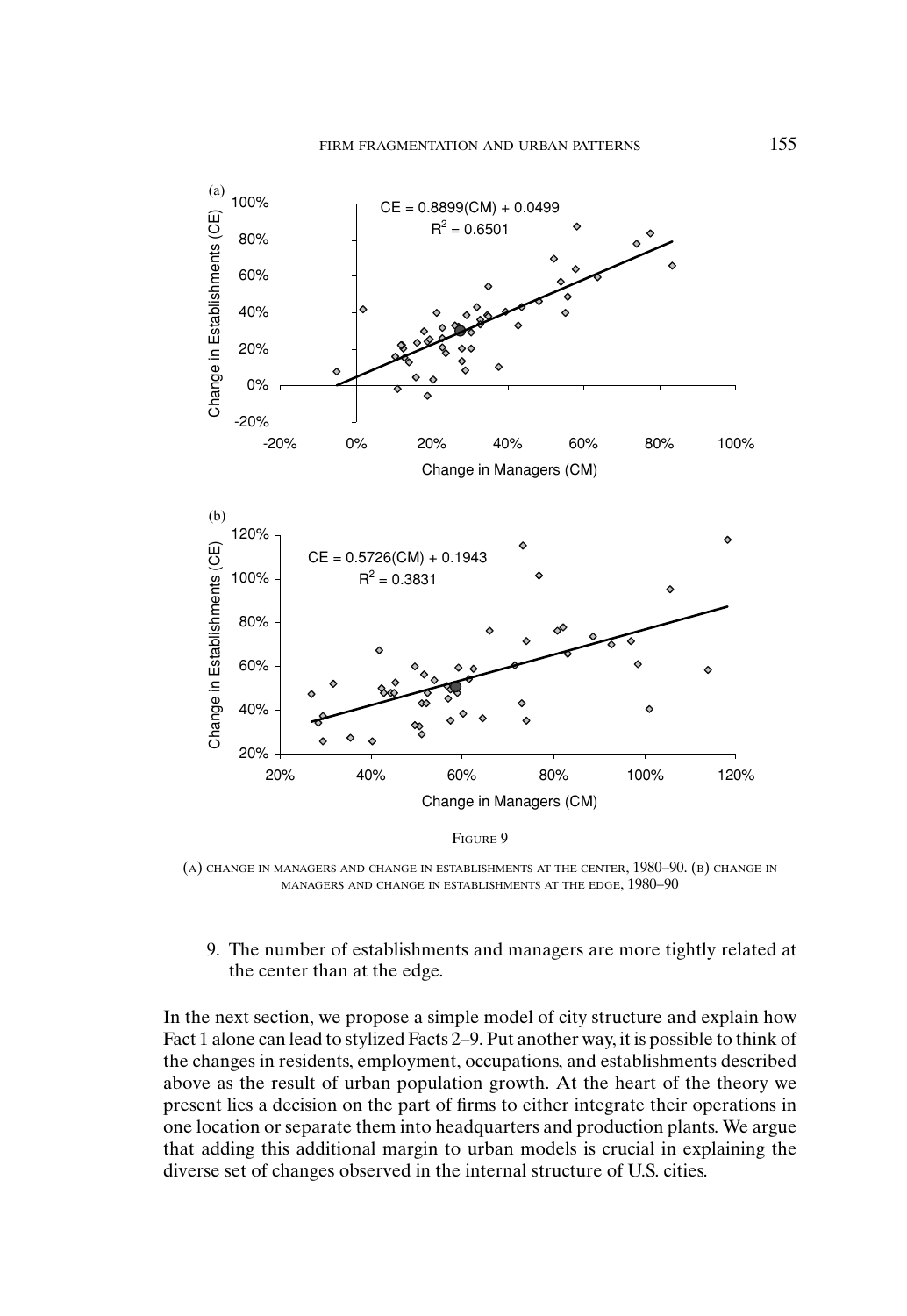FIGURE 9

(A) CHANGE IN MANAGERS AND CHANGE IN ESTABLISHMENTS AT THE CENTER, 1980–90. (B) CHANGE IN MANAGERS AND CHANGE IN ESTABLISHMENTS AT THE EDGE, 1980–90

9. The number of establishments and managers are more tightly related at the center than at the edge.

In the next section, we propose a simple model of city structure and explain how Fact 1 alone can lead to stylized Facts 2–9. Put another way, it is possible to think of the changes in residents, employment, occupations, and establishments described above as the result of urban population growth. At the heart of the theory we present lies a decision on the part of firms to either integrate their operations in one location or separate them into headquarters and production plants. We argue that adding this additional margin to urban models is crucial in explaining the diverse set of changes observed in the internal structure of U.S. cities.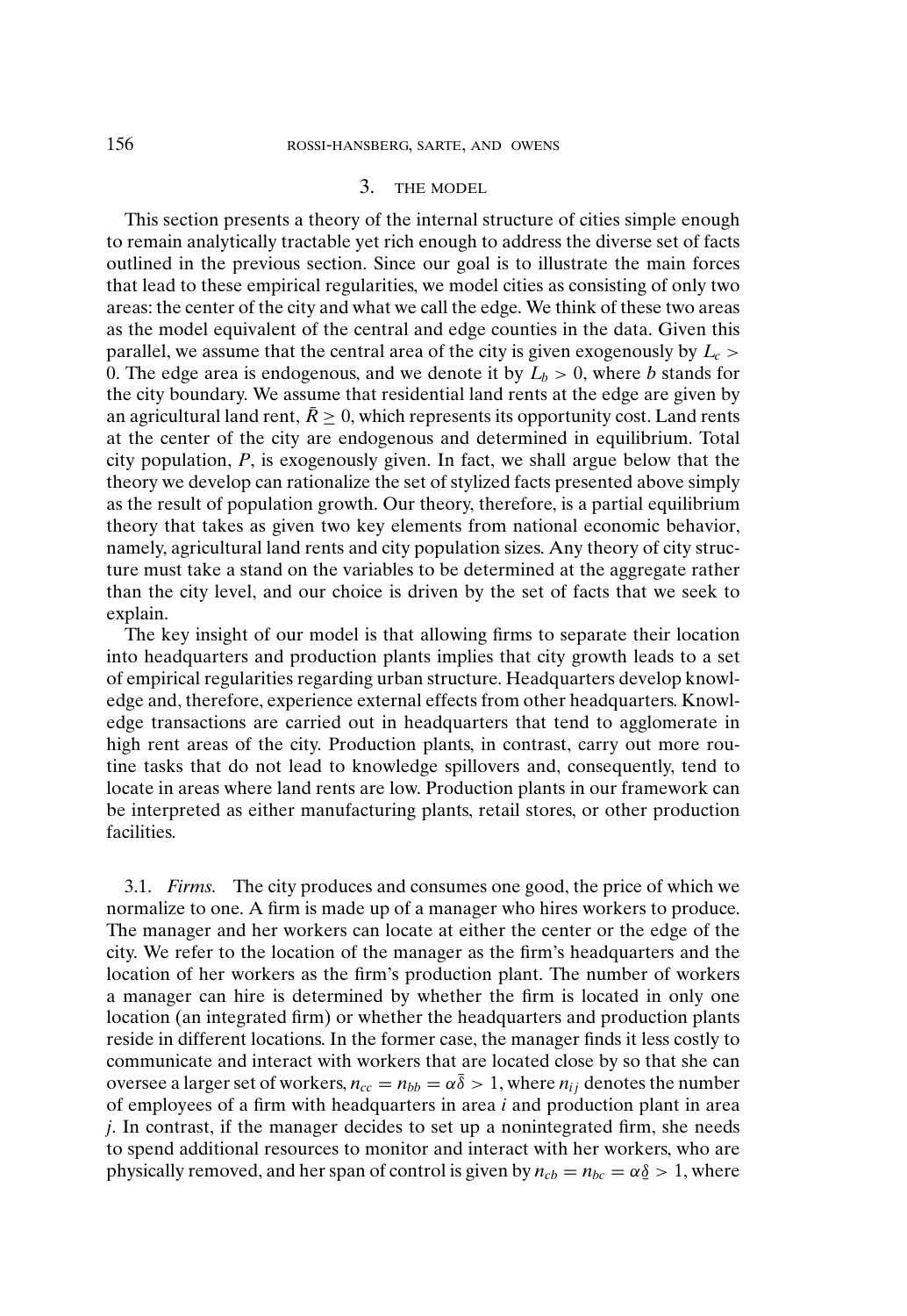## 3. THE MODEL

This section presents a theory of the internal structure of cities simple enough to remain analytically tractable yet rich enough to address the diverse set of facts outlined in the previous section. Since our goal is to illustrate the main forces that lead to these empirical regularities, we model cities as consisting of only two areas: the center of the city and what we call the edge. We think of these two areas as the model equivalent of the central and edge counties in the data. Given this parallel, we assume that the central area of the city is given exogenously by $L_c > 0$. The edge area is endogenous, and we denote it by $L_b > 0$, where $b$ stands for the city boundary. We assume that residential land rents at the edge are given by an agricultural land rent, $\bar{R} \geq 0$, which represents its opportunity cost. Land rents at the center of the city are endogenous and determined in equilibrium. Total city population, $P$, is exogenously given. In fact, we shall argue below that the theory we develop can rationalize the set of stylized facts presented above simply as the result of population growth. Our theory, therefore, is a partial equilibrium theory that takes as given two key elements from national economic behavior, namely, agricultural land rents and city population sizes. Any theory of city structure must take a stand on the variables to be determined at the aggregate rather than the city level, and our choice is driven by the set of facts that we seek to explain.

The key insight of our model is that allowing firms to separate their location into headquarters and production plants implies that city growth leads to a set of empirical regularities regarding urban structure. Headquarters develop knowledge and, therefore, experience external effects from other headquarters. Knowledge transactions are carried out in headquarters that tend to agglomerate in high rent areas of the city. Production plants, in contrast, carry out more routine tasks that do not lead to knowledge spillovers and, consequently, tend to locate in areas where land rents are low. Production plants in our framework can be interpreted as either manufacturing plants, retail stores, or other production facilities.

3.1. *Firms.* The city produces and consumes one good, the price of which we normalize to one. A firm is made up of a manager who hires workers to produce. The manager and her workers can locate at either the center or the edge of the city. We refer to the location of the manager as the firm's headquarters and the location of her workers as the firm's production plant. The number of workers a manager can hire is determined by whether the firm is located in only one location (an integrated firm) or whether the headquarters and production plants reside in different locations. In the former case, the manager finds it less costly to communicate and interact with workers that are located close by so that she can oversee a larger set of workers, $n_{cc} = n_{bb} = \alpha\bar{\delta} > 1$, where $n_{ij}$ denotes the number of employees of a firm with headquarters in area $i$ and production plant in area $j$. In contrast, if the manager decides to set up a nonintegrated firm, she needs to spend additional resources to monitor and interact with her workers, who are physically removed, and her span of control is given by $n_{cb} = n_{bc} = \alpha\underline{\delta} > 1$, where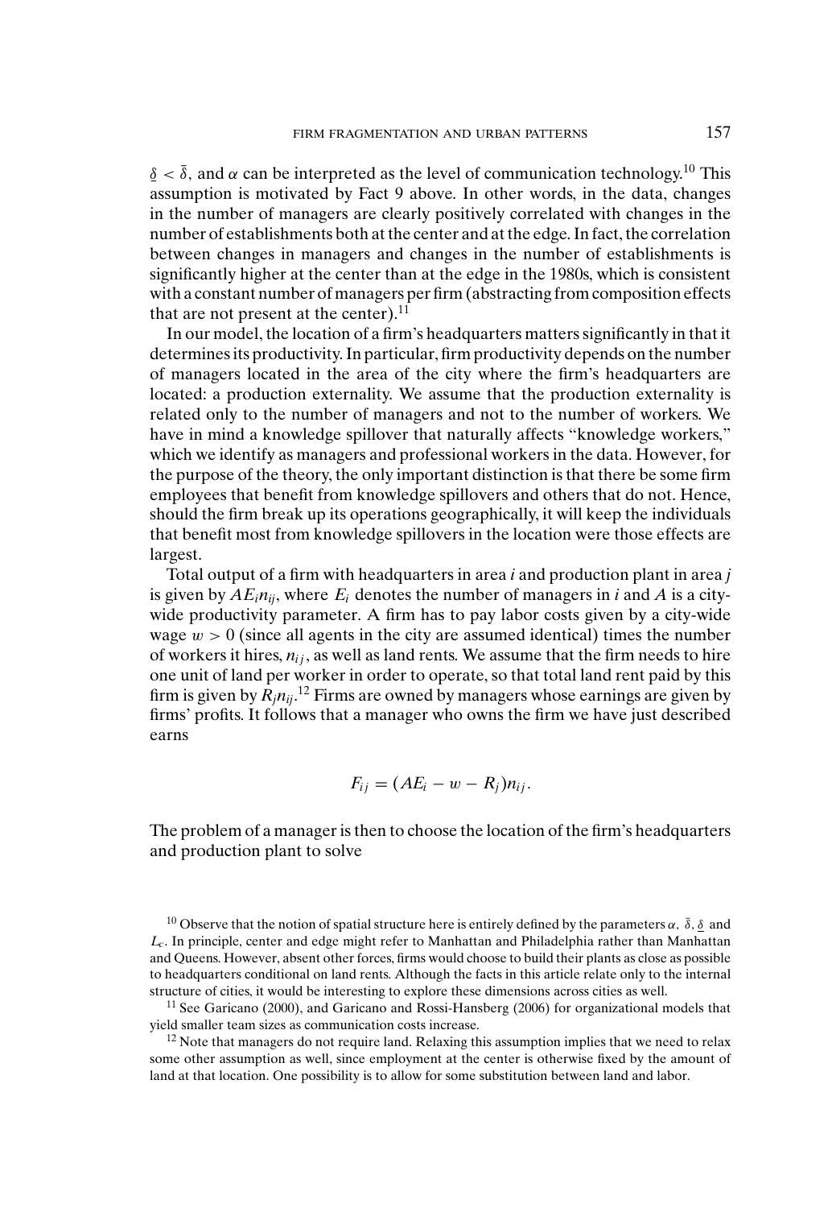$\underline{\delta} < \bar{\delta}$, and $\alpha$ can be interpreted as the level of communication technology.[10] This assumption is motivated by Fact 9 above. In other words, in the data, changes in the number of managers are clearly positively correlated with changes in the number of establishments both at the center and at the edge. In fact, the correlation between changes in managers and changes in the number of establishments is significantly higher at the center than at the edge in the 1980s, which is consistent with a constant number of managers per firm (abstracting from composition effects that are not present at the center).[11]

In our model, the location of a firm's headquarters matters significantly in that it determines its productivity. In particular, firm productivity depends on the number of managers located in the area of the city where the firm's headquarters are located: a production externality. We assume that the production externality is related only to the number of managers and not to the number of workers. We have in mind a knowledge spillover that naturally affects "knowledge workers," which we identify as managers and professional workers in the data. However, for the purpose of the theory, the only important distinction is that there be some firm employees that benefit from knowledge spillovers and others that do not. Hence, should the firm break up its operations geographically, it will keep the individuals that benefit most from knowledge spillovers in the location were those effects are largest.

Total output of a firm with headquarters in area $i$ and production plant in area $j$ is given by $AE_i n_{ij}$, where $E_i$ denotes the number of managers in $i$ and $A$ is a city-wide productivity parameter. A firm has to pay labor costs given by a city-wide wage $w > 0$ (since all agents in the city are assumed identical) times the number of workers it hires, $n_{ij}$, as well as land rents. We assume that the firm needs to hire one unit of land per worker in order to operate, so that total land rent paid by this firm is given by $R_j n_{ij}$.[12] Firms are owned by managers whose earnings are given by firms' profits. It follows that a manager who owns the firm we have just described earns

$$F_{ij} = (AE_i - w - R_j)n_{ij}.$$

The problem of a manager is then to choose the location of the firm's headquarters and production plant to solve

[10] Observe that the notion of spatial structure here is entirely defined by the parameters $\alpha$, $\bar{\delta}$, $\underline{\delta}$ and $L_c$. In principle, center and edge might refer to Manhattan and Philadelphia rather than Manhattan and Queens. However, absent other forces, firms would choose to build their plants as close as possible to headquarters conditional on land rents. Although the facts in this article relate only to the internal structure of cities, it would be interesting to explore these dimensions across cities as well.

[11] See Garicano (2000), and Garicano and Rossi-Hansberg (2006) for organizational models that yield smaller team sizes as communication costs increase.

[12] Note that managers do not require land. Relaxing this assumption implies that we need to relax some other assumption as well, since employment at the center is otherwise fixed by the amount of land at that location. One possibility is to allow for some substitution between land and labor.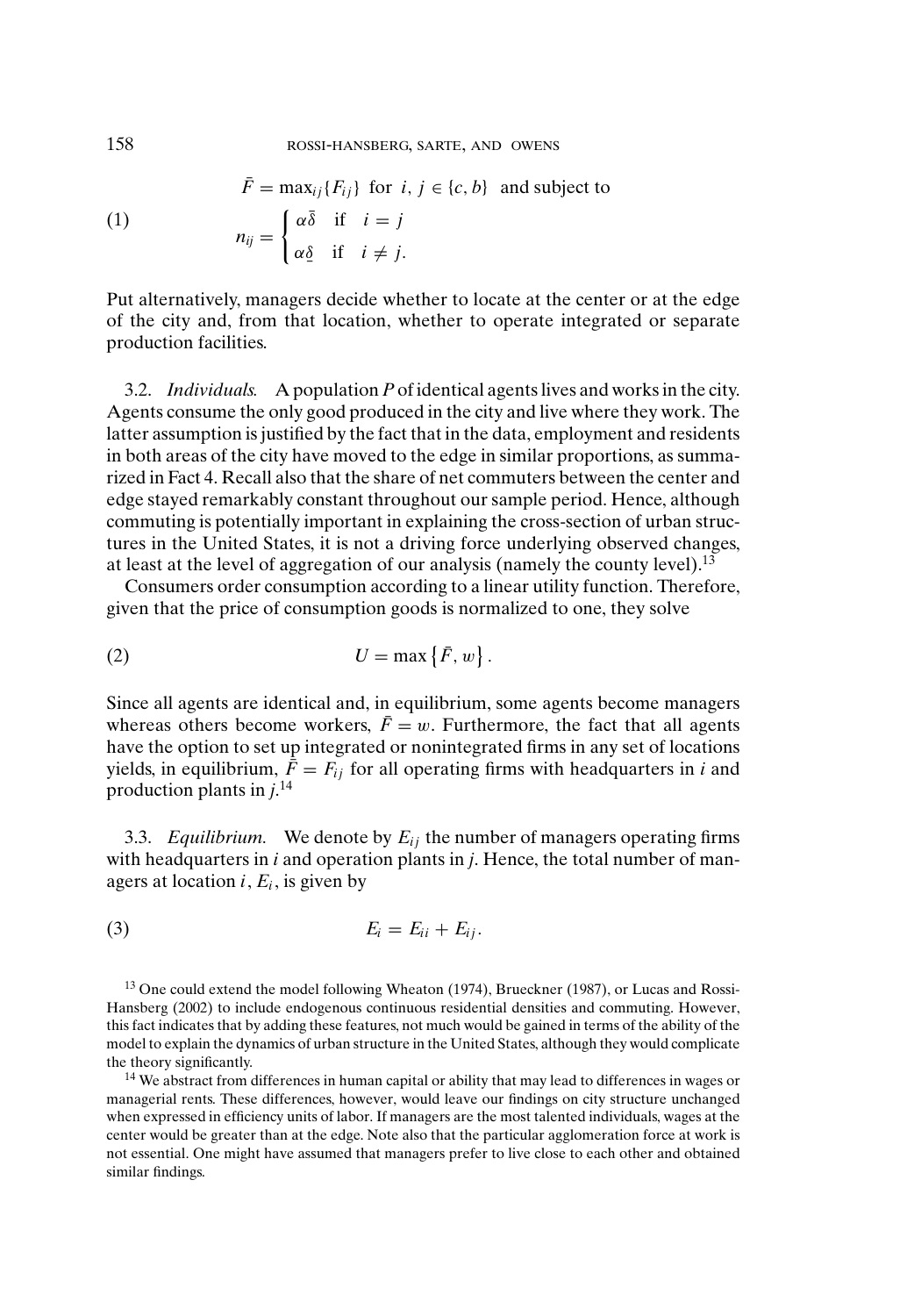$$\bar{F} = \max_{ij}\{F_{ij}\} \text{ for } i, j \in \{c, b\} \text{ and subject to}$$

$$n_{ij} = \begin{cases} \alpha\bar{\delta} & \text{if} \quad i = j \\ \alpha\underline{\delta} & \text{if} \quad i \neq j. \end{cases} \tag{1}$$

Put alternatively, managers decide whether to locate at the center or at the edge of the city and, from that location, whether to operate integrated or separate production facilities.

3.2. *Individuals.* A population $P$ of identical agents lives and works in the city. Agents consume the only good produced in the city and live where they work. The latter assumption is justified by the fact that in the data, employment and residents in both areas of the city have moved to the edge in similar proportions, as summarized in Fact 4. Recall also that the share of net commuters between the center and edge stayed remarkably constant throughout our sample period. Hence, although commuting is potentially important in explaining the cross-section of urban structures in the United States, it is not a driving force underlying observed changes, at least at the level of aggregation of our analysis (namely the county level).[13]

Consumers order consumption according to a linear utility function. Therefore, given that the price of consumption goods is normalized to one, they solve

$$U = \max\left\{\bar{F}, w\right\}. \tag{2}$$

Since all agents are identical and, in equilibrium, some agents become managers whereas others become workers, $\bar{F} = w$. Furthermore, the fact that all agents have the option to set up integrated or nonintegrated firms in any set of locations yields, in equilibrium, $\bar{F} = F_{ij}$ for all operating firms with headquarters in $i$ and production plants in $j$.[14]

3.3. *Equilibrium.* We denote by $E_{ij}$ the number of managers operating firms with headquarters in $i$ and operation plants in $j$. Hence, the total number of managers at location $i$, $E_i$, is given by

$$E_i = E_{ii} + E_{ij}. \tag{3}$$

[13] One could extend the model following Wheaton (1974), Brueckner (1987), or Lucas and Rossi-Hansberg (2002) to include endogenous continuous residential densities and commuting. However, this fact indicates that by adding these features, not much would be gained in terms of the ability of the model to explain the dynamics of urban structure in the United States, although they would complicate the theory significantly.

[14] We abstract from differences in human capital or ability that may lead to differences in wages or managerial rents. These differences, however, would leave our findings on city structure unchanged when expressed in efficiency units of labor. If managers are the most talented individuals, wages at the center would be greater than at the edge. Note also that the particular agglomeration force at work is not essential. One might have assumed that managers prefer to live close to each other and obtained similar findings.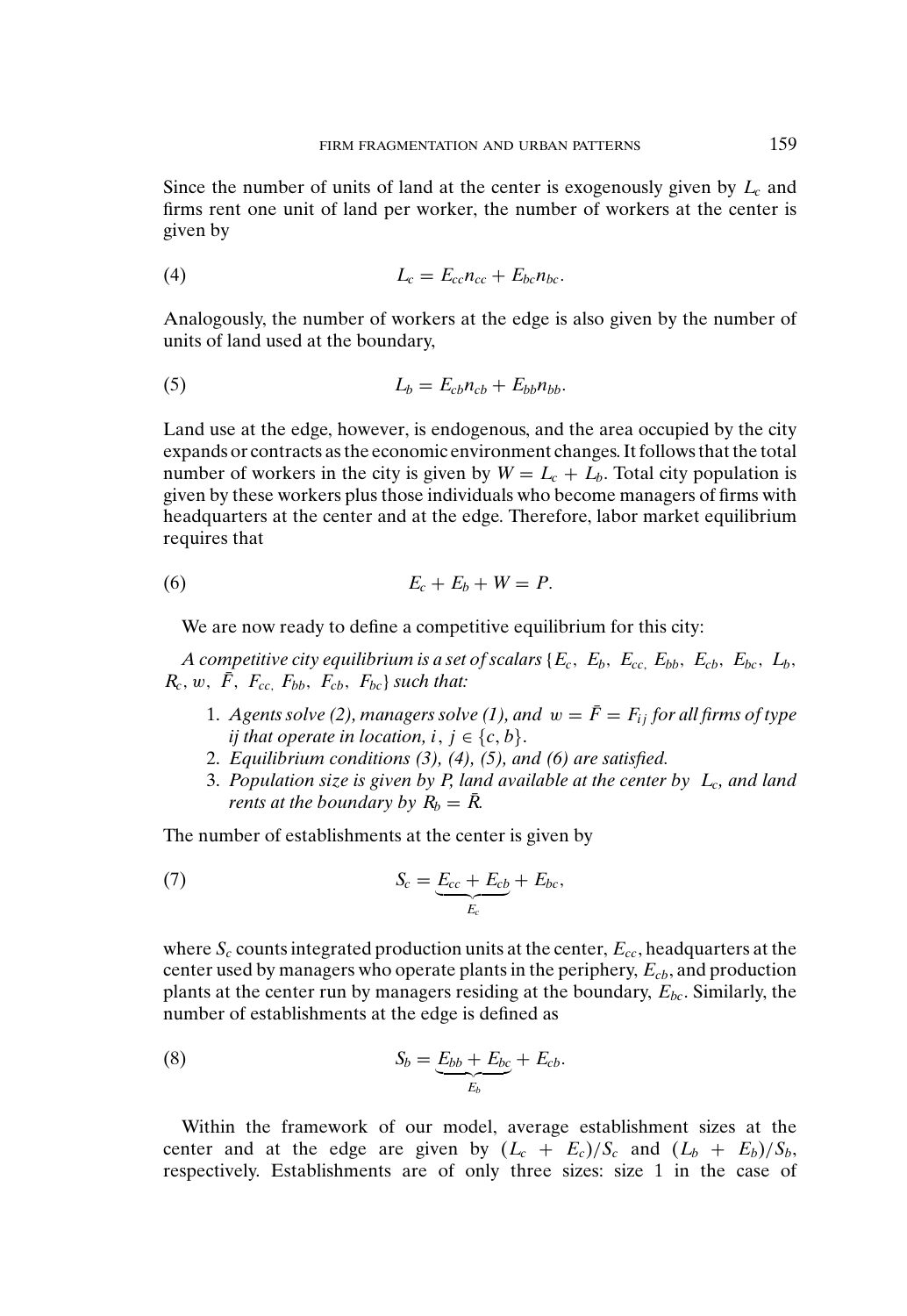Since the number of units of land at the center is exogenously given by $L_c$ and firms rent one unit of land per worker, the number of workers at the center is given by

$$L_c = E_{cc}n_{cc} + E_{bc}n_{bc}. \tag{4}$$

Analogously, the number of workers at the edge is also given by the number of units of land used at the boundary,

$$L_b = E_{cb}n_{cb} + E_{bb}n_{bb}. \tag{5}$$

Land use at the edge, however, is endogenous, and the area occupied by the city expands or contracts as the economic environment changes. It follows that the total number of workers in the city is given by $W = L_c + L_b$. Total city population is given by these workers plus those individuals who become managers of firms with headquarters at the center and at the edge. Therefore, labor market equilibrium requires that

$$E_c + E_b + W = P. \tag{6}$$

We are now ready to define a competitive equilibrium for this city:

*A competitive city equilibrium is a set of scalars* $\{E_c,\ E_b,\ E_{cc},\ E_{bb},\ E_{cb},\ E_{bc},\ L_b,\ R_c, w,\ \bar{F},\ F_{cc},\ F_{bb},\ F_{cb},\ F_{bc}\}$ *such that:*

1. *Agents solve (2), managers solve (1), and* $w = \bar{F} = F_{ij}$ *for all firms of type ij that operate in location,* $i,\ j \in \{c, b\}$.
2. *Equilibrium conditions (3), (4), (5), and (6) are satisfied.*
3. *Population size is given by P, land available at the center by* $L_c$*, and land rents at the boundary by* $R_b = \bar{R}$.

The number of establishments at the center is given by

$$S_c = \underbrace{E_{cc} + E_{cb}}_{E_c} + E_{bc}, \tag{7}$$

where $S_c$ counts integrated production units at the center, $E_{cc}$, headquarters at the center used by managers who operate plants in the periphery, $E_{cb}$, and production plants at the center run by managers residing at the boundary, $E_{bc}$. Similarly, the number of establishments at the edge is defined as

$$S_b = \underbrace{E_{bb} + E_{bc}}_{E_b} + E_{cb}. \tag{8}$$

Within the framework of our model, average establishment sizes at the center and at the edge are given by $(L_c + E_c)/S_c$ and $(L_b + E_b)/S_b$, respectively. Establishments are of only three sizes: size 1 in the case of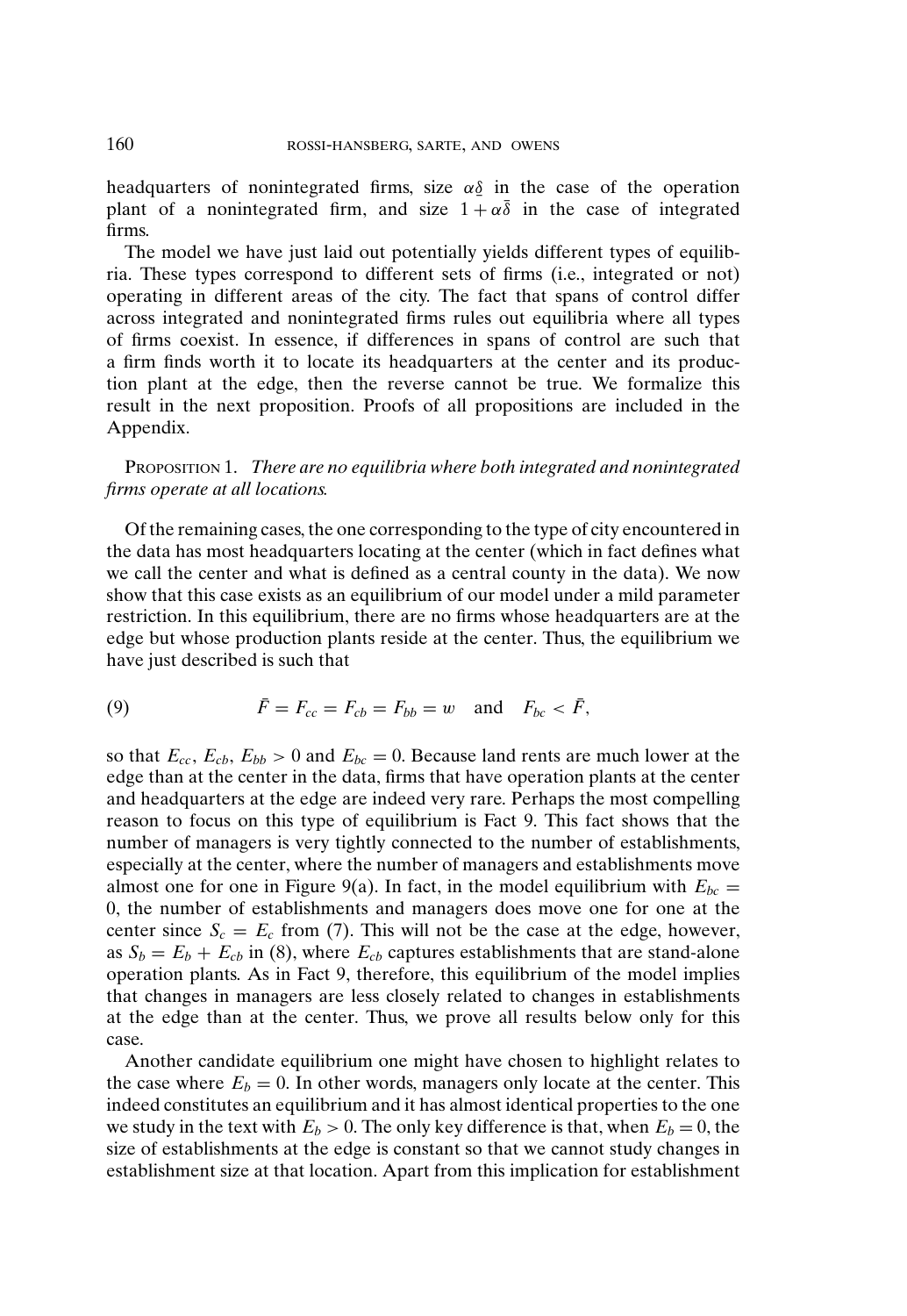headquarters of nonintegrated firms, size $\alpha\underline{\delta}$ in the case of the operation plant of a nonintegrated firm, and size $1 + \alpha\bar{\delta}$ in the case of integrated firms.

The model we have just laid out potentially yields different types of equilibria. These types correspond to different sets of firms (i.e., integrated or not) operating in different areas of the city. The fact that spans of control differ across integrated and nonintegrated firms rules out equilibria where all types of firms coexist. In essence, if differences in spans of control are such that a firm finds worth it to locate its headquarters at the center and its production plant at the edge, then the reverse cannot be true. We formalize this result in the next proposition. Proofs of all propositions are included in the Appendix.

PROPOSITION 1. *There are no equilibria where both integrated and nonintegrated firms operate at all locations.*

Of the remaining cases, the one corresponding to the type of city encountered in the data has most headquarters locating at the center (which in fact defines what we call the center and what is defined as a central county in the data). We now show that this case exists as an equilibrium of our model under a mild parameter restriction. In this equilibrium, there are no firms whose headquarters are at the edge but whose production plants reside at the center. Thus, the equilibrium we have just described is such that

$$\bar{F} = F_{cc} = F_{cb} = F_{bb} = w \quad \text{and} \quad F_{bc} < \bar{F}, \tag{9}$$

so that $E_{cc}, E_{cb}, E_{bb} > 0$ and $E_{bc} = 0$. Because land rents are much lower at the edge than at the center in the data, firms that have operation plants at the center and headquarters at the edge are indeed very rare. Perhaps the most compelling reason to focus on this type of equilibrium is Fact 9. This fact shows that the number of managers is very tightly connected to the number of establishments, especially at the center, where the number of managers and establishments move almost one for one in Figure 9(a). In fact, in the model equilibrium with $E_{bc} = 0$, the number of establishments and managers does move one for one at the center since $S_c = E_c$ from (7). This will not be the case at the edge, however, as $S_b = E_b + E_{cb}$ in (8), where $E_{cb}$ captures establishments that are stand-alone operation plants. As in Fact 9, therefore, this equilibrium of the model implies that changes in managers are less closely related to changes in establishments at the edge than at the center. Thus, we prove all results below only for this case.

Another candidate equilibrium one might have chosen to highlight relates to the case where $E_b = 0$. In other words, managers only locate at the center. This indeed constitutes an equilibrium and it has almost identical properties to the one we study in the text with $E_b > 0$. The only key difference is that, when $E_b = 0$, the size of establishments at the edge is constant so that we cannot study changes in establishment size at that location. Apart from this implication for establishment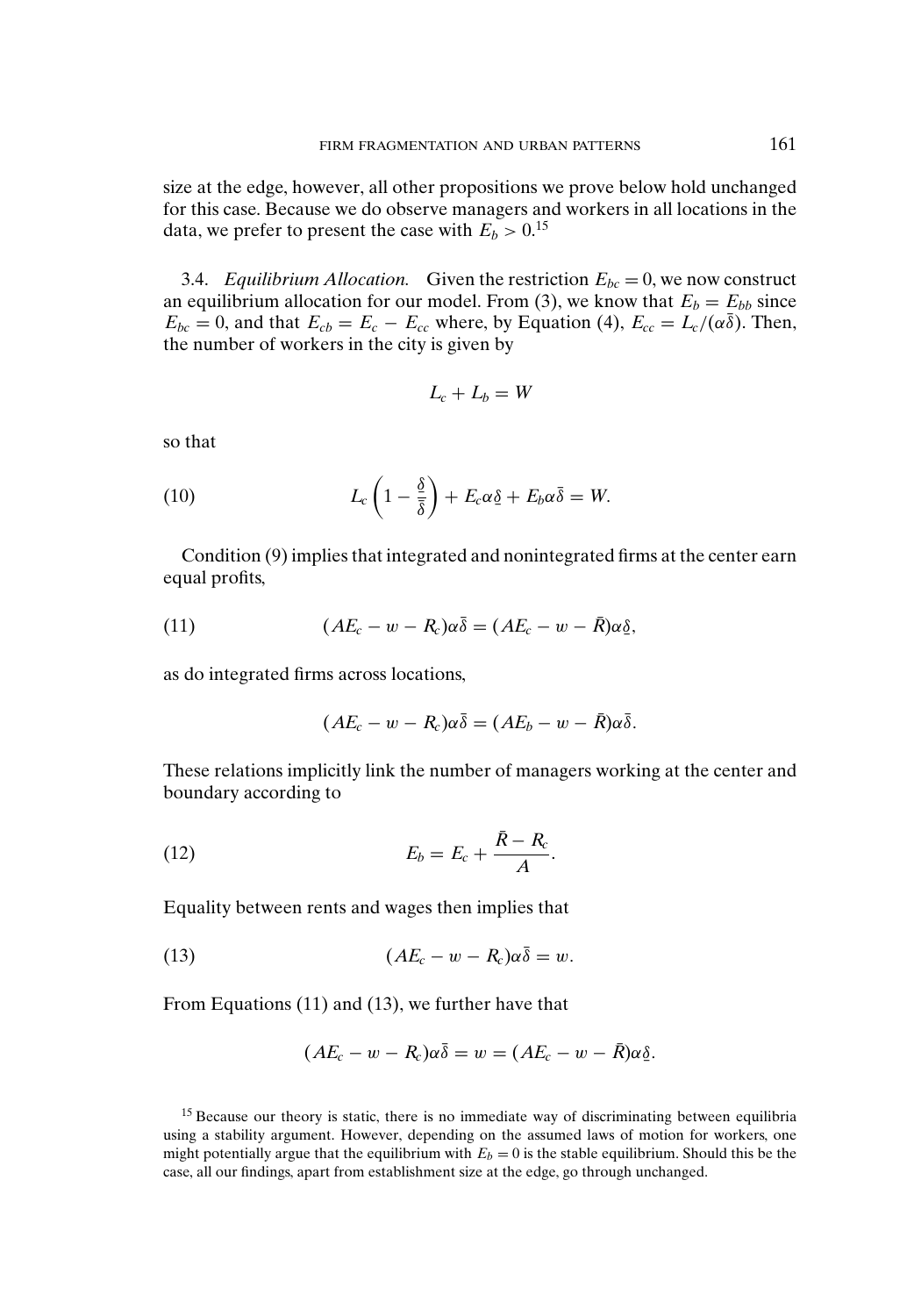size at the edge, however, all other propositions we prove below hold unchanged for this case. Because we do observe managers and workers in all locations in the data, we prefer to present the case with $E_b > 0$.[15]

3.4. *Equilibrium Allocation.* Given the restriction $E_{bc} = 0$, we now construct an equilibrium allocation for our model. From (3), we know that $E_b = E_{bb}$ since $E_{bc} = 0$, and that $E_{cb} = E_c - E_{cc}$ where, by Equation (4), $E_{cc} = L_c/(\alpha\bar{\delta})$. Then, the number of workers in the city is given by

$$L_c + L_b = W$$

so that

$$L_c\left(1 - \frac{\underline{\delta}}{\bar{\delta}}\right) + E_c\alpha\underline{\delta} + E_b\alpha\bar{\delta} = W. \tag{10}$$

Condition (9) implies that integrated and nonintegrated firms at the center earn equal profits,

$$(AE_c - w - R_c)\alpha\bar{\delta} = (AE_c - w - \bar{R})\alpha\underline{\delta}, \tag{11}$$

as do integrated firms across locations,

$$(AE_c - w - R_c)\alpha\bar{\delta} = (AE_b - w - \bar{R})\alpha\bar{\delta}.$$

These relations implicitly link the number of managers working at the center and boundary according to

$$E_b = E_c + \frac{\bar{R} - R_c}{A}. \tag{12}$$

Equality between rents and wages then implies that

$$(AE_c - w - R_c)\alpha\bar{\delta} = w. \tag{13}$$

From Equations (11) and (13), we further have that

$$(AE_c - w - R_c)\alpha\bar{\delta} = w = (AE_c - w - \bar{R})\alpha\underline{\delta}.$$

[15] Because our theory is static, there is no immediate way of discriminating between equilibria using a stability argument. However, depending on the assumed laws of motion for workers, one might potentially argue that the equilibrium with $E_b = 0$ is the stable equilibrium. Should this be the case, all our findings, apart from establishment size at the edge, go through unchanged.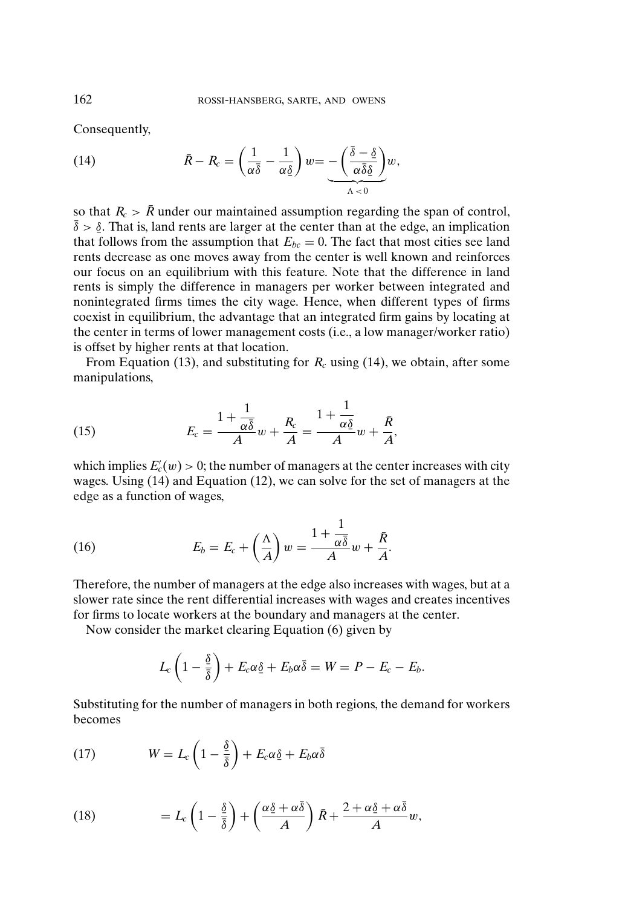Consequently,

$$\bar{R} - R_c = \left(\frac{1}{\alpha\bar{\delta}} - \frac{1}{\alpha\underline{\delta}}\right) w = \underbrace{-\left(\frac{\bar{\delta} - \underline{\delta}}{\alpha\bar{\delta}\underline{\delta}}\right)}_{\Lambda < 0} w, \tag{14}$$

so that $R_c > \bar{R}$ under our maintained assumption regarding the span of control, $\bar{\delta} > \underline{\delta}$. That is, land rents are larger at the center than at the edge, an implication that follows from the assumption that $E_{bc} = 0$. The fact that most cities see land rents decrease as one moves away from the center is well known and reinforces our focus on an equilibrium with this feature. Note that the difference in land rents is simply the difference in managers per worker between integrated and nonintegrated firms times the city wage. Hence, when different types of firms coexist in equilibrium, the advantage that an integrated firm gains by locating at the center in terms of lower management costs (i.e., a low manager/worker ratio) is offset by higher rents at that location.

From Equation (13), and substituting for $R_c$ using (14), we obtain, after some manipulations,

$$E_c = \frac{1 + \frac{1}{\alpha\bar{\delta}}}{A} w + \frac{R_c}{A} = \frac{1 + \frac{1}{\alpha\underline{\delta}}}{A} w + \frac{\bar{R}}{A}, \tag{15}$$

which implies $E_c'(w) > 0$; the number of managers at the center increases with city wages. Using (14) and Equation (12), we can solve for the set of managers at the edge as a function of wages,

$$E_b = E_c + \left(\frac{\Lambda}{A}\right) w = \frac{1 + \frac{1}{\alpha\bar{\delta}}}{A} w + \frac{\bar{R}}{A}. \tag{16}$$

Therefore, the number of managers at the edge also increases with wages, but at a slower rate since the rent differential increases with wages and creates incentives for firms to locate workers at the boundary and managers at the center.

Now consider the market clearing Equation (6) given by

$$L_c\left(1 - \frac{\underline{\delta}}{\bar{\delta}}\right) + E_c\alpha\underline{\delta} + E_b\alpha\bar{\delta} = W = P - E_c - E_b.$$

Substituting for the number of managers in both regions, the demand for workers becomes

$$W = L_c\left(1 - \frac{\underline{\delta}}{\bar{\delta}}\right) + E_c\alpha\underline{\delta} + E_b\alpha\bar{\delta} \tag{17}$$

$$= L_c\left(1 - \frac{\underline{\delta}}{\bar{\delta}}\right) + \left(\frac{\alpha\underline{\delta} + \alpha\bar{\delta}}{A}\right)\bar{R} + \frac{2 + \alpha\underline{\delta} + \alpha\bar{\delta}}{A} w, \tag{18}$$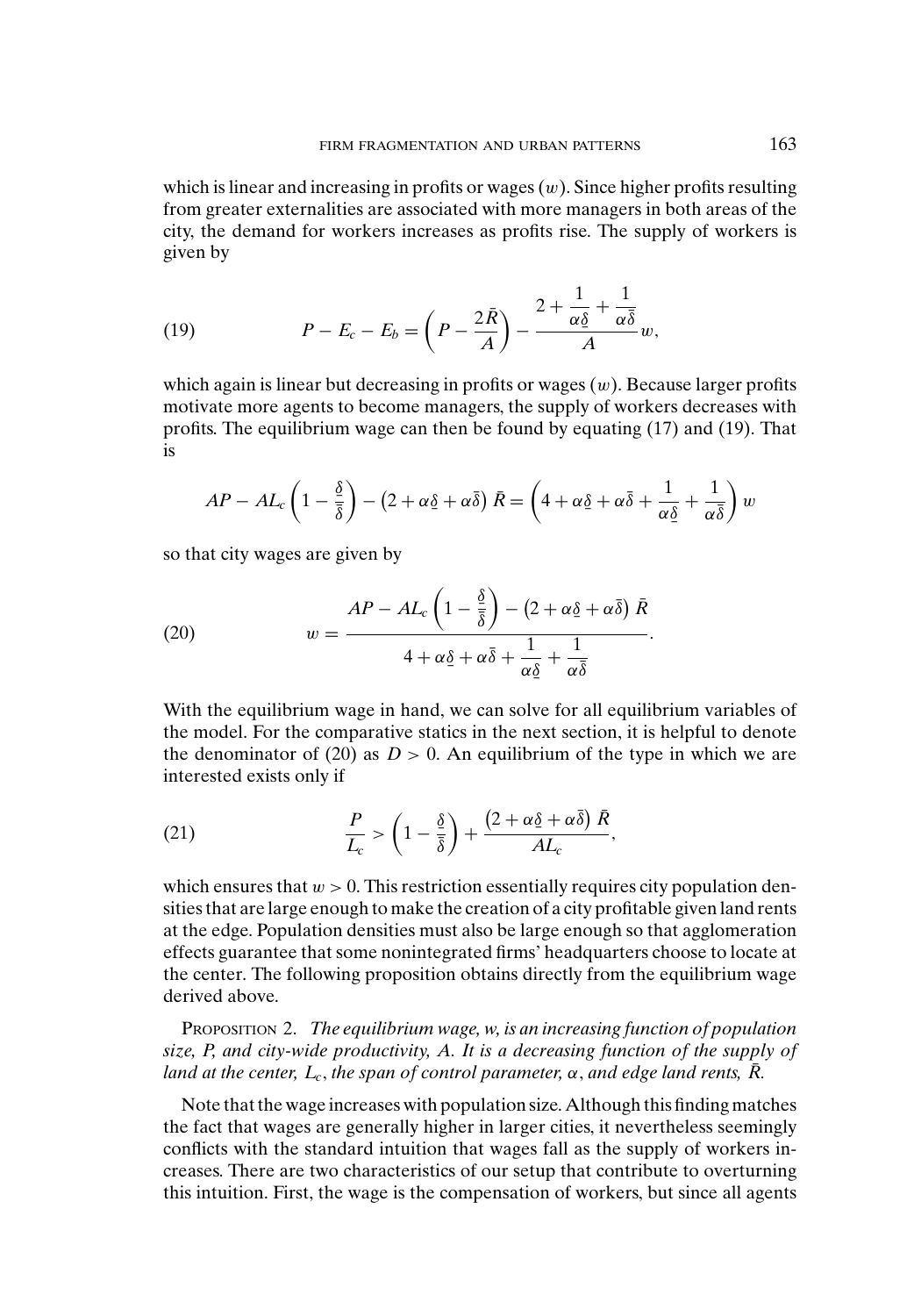which is linear and increasing in profits or wages ($w$). Since higher profits resulting from greater externalities are associated with more managers in both areas of the city, the demand for workers increases as profits rise. The supply of workers is given by

$$P - E_c - E_b = \left(P - \frac{2\bar{R}}{A}\right) - \frac{2 + \dfrac{1}{\alpha\underline{\delta}} + \dfrac{1}{\alpha\bar{\delta}}}{A} w, \tag{19}$$

which again is linear but decreasing in profits or wages ($w$). Because larger profits motivate more agents to become managers, the supply of workers decreases with profits. The equilibrium wage can then be found by equating (17) and (19). That is

$$AP - AL_c\left(1 - \frac{\underline{\delta}}{\bar{\delta}}\right) - \left(2 + \alpha\underline{\delta} + \alpha\bar{\delta}\right)\bar{R} = \left(4 + \alpha\underline{\delta} + \alpha\bar{\delta} + \frac{1}{\alpha\underline{\delta}} + \frac{1}{\alpha\bar{\delta}}\right) w$$

so that city wages are given by

$$w = \frac{AP - AL_c\left(1 - \frac{\underline{\delta}}{\bar{\delta}}\right) - \left(2 + \alpha\underline{\delta} + \alpha\bar{\delta}\right)\bar{R}}{4 + \alpha\underline{\delta} + \alpha\bar{\delta} + \dfrac{1}{\alpha\underline{\delta}} + \dfrac{1}{\alpha\bar{\delta}}}. \tag{20}$$

With the equilibrium wage in hand, we can solve for all equilibrium variables of the model. For the comparative statics in the next section, it is helpful to denote the denominator of (20) as $D > 0$. An equilibrium of the type in which we are interested exists only if

$$\frac{P}{L_c} > \left(1 - \frac{\underline{\delta}}{\bar{\delta}}\right) + \frac{\left(2 + \alpha\underline{\delta} + \alpha\bar{\delta}\right)\bar{R}}{AL_c}, \tag{21}$$

which ensures that $w > 0$. This restriction essentially requires city population densities that are large enough to make the creation of a city profitable given land rents at the edge. Population densities must also be large enough so that agglomeration effects guarantee that some nonintegrated firms' headquarters choose to locate at the center. The following proposition obtains directly from the equilibrium wage derived above.

PROPOSITION 2. *The equilibrium wage, w, is an increasing function of population size, P, and city-wide productivity, A. It is a decreasing function of the supply of land at the center, $L_c$, the span of control parameter, $\alpha$, and edge land rents, $\bar{R}$.*

Note that the wage increases with population size. Although this finding matches the fact that wages are generally higher in larger cities, it nevertheless seemingly conflicts with the standard intuition that wages fall as the supply of workers increases. There are two characteristics of our setup that contribute to overturning this intuition. First, the wage is the compensation of workers, but since all agents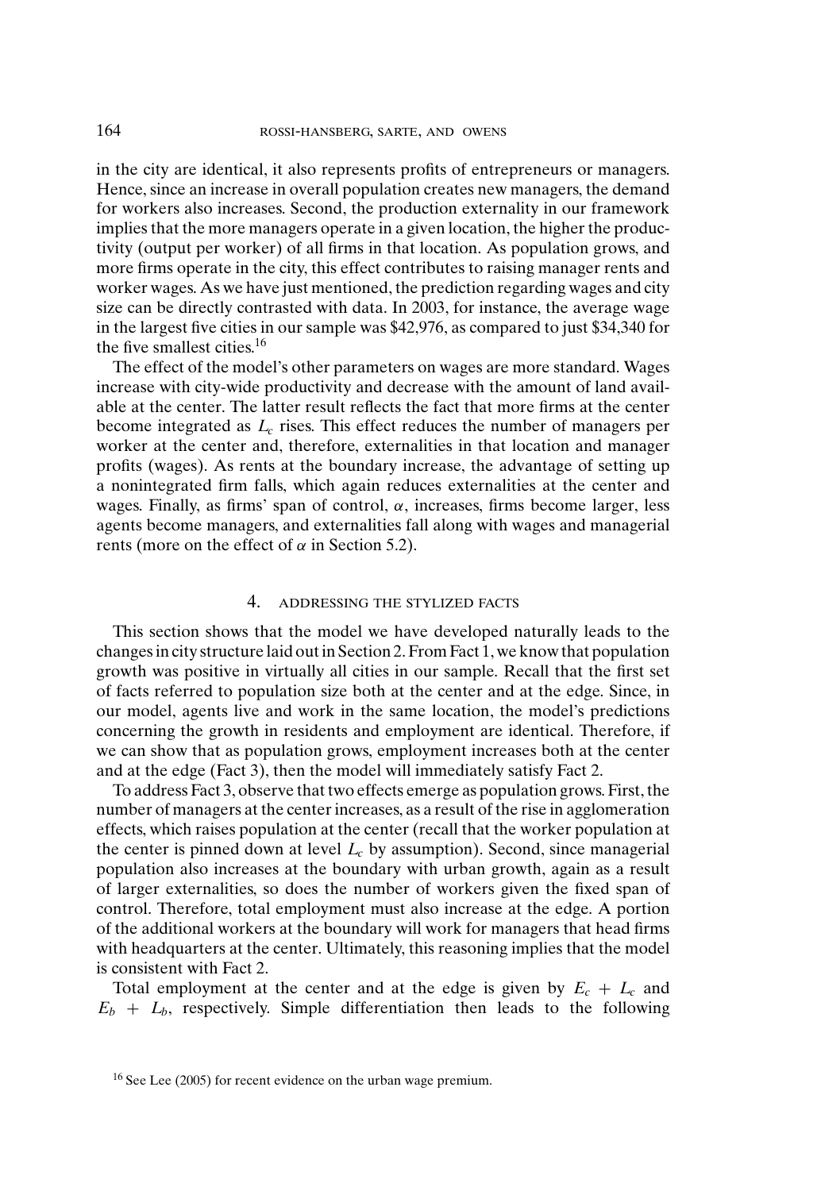in the city are identical, it also represents profits of entrepreneurs or managers. Hence, since an increase in overall population creates new managers, the demand for workers also increases. Second, the production externality in our framework implies that the more managers operate in a given location, the higher the productivity (output per worker) of all firms in that location. As population grows, and more firms operate in the city, this effect contributes to raising manager rents and worker wages. As we have just mentioned, the prediction regarding wages and city size can be directly contrasted with data. In 2003, for instance, the average wage in the largest five cities in our sample was \$42,976, as compared to just \$34,340 for the five smallest cities.[16]

The effect of the model's other parameters on wages are more standard. Wages increase with city-wide productivity and decrease with the amount of land available at the center. The latter result reflects the fact that more firms at the center become integrated as $L_c$ rises. This effect reduces the number of managers per worker at the center and, therefore, externalities in that location and manager profits (wages). As rents at the boundary increase, the advantage of setting up a nonintegrated firm falls, which again reduces externalities at the center and wages. Finally, as firms' span of control, $\alpha$, increases, firms become larger, less agents become managers, and externalities fall along with wages and managerial rents (more on the effect of $\alpha$ in Section 5.2).

## 4. ADDRESSING THE STYLIZED FACTS

This section shows that the model we have developed naturally leads to the changes in city structure laid out in Section 2. From Fact 1, we know that population growth was positive in virtually all cities in our sample. Recall that the first set of facts referred to population size both at the center and at the edge. Since, in our model, agents live and work in the same location, the model's predictions concerning the growth in residents and employment are identical. Therefore, if we can show that as population grows, employment increases both at the center and at the edge (Fact 3), then the model will immediately satisfy Fact 2.

To address Fact 3, observe that two effects emerge as population grows. First, the number of managers at the center increases, as a result of the rise in agglomeration effects, which raises population at the center (recall that the worker population at the center is pinned down at level $L_c$ by assumption). Second, since managerial population also increases at the boundary with urban growth, again as a result of larger externalities, so does the number of workers given the fixed span of control. Therefore, total employment must also increase at the edge. A portion of the additional workers at the boundary will work for managers that head firms with headquarters at the center. Ultimately, this reasoning implies that the model is consistent with Fact 2.

Total employment at the center and at the edge is given by $E_c + L_c$ and $E_b + L_b$, respectively. Simple differentiation then leads to the following

[16] See Lee (2005) for recent evidence on the urban wage premium.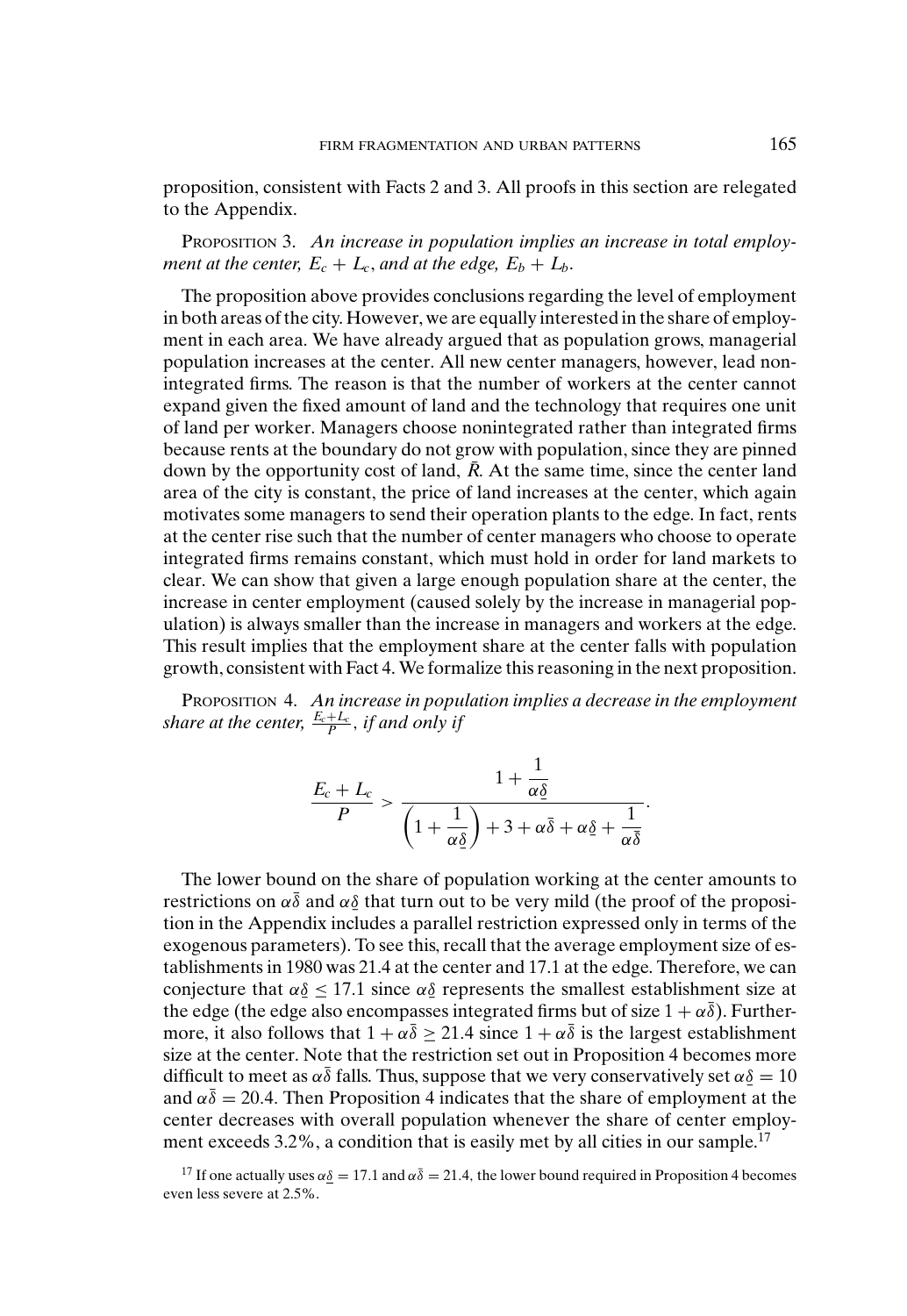proposition, consistent with Facts 2 and 3. All proofs in this section are relegated to the Appendix.

PROPOSITION 3. *An increase in population implies an increase in total employment at the center, $E_c + L_c$, and at the edge, $E_b + L_b$.*

The proposition above provides conclusions regarding the level of employment in both areas of the city. However, we are equally interested in the share of employment in each area. We have already argued that as population grows, managerial population increases at the center. All new center managers, however, lead nonintegrated firms. The reason is that the number of workers at the center cannot expand given the fixed amount of land and the technology that requires one unit of land per worker. Managers choose nonintegrated rather than integrated firms because rents at the boundary do not grow with population, since they are pinned down by the opportunity cost of land, $\bar{R}$. At the same time, since the center land area of the city is constant, the price of land increases at the center, which again motivates some managers to send their operation plants to the edge. In fact, rents at the center rise such that the number of center managers who choose to operate integrated firms remains constant, which must hold in order for land markets to clear. We can show that given a large enough population share at the center, the increase in center employment (caused solely by the increase in managerial population) is always smaller than the increase in managers and workers at the edge. This result implies that the employment share at the center falls with population growth, consistent with Fact 4. We formalize this reasoning in the next proposition.

PROPOSITION 4. *An increase in population implies a decrease in the employment share at the center, $\frac{E_c + L_c}{P}$, if and only if*

$$\frac{E_c + L_c}{P} > \frac{1 + \dfrac{1}{\alpha \underline{\delta}}}{\left(1 + \dfrac{1}{\alpha \underline{\delta}}\right) + 3 + \alpha \bar{\delta} + \alpha \underline{\delta} + \dfrac{1}{\alpha \bar{\delta}}}.$$

The lower bound on the share of population working at the center amounts to restrictions on $\alpha\bar{\delta}$ and $\alpha\underline{\delta}$ that turn out to be very mild (the proof of the proposition in the Appendix includes a parallel restriction expressed only in terms of the exogenous parameters). To see this, recall that the average employment size of establishments in 1980 was 21.4 at the center and 17.1 at the edge. Therefore, we can conjecture that $\alpha\underline{\delta} \leq 17.1$ since $\alpha\underline{\delta}$ represents the smallest establishment size at the edge (the edge also encompasses integrated firms but of size $1 + \alpha\bar{\delta}$). Furthermore, it also follows that $1 + \alpha\bar{\delta} \geq 21.4$ since $1 + \alpha\bar{\delta}$ is the largest establishment size at the center. Note that the restriction set out in Proposition 4 becomes more difficult to meet as $\alpha\bar{\delta}$ falls. Thus, suppose that we very conservatively set $\alpha\underline{\delta} = 10$ and $\alpha\bar{\delta} = 20.4$. Then Proposition 4 indicates that the share of employment at the center decreases with overall population whenever the share of center employment exceeds 3.2%, a condition that is easily met by all cities in our sample.[17]

[17] If one actually uses $\alpha\underline{\delta} = 17.1$ and $\alpha\bar{\delta} = 21.4$, the lower bound required in Proposition 4 becomes even less severe at 2.5%.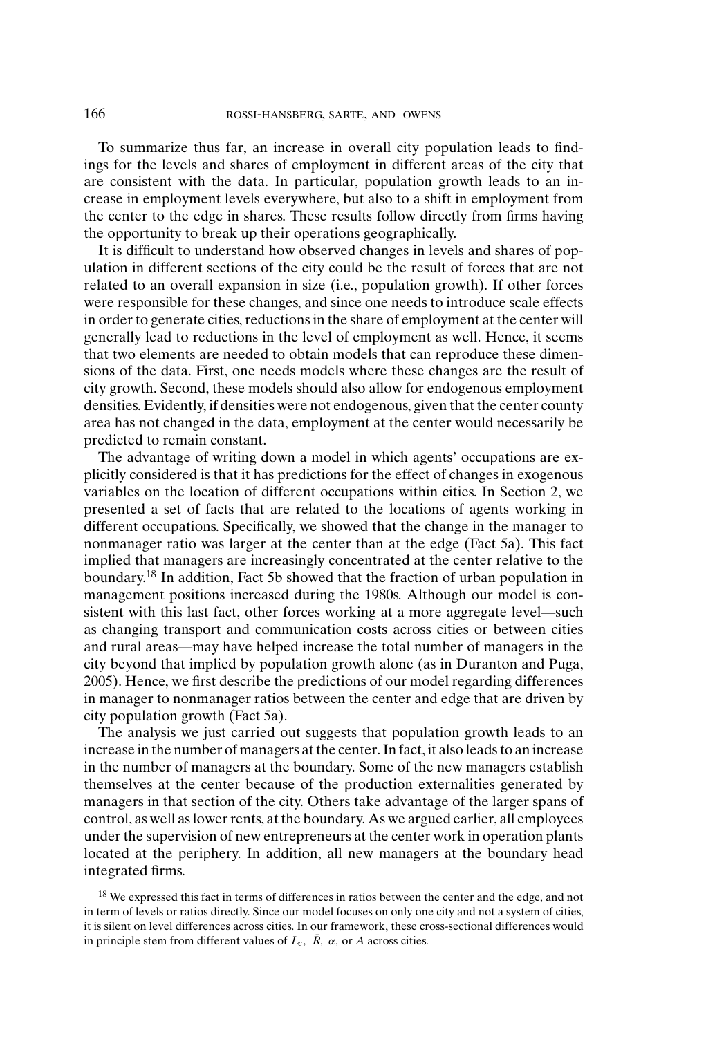To summarize thus far, an increase in overall city population leads to findings for the levels and shares of employment in different areas of the city that are consistent with the data. In particular, population growth leads to an increase in employment levels everywhere, but also to a shift in employment from the center to the edge in shares. These results follow directly from firms having the opportunity to break up their operations geographically.

It is difficult to understand how observed changes in levels and shares of population in different sections of the city could be the result of forces that are not related to an overall expansion in size (i.e., population growth). If other forces were responsible for these changes, and since one needs to introduce scale effects in order to generate cities, reductions in the share of employment at the center will generally lead to reductions in the level of employment as well. Hence, it seems that two elements are needed to obtain models that can reproduce these dimensions of the data. First, one needs models where these changes are the result of city growth. Second, these models should also allow for endogenous employment densities. Evidently, if densities were not endogenous, given that the center county area has not changed in the data, employment at the center would necessarily be predicted to remain constant.

The advantage of writing down a model in which agents' occupations are explicitly considered is that it has predictions for the effect of changes in exogenous variables on the location of different occupations within cities. In Section 2, we presented a set of facts that are related to the locations of agents working in different occupations. Specifically, we showed that the change in the manager to nonmanager ratio was larger at the center than at the edge (Fact 5a). This fact implied that managers are increasingly concentrated at the center relative to the boundary.[18] In addition, Fact 5b showed that the fraction of urban population in management positions increased during the 1980s. Although our model is consistent with this last fact, other forces working at a more aggregate level—such as changing transport and communication costs across cities or between cities and rural areas—may have helped increase the total number of managers in the city beyond that implied by population growth alone (as in Duranton and Puga, 2005). Hence, we first describe the predictions of our model regarding differences in manager to nonmanager ratios between the center and edge that are driven by city population growth (Fact 5a).

The analysis we just carried out suggests that population growth leads to an increase in the number of managers at the center. In fact, it also leads to an increase in the number of managers at the boundary. Some of the new managers establish themselves at the center because of the production externalities generated by managers in that section of the city. Others take advantage of the larger spans of control, as well as lower rents, at the boundary. As we argued earlier, all employees under the supervision of new entrepreneurs at the center work in operation plants located at the periphery. In addition, all new managers at the boundary head integrated firms.

[18] We expressed this fact in terms of differences in ratios between the center and the edge, and not in term of levels or ratios directly. Since our model focuses on only one city and not a system of cities, it is silent on level differences across cities. In our framework, these cross-sectional differences would in principle stem from different values of $L_c$, $\bar{R}$, $\alpha$, or $A$ across cities.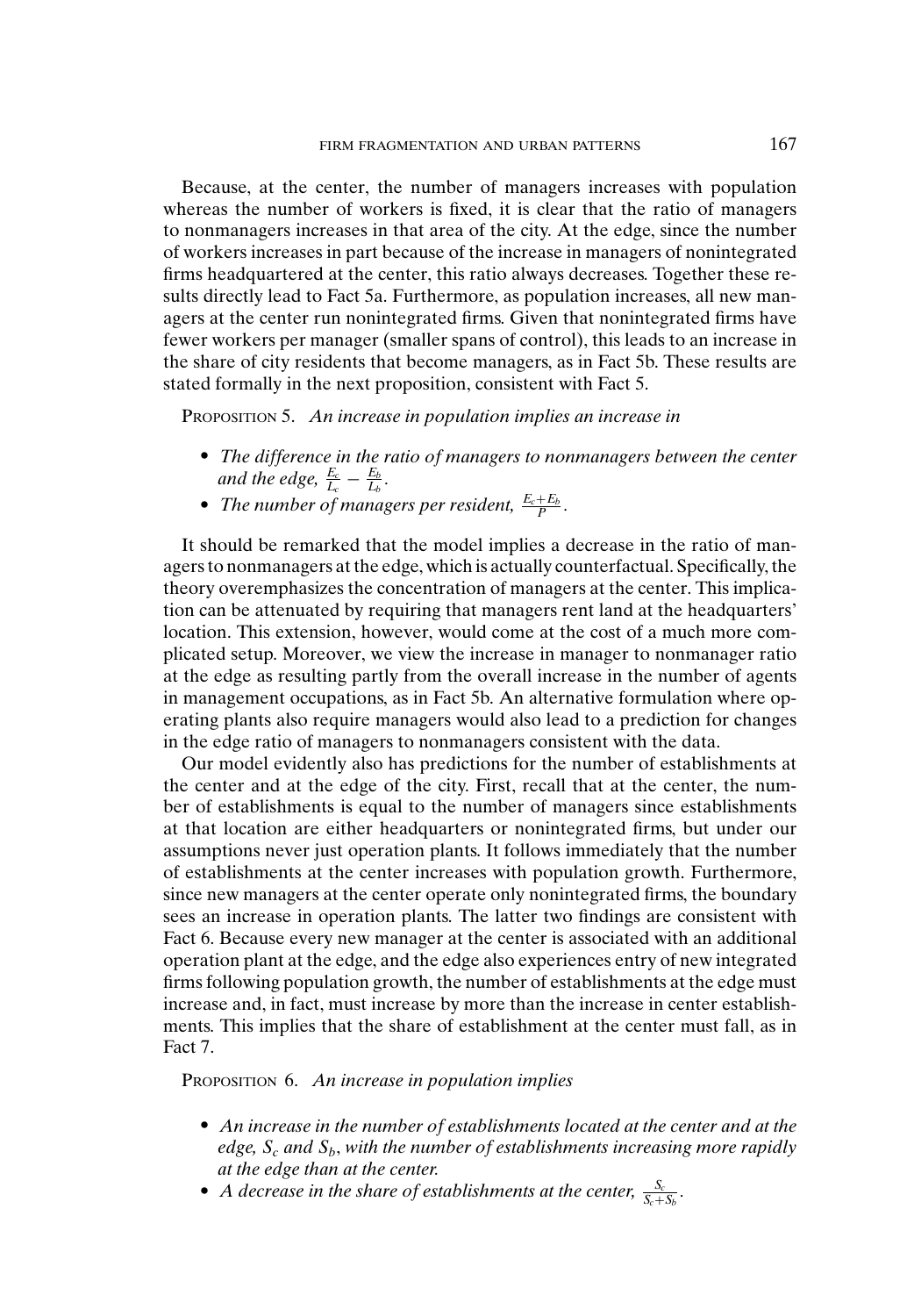Because, at the center, the number of managers increases with population whereas the number of workers is fixed, it is clear that the ratio of managers to nonmanagers increases in that area of the city. At the edge, since the number of workers increases in part because of the increase in managers of nonintegrated firms headquartered at the center, this ratio always decreases. Together these results directly lead to Fact 5a. Furthermore, as population increases, all new managers at the center run nonintegrated firms. Given that nonintegrated firms have fewer workers per manager (smaller spans of control), this leads to an increase in the share of city residents that become managers, as in Fact 5b. These results are stated formally in the next proposition, consistent with Fact 5.

PROPOSITION 5. *An increase in population implies an increase in*

- *The difference in the ratio of managers to nonmanagers between the center and the edge,* $\frac{E_c}{L_c} - \frac{E_b}{L_b}$.
- *The number of managers per resident,* $\frac{E_c + E_b}{P}$.

It should be remarked that the model implies a decrease in the ratio of managers to nonmanagers at the edge, which is actually counterfactual. Specifically, the theory overemphasizes the concentration of managers at the center. This implication can be attenuated by requiring that managers rent land at the headquarters' location. This extension, however, would come at the cost of a much more complicated setup. Moreover, we view the increase in manager to nonmanager ratio at the edge as resulting partly from the overall increase in the number of agents in management occupations, as in Fact 5b. An alternative formulation where operating plants also require managers would also lead to a prediction for changes in the edge ratio of managers to nonmanagers consistent with the data.

Our model evidently also has predictions for the number of establishments at the center and at the edge of the city. First, recall that at the center, the number of establishments is equal to the number of managers since establishments at that location are either headquarters or nonintegrated firms, but under our assumptions never just operation plants. It follows immediately that the number of establishments at the center increases with population growth. Furthermore, since new managers at the center operate only nonintegrated firms, the boundary sees an increase in operation plants. The latter two findings are consistent with Fact 6. Because every new manager at the center is associated with an additional operation plant at the edge, and the edge also experiences entry of new integrated firms following population growth, the number of establishments at the edge must increase and, in fact, must increase by more than the increase in center establishments. This implies that the share of establishment at the center must fall, as in Fact 7.

PROPOSITION 6. *An increase in population implies*

- *An increase in the number of establishments located at the center and at the edge,* $S_c$ *and* $S_b$, *with the number of establishments increasing more rapidly at the edge than at the center.*
- *A decrease in the share of establishments at the center,* $\frac{S_c}{S_c + S_b}$.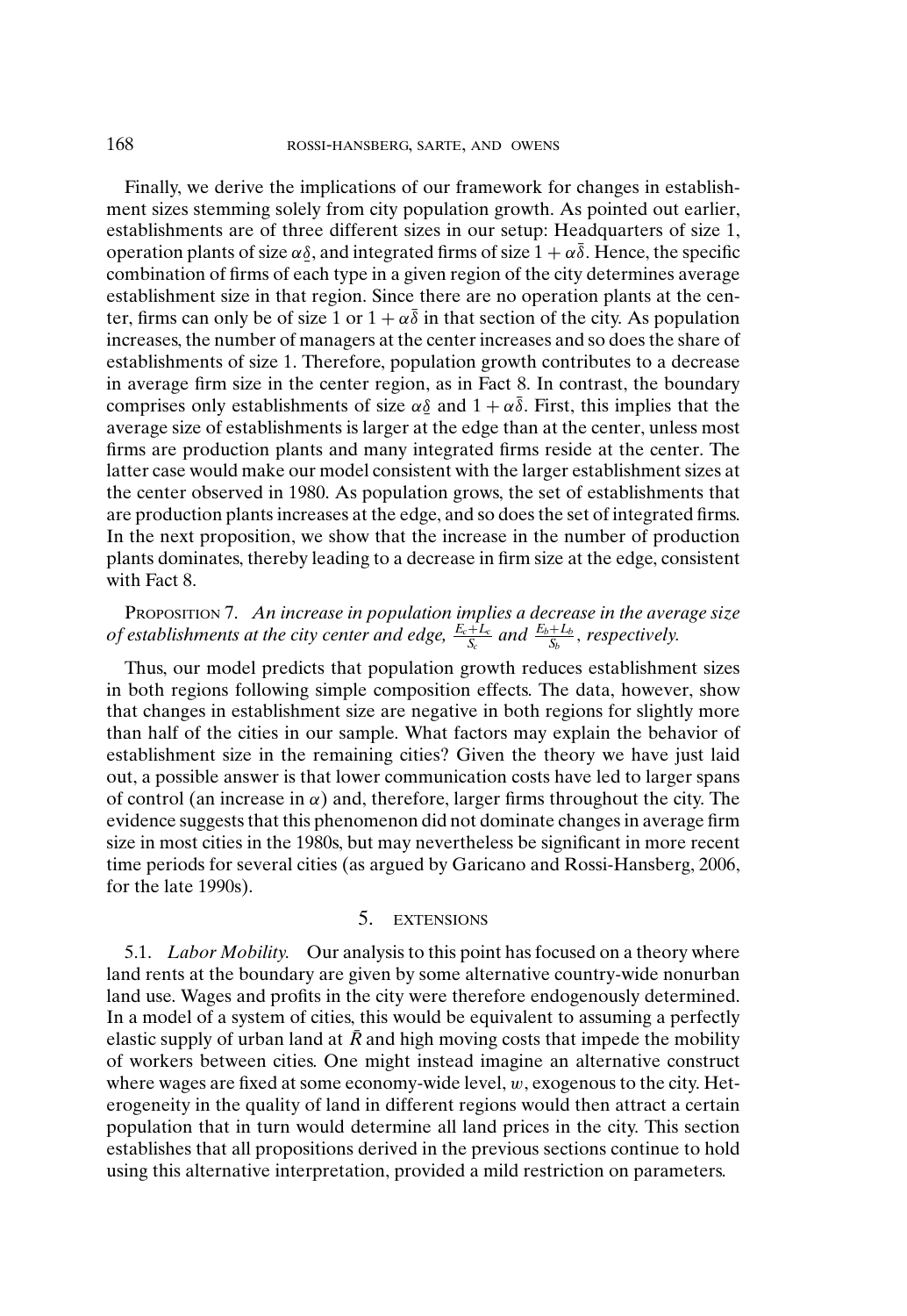Finally, we derive the implications of our framework for changes in establishment sizes stemming solely from city population growth. As pointed out earlier, establishments are of three different sizes in our setup: Headquarters of size 1, operation plants of size $\alpha\underline{\delta}$, and integrated firms of size $1 + \alpha\bar{\delta}$. Hence, the specific combination of firms of each type in a given region of the city determines average establishment size in that region. Since there are no operation plants at the center, firms can only be of size 1 or $1 + \alpha\bar{\delta}$ in that section of the city. As population increases, the number of managers at the center increases and so does the share of establishments of size 1. Therefore, population growth contributes to a decrease in average firm size in the center region, as in Fact 8. In contrast, the boundary comprises only establishments of size $\alpha\underline{\delta}$ and $1 + \alpha\bar{\delta}$. First, this implies that the average size of establishments is larger at the edge than at the center, unless most firms are production plants and many integrated firms reside at the center. The latter case would make our model consistent with the larger establishment sizes at the center observed in 1980. As population grows, the set of establishments that are production plants increases at the edge, and so does the set of integrated firms. In the next proposition, we show that the increase in the number of production plants dominates, thereby leading to a decrease in firm size at the edge, consistent with Fact 8.

PROPOSITION 7. *An increase in population implies a decrease in the average size of establishments at the city center and edge,* $\frac{E_c+L_c}{S_c}$ *and* $\frac{E_b+L_b}{S_b}$, *respectively.*

Thus, our model predicts that population growth reduces establishment sizes in both regions following simple composition effects. The data, however, show that changes in establishment size are negative in both regions for slightly more than half of the cities in our sample. What factors may explain the behavior of establishment size in the remaining cities? Given the theory we have just laid out, a possible answer is that lower communication costs have led to larger spans of control (an increase in $\alpha$) and, therefore, larger firms throughout the city. The evidence suggests that this phenomenon did not dominate changes in average firm size in most cities in the 1980s, but may nevertheless be significant in more recent time periods for several cities (as argued by Garicano and Rossi-Hansberg, 2006, for the late 1990s).

## 5. EXTENSIONS

5.1. *Labor Mobility.* Our analysis to this point has focused on a theory where land rents at the boundary are given by some alternative country-wide nonurban land use. Wages and profits in the city were therefore endogenously determined. In a model of a system of cities, this would be equivalent to assuming a perfectly elastic supply of urban land at $\bar{R}$ and high moving costs that impede the mobility of workers between cities. One might instead imagine an alternative construct where wages are fixed at some economy-wide level, $w$, exogenous to the city. Heterogeneity in the quality of land in different regions would then attract a certain population that in turn would determine all land prices in the city. This section establishes that all propositions derived in the previous sections continue to hold using this alternative interpretation, provided a mild restriction on parameters.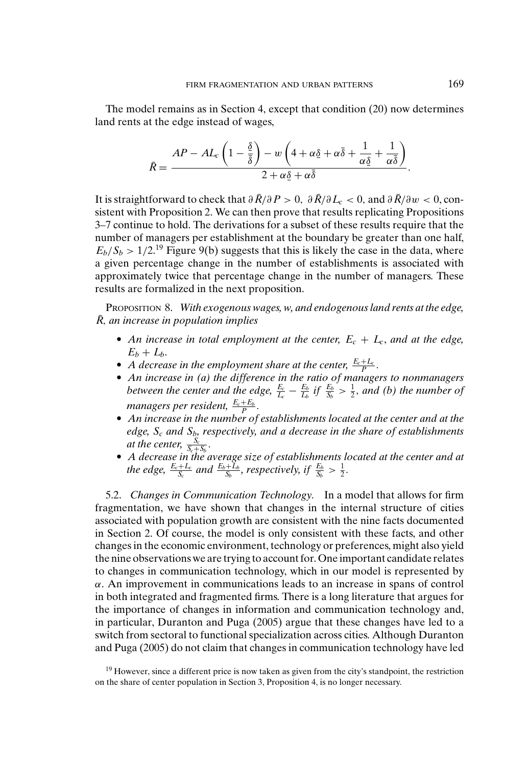The model remains as in Section 4, except that condition (20) now determines land rents at the edge instead of wages,

$$\bar{R} = \frac{AP - AL_c\left(1 - \frac{\underline{\delta}}{\bar{\delta}}\right) - w\left(4 + \alpha\underline{\delta} + \alpha\bar{\delta} + \frac{1}{\alpha\underline{\delta}} + \frac{1}{\alpha\bar{\delta}}\right)}{2 + \alpha\underline{\delta} + \alpha\bar{\delta}}.$$

It is straightforward to check that $\partial\bar{R}/\partial P > 0$, $\partial\bar{R}/\partial L_c < 0$, and $\partial\bar{R}/\partial w < 0$, consistent with Proposition 2. We can then prove that results replicating Propositions 3–7 continue to hold. The derivations for a subset of these results require that the number of managers per establishment at the boundary be greater than one half, $E_b/S_b > 1/2$.[19] Figure 9(b) suggests that this is likely the case in the data, where a given percentage change in the number of establishments is associated with approximately twice that percentage change in the number of managers. These results are formalized in the next proposition.

PROPOSITION 8. *With exogenous wages, $w$, and endogenous land rents at the edge, $\bar{R}$, an increase in population implies*

- *An increase in total employment at the center, $E_c + L_c$, and at the edge, $E_b + L_b$.*
- *A decrease in the employment share at the center, $\frac{E_c+L_c}{P}$.*
- *An increase in (a) the difference in the ratio of managers to nonmanagers between the center and the edge, $\frac{E_c}{L_c} - \frac{E_b}{L_b}$ if $\frac{E_b}{S_b} > \frac{1}{2}$, and (b) the number of managers per resident, $\frac{E_c+E_b}{P}$.*
- *An increase in the number of establishments located at the center and at the edge, $S_c$ and $S_b$, respectively, and a decrease in the share of establishments at the center, $\frac{S_c}{S_c+S_b}$.*
- *A decrease in the average size of establishments located at the center and at the edge, $\frac{E_c+L_c}{S_c}$ and $\frac{E_b+L_b}{S_b}$, respectively, if $\frac{E_b}{S_b} > \frac{1}{2}$.*

5.2. *Changes in Communication Technology.* In a model that allows for firm fragmentation, we have shown that changes in the internal structure of cities associated with population growth are consistent with the nine facts documented in Section 2. Of course, the model is only consistent with these facts, and other changes in the economic environment, technology or preferences, might also yield the nine observations we are trying to account for. One important candidate relates to changes in communication technology, which in our model is represented by $\alpha$. An improvement in communications leads to an increase in spans of control in both integrated and fragmented firms. There is a long literature that argues for the importance of changes in information and communication technology and, in particular, Duranton and Puga (2005) argue that these changes have led to a switch from sectoral to functional specialization across cities. Although Duranton and Puga (2005) do not claim that changes in communication technology have led

[19] However, since a different price is now taken as given from the city's standpoint, the restriction on the share of center population in Section 3, Proposition 4, is no longer necessary.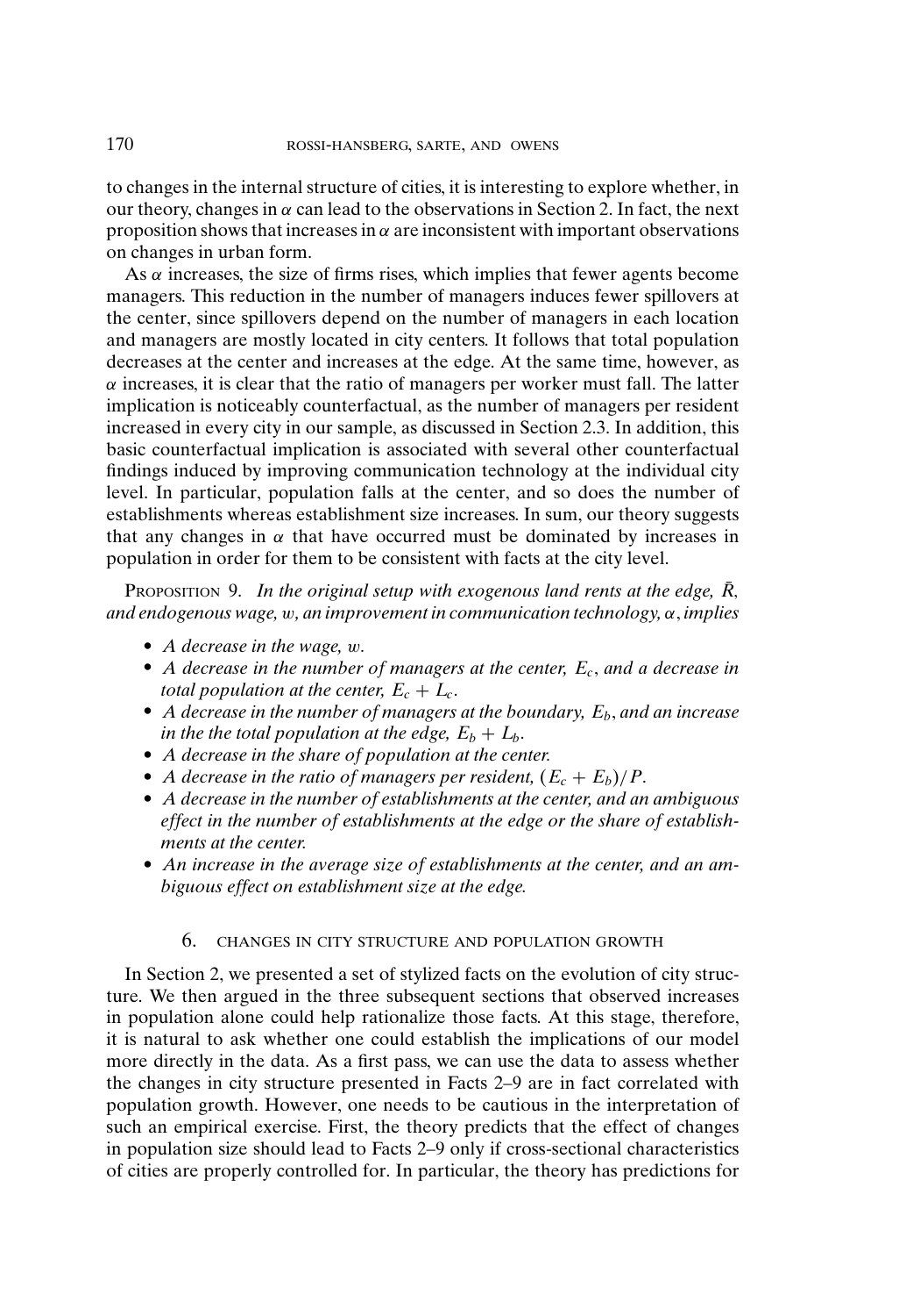to changes in the internal structure of cities, it is interesting to explore whether, in our theory, changes in $\alpha$ can lead to the observations in Section 2. In fact, the next proposition shows that increases in $\alpha$ are inconsistent with important observations on changes in urban form.

As $\alpha$ increases, the size of firms rises, which implies that fewer agents become managers. This reduction in the number of managers induces fewer spillovers at the center, since spillovers depend on the number of managers in each location and managers are mostly located in city centers. It follows that total population decreases at the center and increases at the edge. At the same time, however, as $\alpha$ increases, it is clear that the ratio of managers per worker must fall. The latter implication is noticeably counterfactual, as the number of managers per resident increased in every city in our sample, as discussed in Section 2.3. In addition, this basic counterfactual implication is associated with several other counterfactual findings induced by improving communication technology at the individual city level. In particular, population falls at the center, and so does the number of establishments whereas establishment size increases. In sum, our theory suggests that any changes in $\alpha$ that have occurred must be dominated by increases in population in order for them to be consistent with facts at the city level.

PROPOSITION 9. *In the original setup with exogenous land rents at the edge, $\bar{R}$, and endogenous wage, $w$, an improvement in communication technology, $\alpha$, implies*

- *A decrease in the wage, $w$.*
- *A decrease in the number of managers at the center, $E_c$, and a decrease in total population at the center, $E_c + L_c$.*
- *A decrease in the number of managers at the boundary, $E_b$, and an increase in the the total population at the edge, $E_b + L_b$.*
- *A decrease in the share of population at the center.*
- *A decrease in the ratio of managers per resident, $(E_c + E_b)/P$.*
- *A decrease in the number of establishments at the center, and an ambiguous effect in the number of establishments at the edge or the share of establishments at the center.*
- *An increase in the average size of establishments at the center, and an ambiguous effect on establishment size at the edge.*

## 6. CHANGES IN CITY STRUCTURE AND POPULATION GROWTH

In Section 2, we presented a set of stylized facts on the evolution of city structure. We then argued in the three subsequent sections that observed increases in population alone could help rationalize those facts. At this stage, therefore, it is natural to ask whether one could establish the implications of our model more directly in the data. As a first pass, we can use the data to assess whether the changes in city structure presented in Facts 2–9 are in fact correlated with population growth. However, one needs to be cautious in the interpretation of such an empirical exercise. First, the theory predicts that the effect of changes in population size should lead to Facts 2–9 only if cross-sectional characteristics of cities are properly controlled for. In particular, the theory has predictions for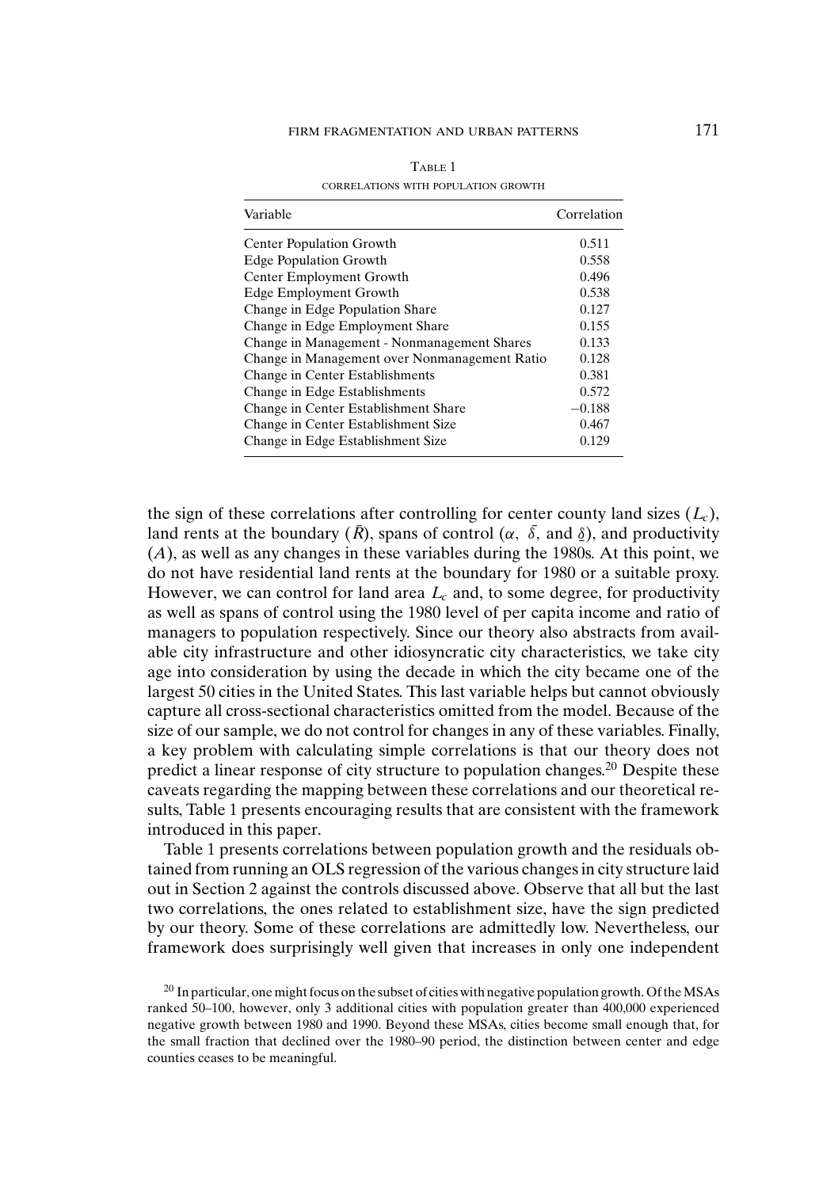Table 1

CORRELATIONS WITH POPULATION GROWTH

| Variable | Correlation |
|---|---|
| Center Population Growth | 0.511 |
| Edge Population Growth | 0.558 |
| Center Employment Growth | 0.496 |
| Edge Employment Growth | 0.538 |
| Change in Edge Population Share | 0.127 |
| Change in Edge Employment Share | 0.155 |
| Change in Management - Nonmanagement Shares | 0.133 |
| Change in Management over Nonmanagement Ratio | 0.128 |
| Change in Center Establishments | 0.381 |
| Change in Edge Establishments | 0.572 |
| Change in Center Establishment Share | −0.188 |
| Change in Center Establishment Size | 0.467 |
| Change in Edge Establishment Size | 0.129 |

the sign of these correlations after controlling for center county land sizes ($L_c$), land rents at the boundary ($\bar{R}$), spans of control ($\alpha$, $\bar{\delta}$, and $\underline{\delta}$), and productivity ($A$), as well as any changes in these variables during the 1980s. At this point, we do not have residential land rents at the boundary for 1980 or a suitable proxy. However, we can control for land area $L_c$ and, to some degree, for productivity as well as spans of control using the 1980 level of per capita income and ratio of managers to population respectively. Since our theory also abstracts from available city infrastructure and other idiosyncratic city characteristics, we take city age into consideration by using the decade in which the city became one of the largest 50 cities in the United States. This last variable helps but cannot obviously capture all cross-sectional characteristics omitted from the model. Because of the size of our sample, we do not control for changes in any of these variables. Finally, a key problem with calculating simple correlations is that our theory does not predict a linear response of city structure to population changes.[20] Despite these caveats regarding the mapping between these correlations and our theoretical results, Table 1 presents encouraging results that are consistent with the framework introduced in this paper.

Table 1 presents correlations between population growth and the residuals obtained from running an OLS regression of the various changes in city structure laid out in Section 2 against the controls discussed above. Observe that all but the last two correlations, the ones related to establishment size, have the sign predicted by our theory. Some of these correlations are admittedly low. Nevertheless, our framework does surprisingly well given that increases in only one independent

[20] In particular, one might focus on the subset of cities with negative population growth. Of the MSAs ranked 50–100, however, only 3 additional cities with population greater than 400,000 experienced negative growth between 1980 and 1990. Beyond these MSAs, cities become small enough that, for the small fraction that declined over the 1980–90 period, the distinction between center and edge counties ceases to be meaningful.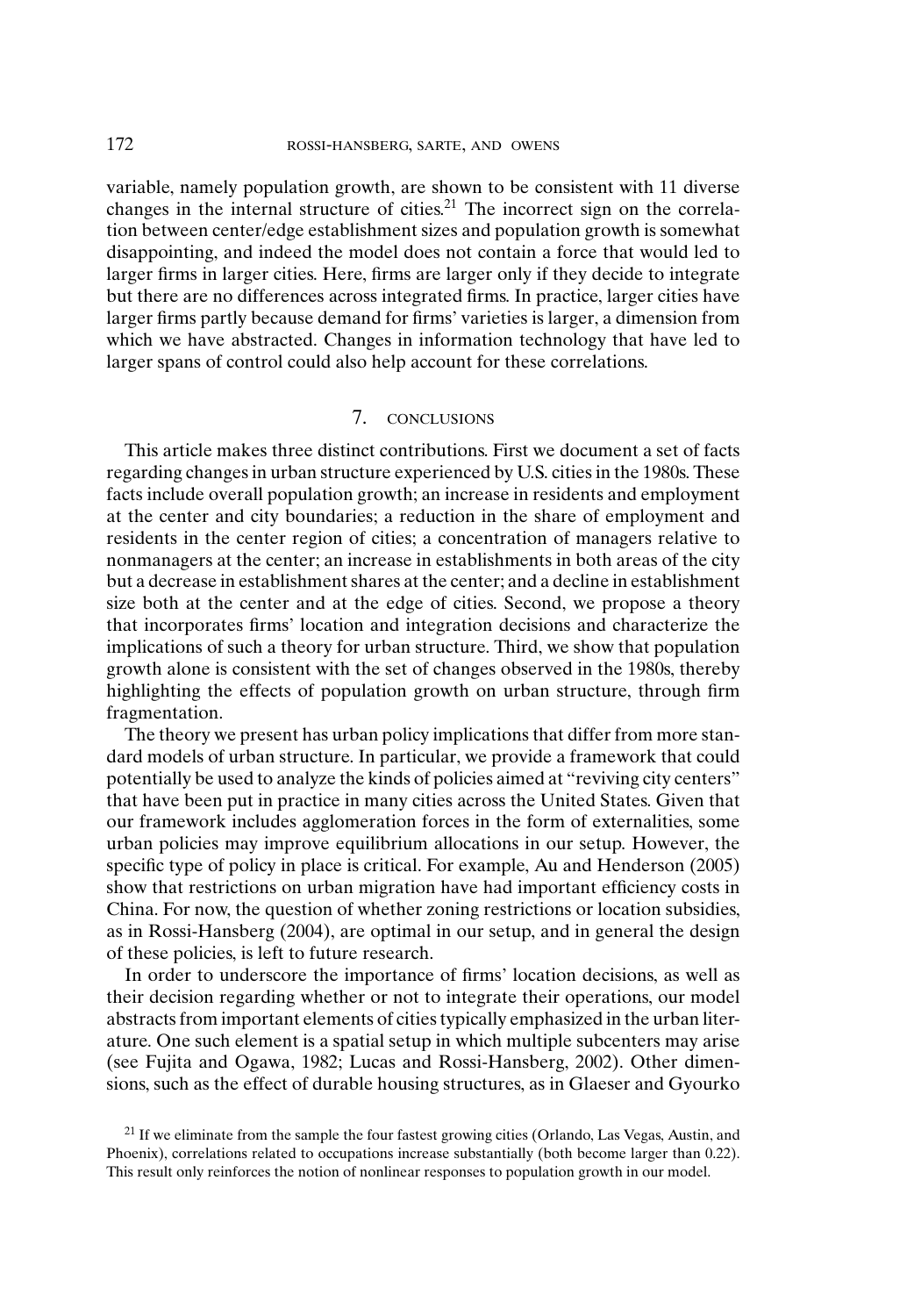variable, namely population growth, are shown to be consistent with 11 diverse changes in the internal structure of cities.[21] The incorrect sign on the correlation between center/edge establishment sizes and population growth is somewhat disappointing, and indeed the model does not contain a force that would led to larger firms in larger cities. Here, firms are larger only if they decide to integrate but there are no differences across integrated firms. In practice, larger cities have larger firms partly because demand for firms' varieties is larger, a dimension from which we have abstracted. Changes in information technology that have led to larger spans of control could also help account for these correlations.

## 7. CONCLUSIONS

This article makes three distinct contributions. First we document a set of facts regarding changes in urban structure experienced by U.S. cities in the 1980s. These facts include overall population growth; an increase in residents and employment at the center and city boundaries; a reduction in the share of employment and residents in the center region of cities; a concentration of managers relative to nonmanagers at the center; an increase in establishments in both areas of the city but a decrease in establishment shares at the center; and a decline in establishment size both at the center and at the edge of cities. Second, we propose a theory that incorporates firms' location and integration decisions and characterize the implications of such a theory for urban structure. Third, we show that population growth alone is consistent with the set of changes observed in the 1980s, thereby highlighting the effects of population growth on urban structure, through firm fragmentation.

The theory we present has urban policy implications that differ from more standard models of urban structure. In particular, we provide a framework that could potentially be used to analyze the kinds of policies aimed at "reviving city centers" that have been put in practice in many cities across the United States. Given that our framework includes agglomeration forces in the form of externalities, some urban policies may improve equilibrium allocations in our setup. However, the specific type of policy in place is critical. For example, Au and Henderson (2005) show that restrictions on urban migration have had important efficiency costs in China. For now, the question of whether zoning restrictions or location subsidies, as in Rossi-Hansberg (2004), are optimal in our setup, and in general the design of these policies, is left to future research.

In order to underscore the importance of firms' location decisions, as well as their decision regarding whether or not to integrate their operations, our model abstracts from important elements of cities typically emphasized in the urban literature. One such element is a spatial setup in which multiple subcenters may arise (see Fujita and Ogawa, 1982; Lucas and Rossi-Hansberg, 2002). Other dimensions, such as the effect of durable housing structures, as in Glaeser and Gyourko

[21] If we eliminate from the sample the four fastest growing cities (Orlando, Las Vegas, Austin, and Phoenix), correlations related to occupations increase substantially (both become larger than 0.22). This result only reinforces the notion of nonlinear responses to population growth in our model.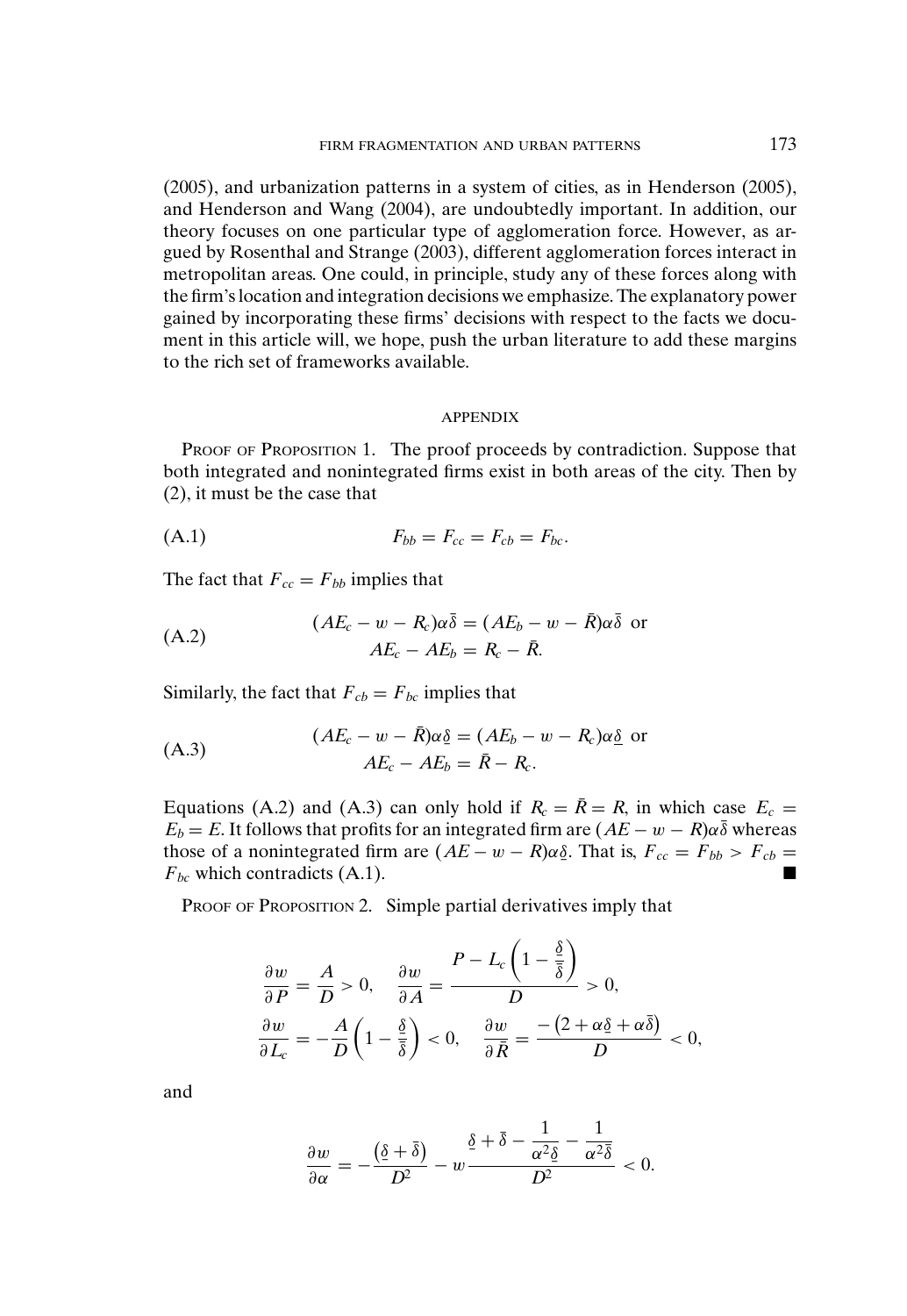(2005), and urbanization patterns in a system of cities, as in Henderson (2005), and Henderson and Wang (2004), are undoubtedly important. In addition, our theory focuses on one particular type of agglomeration force. However, as argued by Rosenthal and Strange (2003), different agglomeration forces interact in metropolitan areas. One could, in principle, study any of these forces along with the firm's location and integration decisions we emphasize. The explanatory power gained by incorporating these firms' decisions with respect to the facts we document in this article will, we hope, push the urban literature to add these margins to the rich set of frameworks available.

## APPENDIX

PROOF OF PROPOSITION 1. The proof proceeds by contradiction. Suppose that both integrated and nonintegrated firms exist in both areas of the city. Then by (2), it must be the case that

$$F_{bb} = F_{cc} = F_{cb} = F_{bc}. \tag{A.1}$$

The fact that $F_{cc} = F_{bb}$ implies that

$$\begin{aligned} (AE_c - w - R_c)\alpha\bar{\delta} &= (AE_b - w - \bar{R})\alpha\bar{\delta} \text{ or} \\ AE_c - AE_b &= R_c - \bar{R}. \end{aligned} \tag{A.2}$$

Similarly, the fact that $F_{cb} = F_{bc}$ implies that

$$\begin{aligned} (AE_c - w - \bar{R})\alpha\underline{\delta} &= (AE_b - w - R_c)\alpha\underline{\delta} \text{ or} \\ AE_c - AE_b &= \bar{R} - R_c. \end{aligned} \tag{A.3}$$

Equations (A.2) and (A.3) can only hold if $R_c = \bar{R} = R$, in which case $E_c = E_b = E$. It follows that profits for an integrated firm are $(AE - w - R)\alpha\bar{\delta}$ whereas those of a nonintegrated firm are $(AE - w - R)\alpha\underline{\delta}$. That is, $F_{cc} = F_{bb} > F_{cb} = F_{bc}$ which contradicts (A.1). ■

PROOF OF PROPOSITION 2. Simple partial derivatives imply that

$$\frac{\partial w}{\partial P} = \frac{A}{D} > 0, \quad \frac{\partial w}{\partial A} = \frac{P - L_c\left(1 - \frac{\underline{\delta}}{\bar{\delta}}\right)}{D} > 0,$$

$$\frac{\partial w}{\partial L_c} = -\frac{A}{D}\left(1 - \frac{\underline{\delta}}{\bar{\delta}}\right) < 0, \quad \frac{\partial w}{\partial \bar{R}} = \frac{-\left(2 + \alpha\underline{\delta} + \alpha\bar{\delta}\right)}{D} < 0,$$

and

$$\frac{\partial w}{\partial \alpha} = -\frac{\left(\underline{\delta} + \bar{\delta}\right)}{D^2} - w\frac{\underline{\delta} + \bar{\delta} - \dfrac{1}{\alpha^2\underline{\delta}} - \dfrac{1}{\alpha^2\bar{\delta}}}{D^2} < 0.$$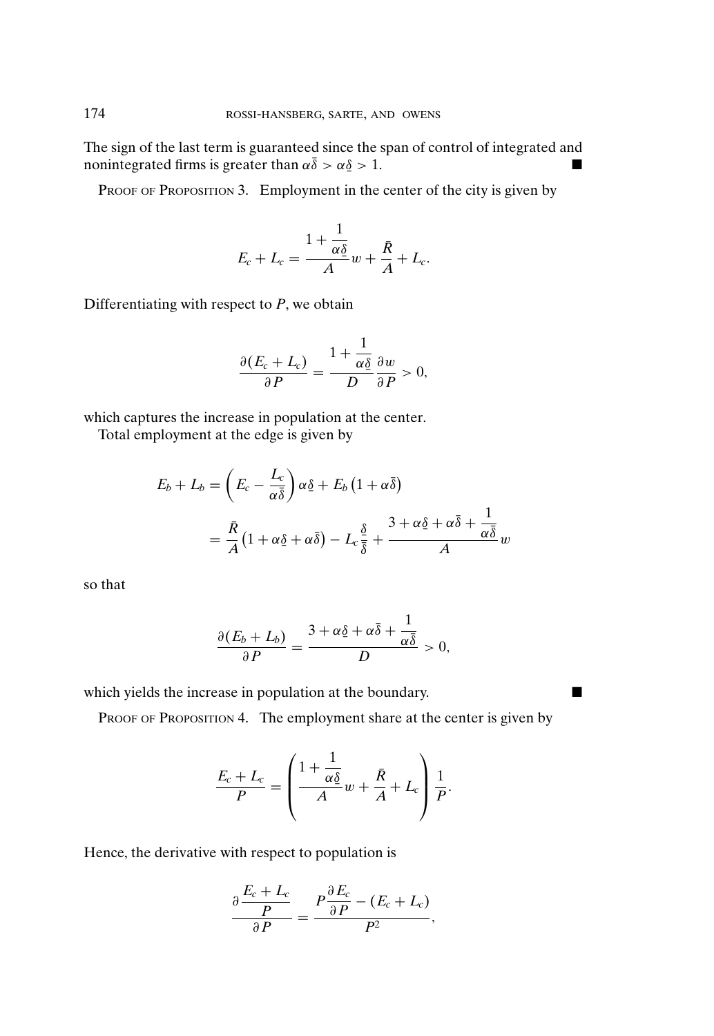The sign of the last term is guaranteed since the span of control of integrated and nonintegrated firms is greater than $\alpha\bar{\delta} > \alpha\underline{\delta} > 1$. ■

PROOF OF PROPOSITION 3. Employment in the center of the city is given by

$$E_c + L_c = \frac{1 + \frac{1}{\alpha\underline{\delta}}}{A} w + \frac{\bar{R}}{A} + L_c.$$

Differentiating with respect to $P$, we obtain

$$\frac{\partial(E_c + L_c)}{\partial P} = \frac{1 + \frac{1}{\alpha\underline{\delta}}}{D} \frac{\partial w}{\partial P} > 0,$$

which captures the increase in population at the center.

Total employment at the edge is given by

$$\begin{aligned}
E_b + L_b &= \left(E_c - \frac{L_c}{\alpha\bar{\delta}}\right)\alpha\underline{\delta} + E_b\left(1 + \alpha\bar{\delta}\right) \\
&= \frac{\bar{R}}{A}\left(1 + \alpha\underline{\delta} + \alpha\bar{\delta}\right) - L_c\frac{\underline{\delta}}{\bar{\delta}} + \frac{3 + \alpha\underline{\delta} + \alpha\bar{\delta} + \frac{1}{\alpha\bar{\delta}}}{A} w
\end{aligned}$$

so that

$$\frac{\partial(E_b + L_b)}{\partial P} = \frac{3 + \alpha\underline{\delta} + \alpha\bar{\delta} + \frac{1}{\alpha\bar{\delta}}}{D} > 0,$$

which yields the increase in population at the boundary. ■

PROOF OF PROPOSITION 4. The employment share at the center is given by

$$\frac{E_c + L_c}{P} = \left(\frac{1 + \frac{1}{\alpha\underline{\delta}}}{A} w + \frac{\bar{R}}{A} + L_c\right)\frac{1}{P}.$$

Hence, the derivative with respect to population is

$$\frac{\partial \frac{E_c + L_c}{P}}{\partial P} = \frac{P\frac{\partial E_c}{\partial P} - (E_c + L_c)}{P^2},$$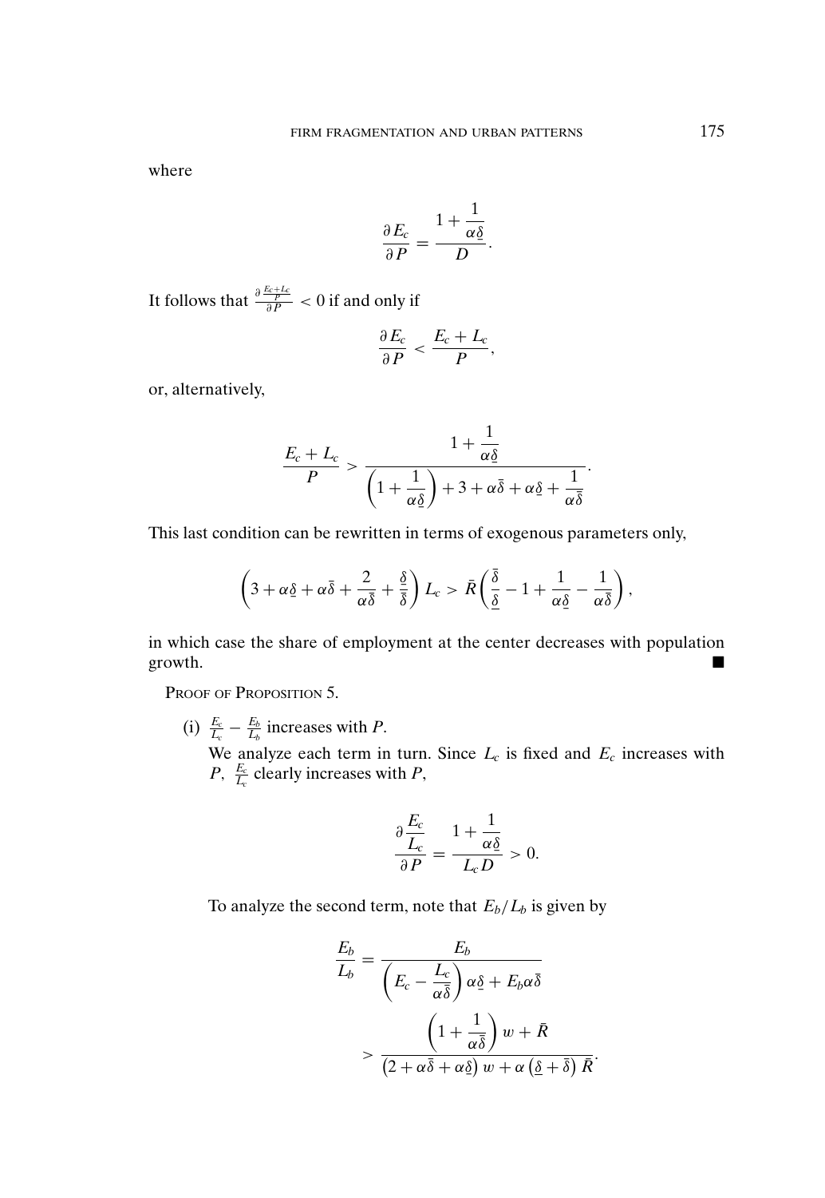where

$$\frac{\partial E_c}{\partial P} = \frac{1 + \dfrac{1}{\alpha \underline{\delta}}}{D}.$$

It follows that $\frac{\partial \frac{E_c + L_c}{P}}{\partial P} < 0$ if and only if

$$\frac{\partial E_c}{\partial P} < \frac{E_c + L_c}{P},$$

or, alternatively,

$$\frac{E_c + L_c}{P} > \frac{1 + \dfrac{1}{\alpha \underline{\delta}}}{\left(1 + \dfrac{1}{\alpha \underline{\delta}}\right) + 3 + \alpha \bar{\delta} + \alpha \underline{\delta} + \dfrac{1}{\alpha \bar{\delta}}}.$$

This last condition can be rewritten in terms of exogenous parameters only,

$$\left(3 + \alpha \underline{\delta} + \alpha \bar{\delta} + \frac{2}{\alpha \bar{\delta}} + \frac{\underline{\delta}}{\bar{\delta}}\right) L_c > \bar{R}\left(\frac{\bar{\delta}}{\underline{\delta}} - 1 + \frac{1}{\alpha \underline{\delta}} - \frac{1}{\alpha \bar{\delta}}\right),$$

in which case the share of employment at the center decreases with population growth. ■

Proof of Proposition 5.

(i) $\frac{E_c}{L_c} - \frac{E_b}{L_b}$ increases with $P$.

We analyze each term in turn. Since $L_c$ is fixed and $E_c$ increases with $P$, $\frac{E_c}{L_c}$ clearly increases with $P$,

$$\frac{\partial \dfrac{E_c}{L_c}}{\partial P} = \frac{1 + \dfrac{1}{\alpha \underline{\delta}}}{L_c D} > 0.$$

To analyze the second term, note that $E_b/L_b$ is given by

$$\begin{aligned}
\frac{E_b}{L_b} &= \frac{E_b}{\left(E_c - \dfrac{L_c}{\alpha \bar{\delta}}\right) \alpha \underline{\delta} + E_b \alpha \bar{\delta}} \\
&> \frac{\left(1 + \dfrac{1}{\alpha \bar{\delta}}\right) w + \bar{R}}{\left(2 + \alpha \bar{\delta} + \alpha \underline{\delta}\right) w + \alpha \left(\underline{\delta} + \bar{\delta}\right) \bar{R}}.
\end{aligned}$$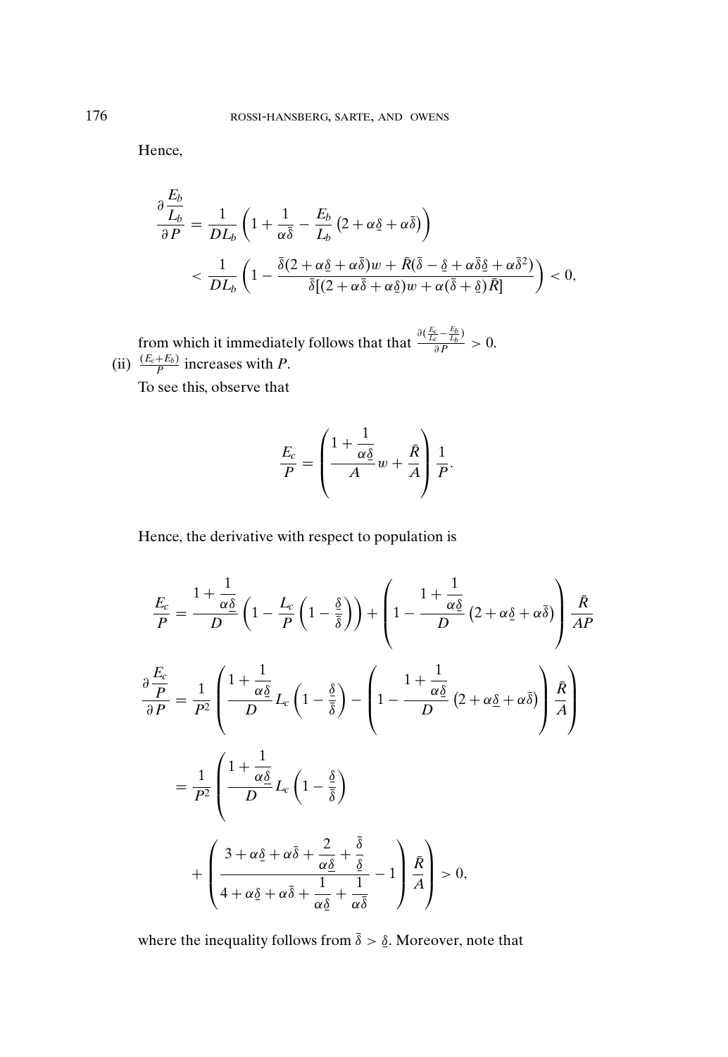Hence,

$$\frac{\partial \dfrac{E_b}{L_b}}{\partial P} = \frac{1}{DL_b}\left(1 + \frac{1}{\alpha\bar{\delta}} - \frac{E_b}{L_b}\left(2 + \alpha\underline{\delta} + \alpha\bar{\delta}\right)\right)$$

$$< \frac{1}{DL_b}\left(1 - \frac{\bar{\delta}(2 + \alpha\underline{\delta} + \alpha\bar{\delta})w + \bar{R}(\bar{\delta} - \underline{\delta} + \alpha\bar{\delta}\underline{\delta} + \alpha\bar{\delta}^2)}{\bar{\delta}[(2 + \alpha\bar{\delta} + \alpha\underline{\delta})w + \alpha(\bar{\delta} + \underline{\delta})\bar{R}]}\right) < 0,$$

from which it immediately follows that that $\frac{\partial(\frac{E_c}{L_c} - \frac{E_b}{L_b})}{\partial P} > 0$.

(ii) $\frac{(E_c+E_b)}{P}$ increases with $P$.

To see this, observe that

$$\frac{E_c}{P} = \left(\frac{1 + \dfrac{1}{\alpha\underline{\delta}}}{A}w + \frac{\bar{R}}{A}\right)\frac{1}{P}.$$

Hence, the derivative with respect to population is

$$\frac{E_c}{P} = \frac{1 + \dfrac{1}{\alpha\underline{\delta}}}{D}\left(1 - \frac{L_c}{P}\left(1 - \frac{\underline{\delta}}{\bar{\delta}}\right)\right) + \left(1 - \frac{1 + \dfrac{1}{\alpha\underline{\delta}}}{D}\left(2 + \alpha\underline{\delta} + \alpha\bar{\delta}\right)\right)\frac{\bar{R}}{AP}$$

$$\frac{\partial \dfrac{E_c}{P}}{\partial P} = \frac{1}{P^2}\left(\frac{1 + \dfrac{1}{\alpha\underline{\delta}}}{D}L_c\left(1 - \frac{\underline{\delta}}{\bar{\delta}}\right) - \left(1 - \frac{1 + \dfrac{1}{\alpha\underline{\delta}}}{D}\left(2 + \alpha\underline{\delta} + \alpha\bar{\delta}\right)\right)\frac{\bar{R}}{A}\right)$$

$$= \frac{1}{P^2}\left(\frac{1 + \dfrac{1}{\alpha\underline{\delta}}}{D}L_c\left(1 - \frac{\underline{\delta}}{\bar{\delta}}\right)\right.$$

$$\left. + \left(\frac{3 + \alpha\underline{\delta} + \alpha\bar{\delta} + \dfrac{2}{\alpha\underline{\delta}} + \dfrac{\bar{\delta}}{\underline{\delta}}}{4 + \alpha\underline{\delta} + \alpha\bar{\delta} + \dfrac{1}{\alpha\underline{\delta}} + \dfrac{1}{\alpha\bar{\delta}}} - 1\right)\frac{\bar{R}}{A}\right) > 0,$$

where the inequality follows from $\bar{\delta} > \underline{\delta}$. Moreover, note that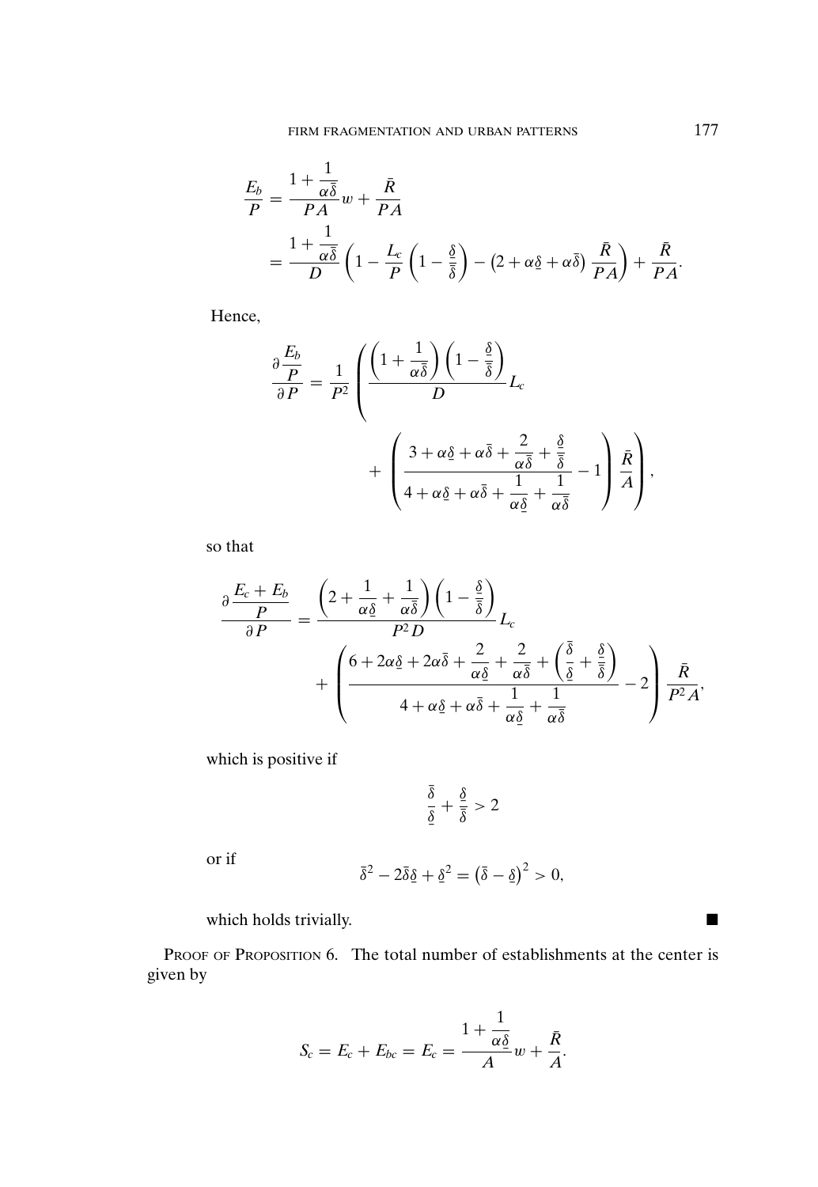$$
\begin{aligned}
\frac{E_b}{P} &= \frac{1+\dfrac{1}{\alpha\bar{\delta}}}{PA}w + \frac{\bar{R}}{PA} \\
&= \frac{1+\dfrac{1}{\alpha\bar{\delta}}}{D}\left(1-\frac{L_c}{P}\left(1-\frac{\underline{\delta}}{\bar{\delta}}\right) - \left(2+\alpha\underline{\delta}+\alpha\bar{\delta}\right)\frac{\bar{R}}{PA}\right) + \frac{\bar{R}}{PA}.
\end{aligned}
$$

Hence,

$$
\frac{\partial \dfrac{E_b}{P}}{\partial P} = \frac{1}{P^2}\left(\frac{\left(1+\dfrac{1}{\alpha\bar{\delta}}\right)\left(1-\dfrac{\underline{\delta}}{\bar{\delta}}\right)}{D}L_c + \left(\frac{3+\alpha\underline{\delta}+\alpha\bar{\delta}+\dfrac{2}{\alpha\bar{\delta}}+\dfrac{\underline{\delta}}{\bar{\delta}}}{4+\alpha\underline{\delta}+\alpha\bar{\delta}+\dfrac{1}{\alpha\underline{\delta}}+\dfrac{1}{\alpha\bar{\delta}}} - 1\right)\frac{\bar{R}}{A}\right),
$$

so that

$$
\frac{\partial \dfrac{E_c+E_b}{P}}{\partial P} = \frac{\left(2+\dfrac{1}{\alpha\underline{\delta}}+\dfrac{1}{\alpha\bar{\delta}}\right)\left(1-\dfrac{\underline{\delta}}{\bar{\delta}}\right)}{P^2 D}L_c + \left(\frac{6+2\alpha\underline{\delta}+2\alpha\bar{\delta}+\dfrac{2}{\alpha\underline{\delta}}+\dfrac{2}{\alpha\bar{\delta}}+\left(\dfrac{\bar{\delta}}{\underline{\delta}}+\dfrac{\underline{\delta}}{\bar{\delta}}\right)}{4+\alpha\underline{\delta}+\alpha\bar{\delta}+\dfrac{1}{\alpha\underline{\delta}}+\dfrac{1}{\alpha\bar{\delta}}} - 2\right)\frac{\bar{R}}{P^2 A},
$$

which is positive if

$$
\frac{\bar{\delta}}{\underline{\delta}} + \frac{\underline{\delta}}{\bar{\delta}} > 2
$$

or if

$$
\bar{\delta}^2 - 2\bar{\delta}\underline{\delta} + \underline{\delta}^2 = \left(\bar{\delta}-\underline{\delta}\right)^2 > 0,
$$

which holds trivially. ■

PROOF OF PROPOSITION 6. The total number of establishments at the center is given by

$$
S_c = E_c + E_{bc} = E_c = \frac{1+\dfrac{1}{\alpha\underline{\delta}}}{A}w + \frac{\bar{R}}{A}.
$$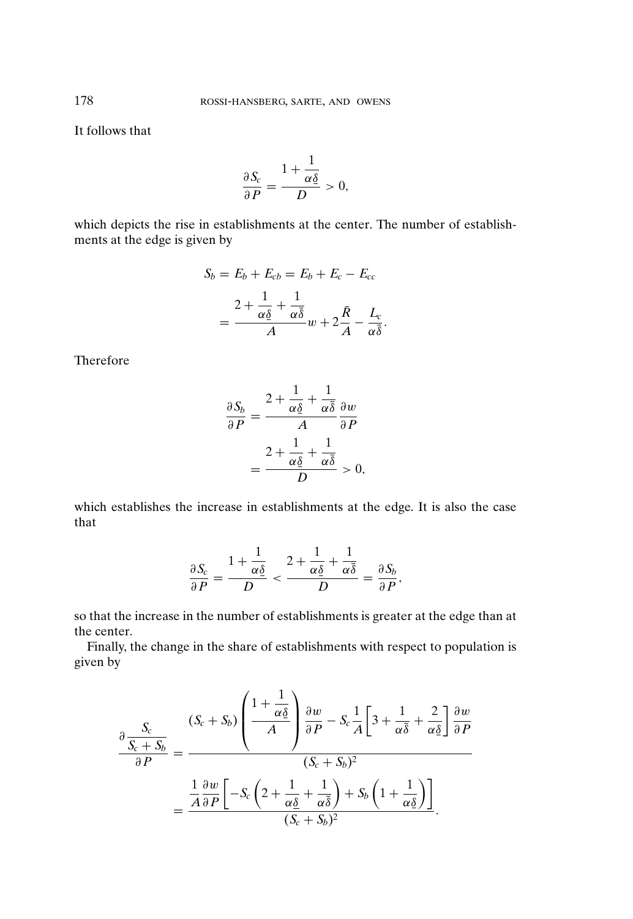It follows that

$$\frac{\partial S_c}{\partial P} = \frac{1 + \dfrac{1}{\alpha \underline{\delta}}}{D} > 0,$$

which depicts the rise in establishments at the center. The number of establishments at the edge is given by

$$\begin{aligned}
S_b &= E_b + E_{cb} = E_b + E_c - E_{cc} \\
&= \frac{2 + \dfrac{1}{\alpha \underline{\delta}} + \dfrac{1}{\alpha \bar{\delta}}}{A} w + 2\frac{\bar{R}}{A} - \frac{L_c}{\alpha \bar{\delta}}.
\end{aligned}$$

Therefore

$$\begin{aligned}
\frac{\partial S_b}{\partial P} &= \frac{2 + \dfrac{1}{\alpha \underline{\delta}} + \dfrac{1}{\alpha \bar{\delta}}}{A} \frac{\partial w}{\partial P} \\
&= \frac{2 + \dfrac{1}{\alpha \underline{\delta}} + \dfrac{1}{\alpha \bar{\delta}}}{D} > 0,
\end{aligned}$$

which establishes the increase in establishments at the edge. It is also the case that

$$\frac{\partial S_c}{\partial P} = \frac{1 + \dfrac{1}{\alpha \underline{\delta}}}{D} < \frac{2 + \dfrac{1}{\alpha \underline{\delta}} + \dfrac{1}{\alpha \bar{\delta}}}{D} = \frac{\partial S_b}{\partial P},$$

so that the increase in the number of establishments is greater at the edge than at the center.

Finally, the change in the share of establishments with respect to population is given by

$$\begin{aligned}
\frac{\partial \dfrac{S_c}{S_c + S_b}}{\partial P} &= \frac{(S_c + S_b)\left(\dfrac{1 + \dfrac{1}{\alpha \underline{\delta}}}{A}\right)\dfrac{\partial w}{\partial P} - S_c \dfrac{1}{A}\left[3 + \dfrac{1}{\alpha \bar{\delta}} + \dfrac{2}{\alpha \underline{\delta}}\right]\dfrac{\partial w}{\partial P}}{(S_c + S_b)^2} \\
&= \frac{\dfrac{1}{A}\dfrac{\partial w}{\partial P}\left[-S_c\left(2 + \dfrac{1}{\alpha \underline{\delta}} + \dfrac{1}{\alpha \bar{\delta}}\right) + S_b\left(1 + \dfrac{1}{\alpha \underline{\delta}}\right)\right]}{(S_c + S_b)^2}.
\end{aligned}$$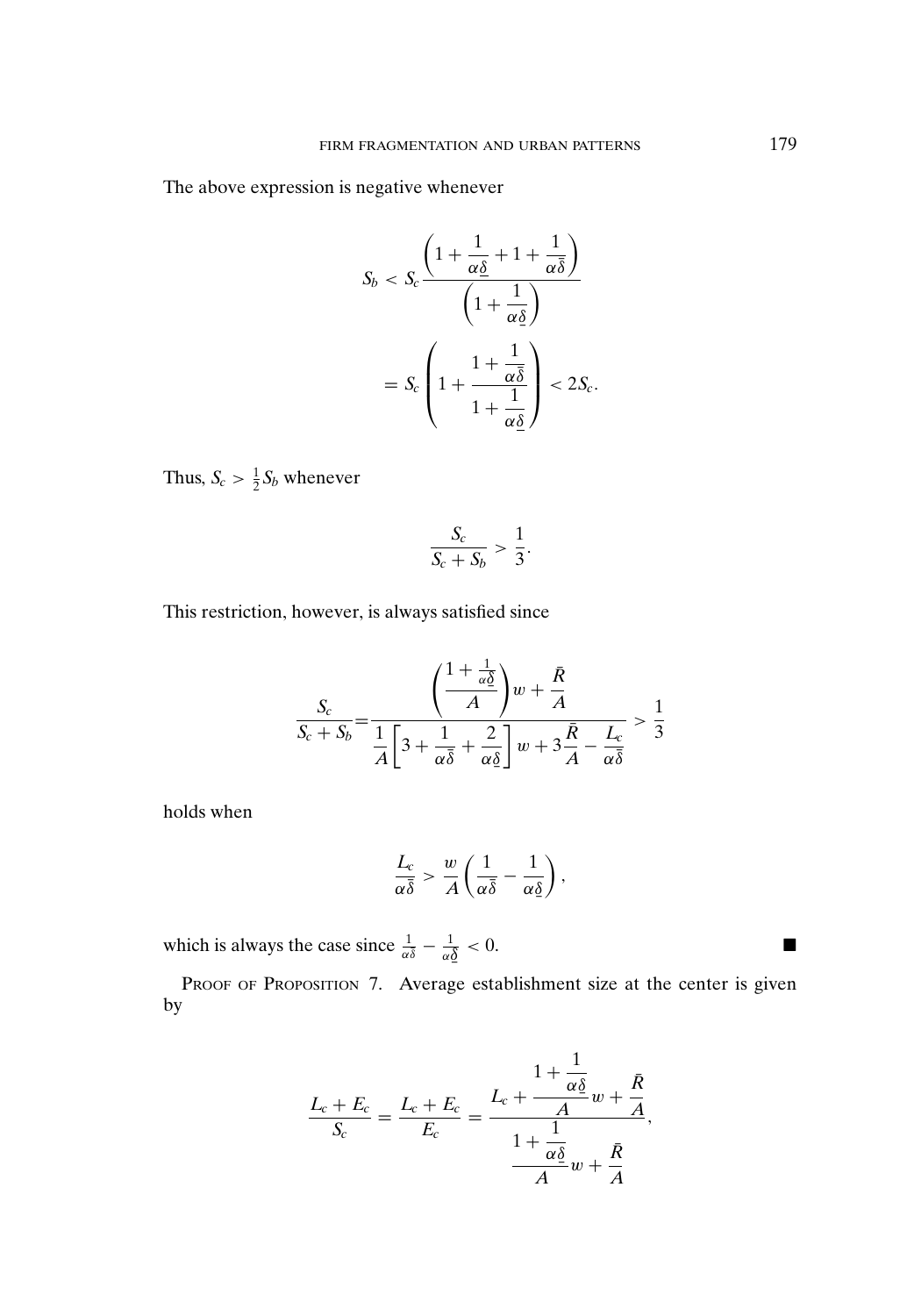The above expression is negative whenever

$$
\begin{aligned}
S_b &< S_c \frac{\left(1 + \dfrac{1}{\alpha \underline{\delta}} + 1 + \dfrac{1}{\alpha \bar{\delta}}\right)}{\left(1 + \dfrac{1}{\alpha \underline{\delta}}\right)} \\
&= S_c \left(1 + \frac{1 + \dfrac{1}{\alpha \bar{\delta}}}{1 + \dfrac{1}{\alpha \underline{\delta}}}\right) < 2S_c.
\end{aligned}
$$

Thus, $S_c > \frac{1}{2} S_b$ whenever

$$
\frac{S_c}{S_c + S_b} > \frac{1}{3}.
$$

This restriction, however, is always satisfied since

$$
\frac{S_c}{S_c + S_b} = \frac{\left(\dfrac{1 + \frac{1}{\alpha \underline{\delta}}}{A}\right) w + \dfrac{\bar{R}}{A}}{\dfrac{1}{A}\left[3 + \dfrac{1}{\alpha \bar{\delta}} + \dfrac{2}{\alpha \underline{\delta}}\right] w + 3\dfrac{\bar{R}}{A} - \dfrac{L_c}{\alpha \bar{\delta}}} > \frac{1}{3}
$$

holds when

$$
\frac{L_c}{\alpha \bar{\delta}} > \frac{w}{A}\left(\frac{1}{\alpha \bar{\delta}} - \frac{1}{\alpha \underline{\delta}}\right),
$$

which is always the case since $\frac{1}{\alpha \bar{\delta}} - \frac{1}{\alpha \underline{\delta}} < 0$. ■

PROOF OF PROPOSITION 7. Average establishment size at the center is given by

$$
\frac{L_c + E_c}{S_c} = \frac{L_c + E_c}{E_c} = \frac{L_c + \dfrac{1 + \dfrac{1}{\alpha \underline{\delta}}}{A} w + \dfrac{\bar{R}}{A}}{\dfrac{1 + \dfrac{1}{\alpha \underline{\delta}}}{A} w + \dfrac{\bar{R}}{A}},
$$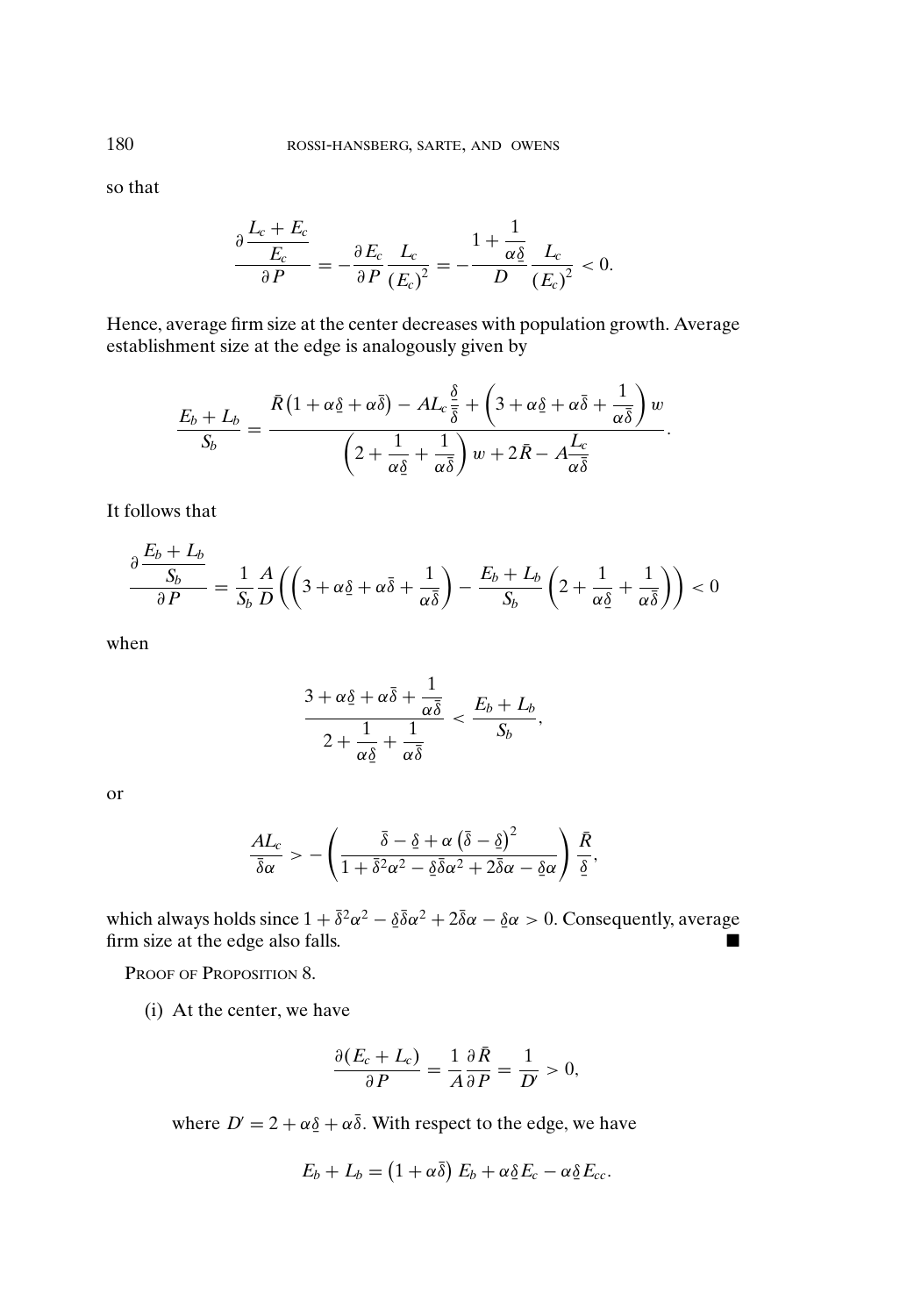so that

$$\frac{\partial \frac{L_c + E_c}{E_c}}{\partial P} = -\frac{\partial E_c}{\partial P}\frac{L_c}{(E_c)^2} = -\frac{1 + \frac{1}{\alpha \underline{\delta}}}{D}\frac{L_c}{(E_c)^2} < 0.$$

Hence, average firm size at the center decreases with population growth. Average establishment size at the edge is analogously given by

$$\frac{E_b + L_b}{S_b} = \frac{\bar{R}\left(1 + \alpha\underline{\delta} + \alpha\bar{\delta}\right) - AL_c\frac{\underline{\delta}}{\bar{\delta}} + \left(3 + \alpha\underline{\delta} + \alpha\bar{\delta} + \frac{1}{\alpha\bar{\delta}}\right)w}{\left(2 + \frac{1}{\alpha\underline{\delta}} + \frac{1}{\alpha\bar{\delta}}\right)w + 2\bar{R} - A\frac{L_c}{\alpha\bar{\delta}}}.$$

It follows that

$$\frac{\partial \frac{E_b + L_b}{S_b}}{\partial P} = \frac{1}{S_b}\frac{A}{D}\left(\left(3 + \alpha\underline{\delta} + \alpha\bar{\delta} + \frac{1}{\alpha\bar{\delta}}\right) - \frac{E_b + L_b}{S_b}\left(2 + \frac{1}{\alpha\underline{\delta}} + \frac{1}{\alpha\bar{\delta}}\right)\right) < 0$$

when

$$\frac{3 + \alpha\underline{\delta} + \alpha\bar{\delta} + \frac{1}{\alpha\bar{\delta}}}{2 + \frac{1}{\alpha\underline{\delta}} + \frac{1}{\alpha\bar{\delta}}} < \frac{E_b + L_b}{S_b},$$

or

$$\frac{AL_c}{\bar{\delta}\alpha} > -\left(\frac{\bar{\delta} - \underline{\delta} + \alpha\left(\bar{\delta} - \underline{\delta}\right)^2}{1 + \bar{\delta}^2\alpha^2 - \underline{\delta}\bar{\delta}\alpha^2 + 2\bar{\delta}\alpha - \underline{\delta}\alpha}\right)\frac{\bar{R}}{\underline{\delta}},$$

which always holds since $1 + \bar{\delta}^2\alpha^2 - \underline{\delta}\bar{\delta}\alpha^2 + 2\bar{\delta}\alpha - \underline{\delta}\alpha > 0$. Consequently, average firm size at the edge also falls. ■

PROOF OF PROPOSITION 8.

(i) At the center, we have

$$\frac{\partial(E_c + L_c)}{\partial P} = \frac{1}{A}\frac{\partial \bar{R}}{\partial P} = \frac{1}{D'} > 0,$$

where $D' = 2 + \alpha\underline{\delta} + \alpha\bar{\delta}$. With respect to the edge, we have

$$E_b + L_b = \left(1 + \alpha\bar{\delta}\right)E_b + \alpha\underline{\delta}E_c - \alpha\underline{\delta}E_{cc}.$$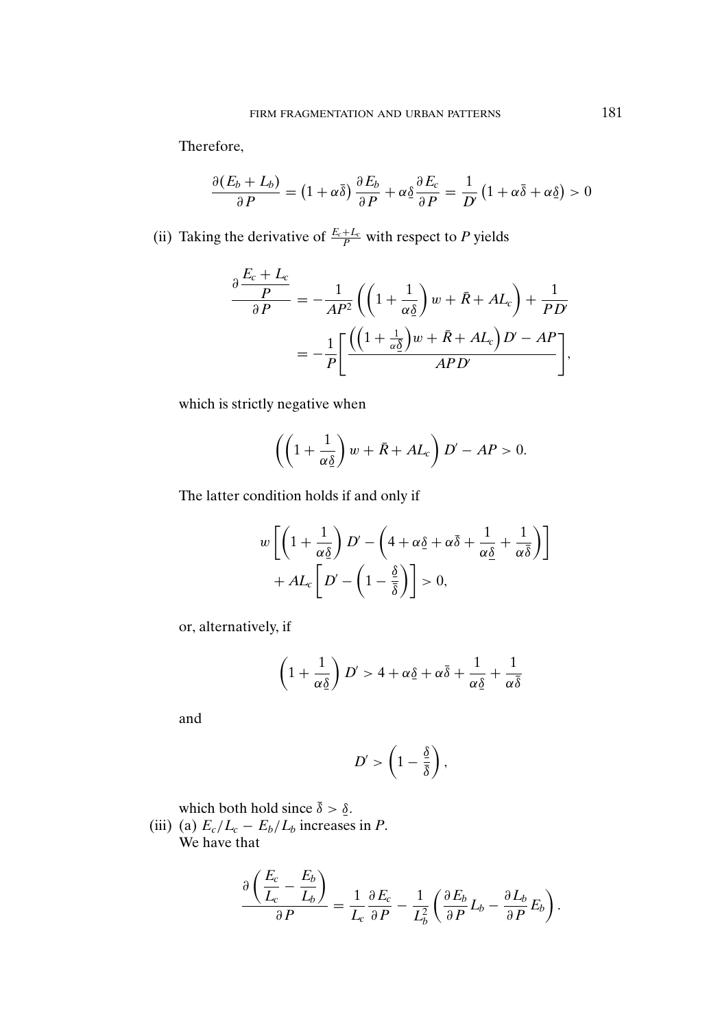Therefore,

$$\frac{\partial(E_b + L_b)}{\partial P} = \left(1 + \alpha\bar{\delta}\right)\frac{\partial E_b}{\partial P} + \alpha\underline{\delta}\frac{\partial E_c}{\partial P} = \frac{1}{D'}\left(1 + \alpha\bar{\delta} + \alpha\underline{\delta}\right) > 0$$

(ii) Taking the derivative of $\frac{E_c + L_c}{P}$ with respect to $P$ yields

$$\frac{\partial \dfrac{E_c + L_c}{P}}{\partial P} = -\frac{1}{AP^2}\left(\left(1 + \frac{1}{\alpha\underline{\delta}}\right)w + \bar{R} + AL_c\right) + \frac{1}{PD'}$$

$$= -\frac{1}{P}\left[\frac{\left(\left(1 + \frac{1}{\alpha\underline{\delta}}\right)w + \bar{R} + AL_c\right)D' - AP}{APD'}\right],$$

which is strictly negative when

$$\left(\left(1 + \frac{1}{\alpha\underline{\delta}}\right)w + \bar{R} + AL_c\right)D' - AP > 0.$$

The latter condition holds if and only if

$$w\left[\left(1 + \frac{1}{\alpha\underline{\delta}}\right)D' - \left(4 + \alpha\underline{\delta} + \alpha\bar{\delta} + \frac{1}{\alpha\underline{\delta}} + \frac{1}{\alpha\bar{\delta}}\right)\right] + AL_c\left[D' - \left(1 - \frac{\underline{\delta}}{\bar{\delta}}\right)\right] > 0,$$

or, alternatively, if

$$\left(1 + \frac{1}{\alpha\underline{\delta}}\right)D' > 4 + \alpha\underline{\delta} + \alpha\bar{\delta} + \frac{1}{\alpha\underline{\delta}} + \frac{1}{\alpha\bar{\delta}}$$

and

$$D' > \left(1 - \frac{\underline{\delta}}{\bar{\delta}}\right),$$

which both hold since $\bar{\delta} > \underline{\delta}$.

(iii) (a) $E_c/L_c - E_b/L_b$ increases in $P$.
We have that

$$\frac{\partial\left(\dfrac{E_c}{L_c} - \dfrac{E_b}{L_b}\right)}{\partial P} = \frac{1}{L_c}\frac{\partial E_c}{\partial P} - \frac{1}{L_b^2}\left(\frac{\partial E_b}{\partial P}L_b - \frac{\partial L_b}{\partial P}E_b\right).$$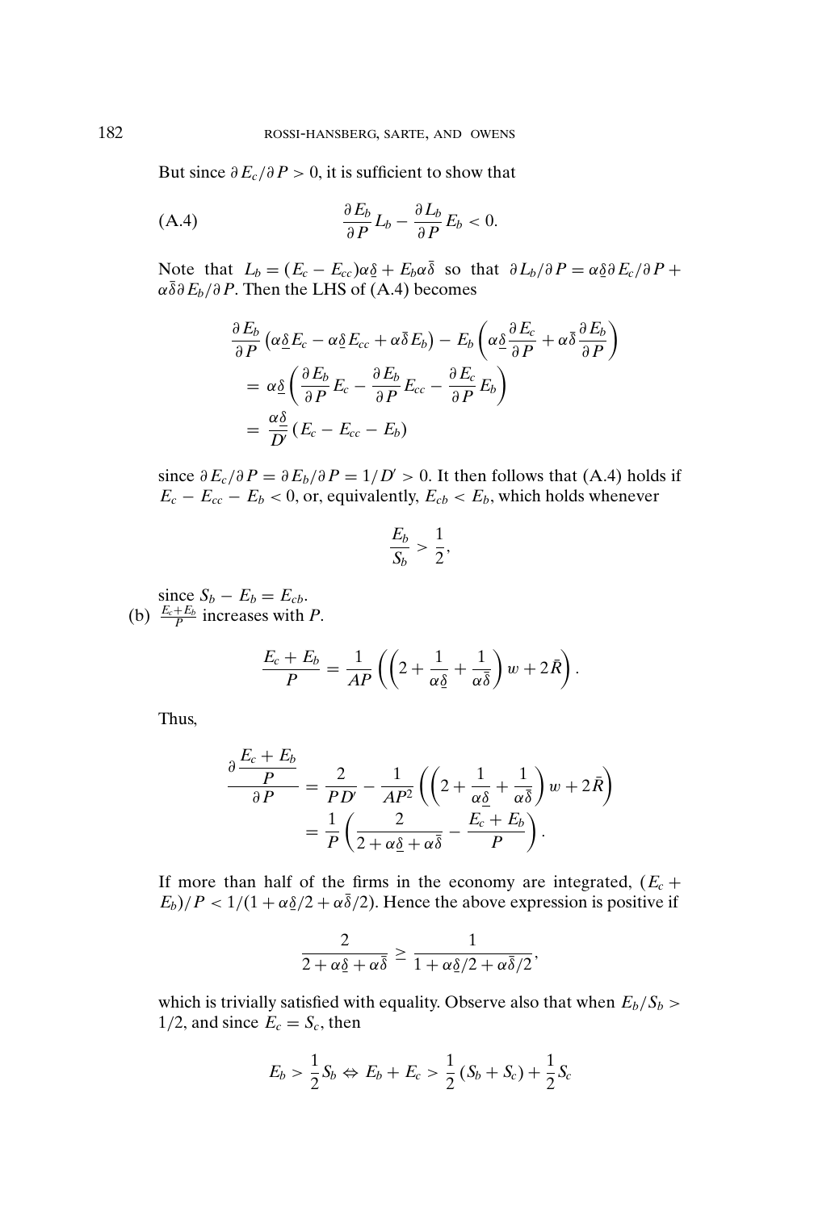But since $\partial E_c/\partial P > 0$, it is sufficient to show that

$$\text{(A.4)} \qquad \frac{\partial E_b}{\partial P} L_b - \frac{\partial L_b}{\partial P} E_b < 0.$$

Note that $L_b = (E_c - E_{cc})\alpha\underline{\delta} + E_b\alpha\bar{\delta}$ so that $\partial L_b/\partial P = \alpha\underline{\delta}\partial E_c/\partial P + \alpha\bar{\delta}\partial E_b/\partial P$. Then the LHS of (A.4) becomes

$$\begin{aligned}
&\frac{\partial E_b}{\partial P}\left(\alpha\underline{\delta}E_c - \alpha\underline{\delta}E_{cc} + \alpha\bar{\delta}E_b\right) - E_b\left(\alpha\underline{\delta}\frac{\partial E_c}{\partial P} + \alpha\bar{\delta}\frac{\partial E_b}{\partial P}\right) \\
&= \alpha\underline{\delta}\left(\frac{\partial E_b}{\partial P}E_c - \frac{\partial E_b}{\partial P}E_{cc} - \frac{\partial E_c}{\partial P}E_b\right) \\
&= \frac{\alpha\underline{\delta}}{D'}\left(E_c - E_{cc} - E_b\right)
\end{aligned}$$

since $\partial E_c/\partial P = \partial E_b/\partial P = 1/D' > 0$. It then follows that (A.4) holds if $E_c - E_{cc} - E_b < 0$, or, equivalently, $E_{cb} < E_b$, which holds whenever

$$\frac{E_b}{S_b} > \frac{1}{2},$$

since $S_b - E_b = E_{cb}$.

(b) $\frac{E_c + E_b}{P}$ increases with $P$.

$$\frac{E_c + E_b}{P} = \frac{1}{AP}\left(\left(2 + \frac{1}{\alpha\underline{\delta}} + \frac{1}{\alpha\bar{\delta}}\right)w + 2\bar{R}\right).$$

Thus,

$$\begin{aligned}
\frac{\partial \dfrac{E_c + E_b}{P}}{\partial P} &= \frac{2}{PD'} - \frac{1}{AP^2}\left(\left(2 + \frac{1}{\alpha\underline{\delta}} + \frac{1}{\alpha\bar{\delta}}\right)w + 2\bar{R}\right) \\
&= \frac{1}{P}\left(\frac{2}{2 + \alpha\underline{\delta} + \alpha\bar{\delta}} - \frac{E_c + E_b}{P}\right).
\end{aligned}$$

If more than half of the firms in the economy are integrated, $(E_c + E_b)/P < 1/(1 + \alpha\underline{\delta}/2 + \alpha\bar{\delta}/2)$. Hence the above expression is positive if

$$\frac{2}{2 + \alpha\underline{\delta} + \alpha\bar{\delta}} \geq \frac{1}{1 + \alpha\underline{\delta}/2 + \alpha\bar{\delta}/2},$$

which is trivially satisfied with equality. Observe also that when $E_b/S_b > 1/2$, and since $E_c = S_c$, then

$$E_b > \frac{1}{2}S_b \Leftrightarrow E_b + E_c > \frac{1}{2}(S_b + S_c) + \frac{1}{2}S_c$$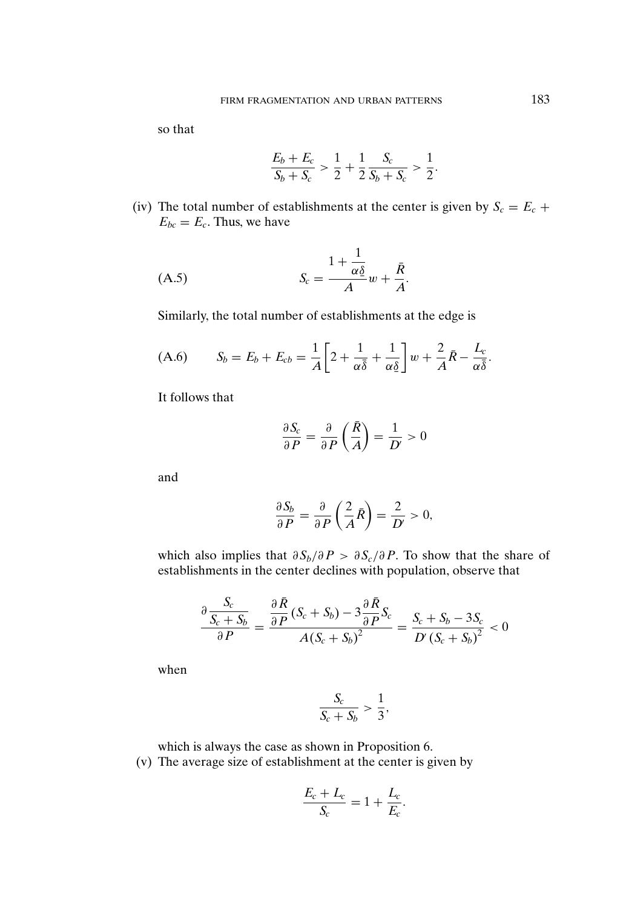so that

$$\frac{E_b + E_c}{S_b + S_c} > \frac{1}{2} + \frac{1}{2}\frac{S_c}{S_b + S_c} > \frac{1}{2}.$$

(iv) The total number of establishments at the center is given by $S_c = E_c + E_{bc} = E_c$. Thus, we have

$$S_c = \frac{1 + \dfrac{1}{\alpha\underline{\delta}}}{A} w + \frac{\bar{R}}{A}. \tag{A.5}$$

Similarly, the total number of establishments at the edge is

$$S_b = E_b + E_{cb} = \frac{1}{A}\left[2 + \frac{1}{\alpha\bar{\delta}} + \frac{1}{\alpha\underline{\delta}}\right] w + \frac{2}{A}\bar{R} - \frac{L_c}{\alpha\bar{\delta}}. \tag{A.6}$$

It follows that

$$\frac{\partial S_c}{\partial P} = \frac{\partial}{\partial P}\left(\frac{\bar{R}}{A}\right) = \frac{1}{D'} > 0$$

and

$$\frac{\partial S_b}{\partial P} = \frac{\partial}{\partial P}\left(\frac{2}{A}\bar{R}\right) = \frac{2}{D'} > 0,$$

which also implies that $\partial S_b/\partial P > \partial S_c/\partial P$. To show that the share of establishments in the center declines with population, observe that

$$\frac{\partial \dfrac{S_c}{S_c + S_b}}{\partial P} = \frac{\dfrac{\partial \bar{R}}{\partial P}(S_c + S_b) - 3\dfrac{\partial \bar{R}}{\partial P}S_c}{A(S_c + S_b)^2} = \frac{S_c + S_b - 3S_c}{D'(S_c + S_b)^2} < 0$$

when

$$\frac{S_c}{S_c + S_b} > \frac{1}{3},$$

which is always the case as shown in Proposition 6.

(v) The average size of establishment at the center is given by

$$\frac{E_c + L_c}{S_c} = 1 + \frac{L_c}{E_c}.$$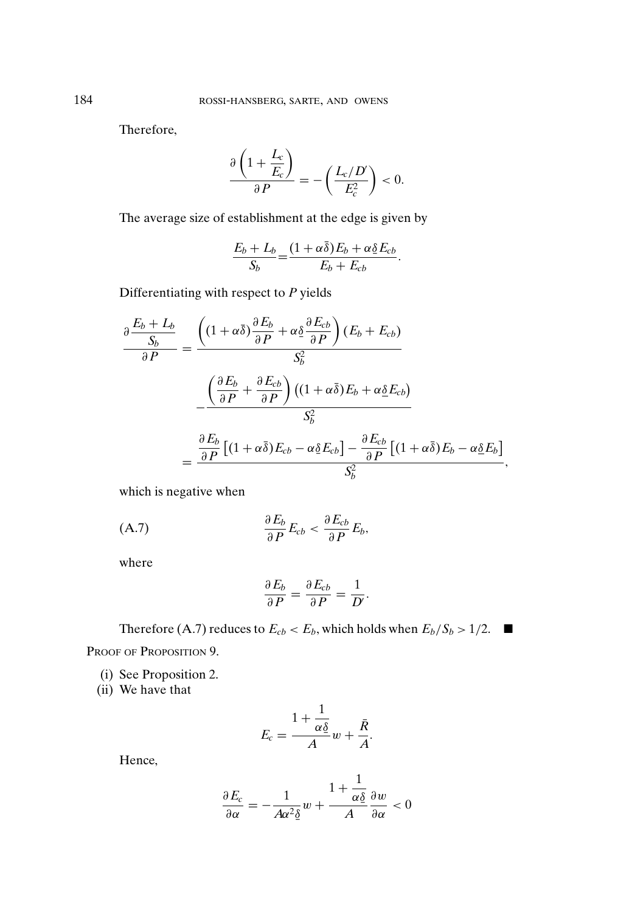Therefore,

$$\frac{\partial\left(1+\dfrac{L_c}{E_c}\right)}{\partial P} = -\left(\frac{L_c/D'}{E_c^2}\right) < 0.$$

The average size of establishment at the edge is given by

$$\frac{E_b + L_b}{S_b} = \frac{(1+\alpha\bar{\delta})E_b + \alpha\underline{\delta}E_{cb}}{E_b + E_{cb}}.$$

Differentiating with respect to $P$ yields

$$\begin{aligned}
\frac{\partial \dfrac{E_b + L_b}{S_b}}{\partial P} &= \frac{\left((1+\alpha\bar{\delta})\dfrac{\partial E_b}{\partial P} + \alpha\underline{\delta}\dfrac{\partial E_{cb}}{\partial P}\right)(E_b + E_{cb})}{S_b^2} \\
&\quad - \frac{\left(\dfrac{\partial E_b}{\partial P} + \dfrac{\partial E_{cb}}{\partial P}\right)\left((1+\alpha\bar{\delta})E_b + \alpha\underline{\delta}E_{cb}\right)}{S_b^2} \\
&= \frac{\dfrac{\partial E_b}{\partial P}\left[(1+\alpha\bar{\delta})E_{cb} - \alpha\underline{\delta}E_{cb}\right] - \dfrac{\partial E_{cb}}{\partial P}\left[(1+\alpha\bar{\delta})E_b - \alpha\underline{\delta}E_b\right]}{S_b^2},
\end{aligned}$$

which is negative when

$$\frac{\partial E_b}{\partial P}E_{cb} < \frac{\partial E_{cb}}{\partial P}E_b, \tag{A.7}$$

where

$$\frac{\partial E_b}{\partial P} = \frac{\partial E_{cb}}{\partial P} = \frac{1}{D'}.$$

Therefore (A.7) reduces to $E_{cb} < E_b$, which holds when $E_b/S_b > 1/2$. ■

PROOF OF PROPOSITION 9.

(i) See Proposition 2.

(ii) We have that

$$E_c = \frac{1 + \dfrac{1}{\alpha\underline{\delta}}}{A}w + \frac{\bar{R}}{A}.$$

Hence,

$$\frac{\partial E_c}{\partial \alpha} = -\frac{1}{A\alpha^2\underline{\delta}}w + \frac{1+\dfrac{1}{\alpha\underline{\delta}}}{A}\frac{\partial w}{\partial \alpha} < 0$$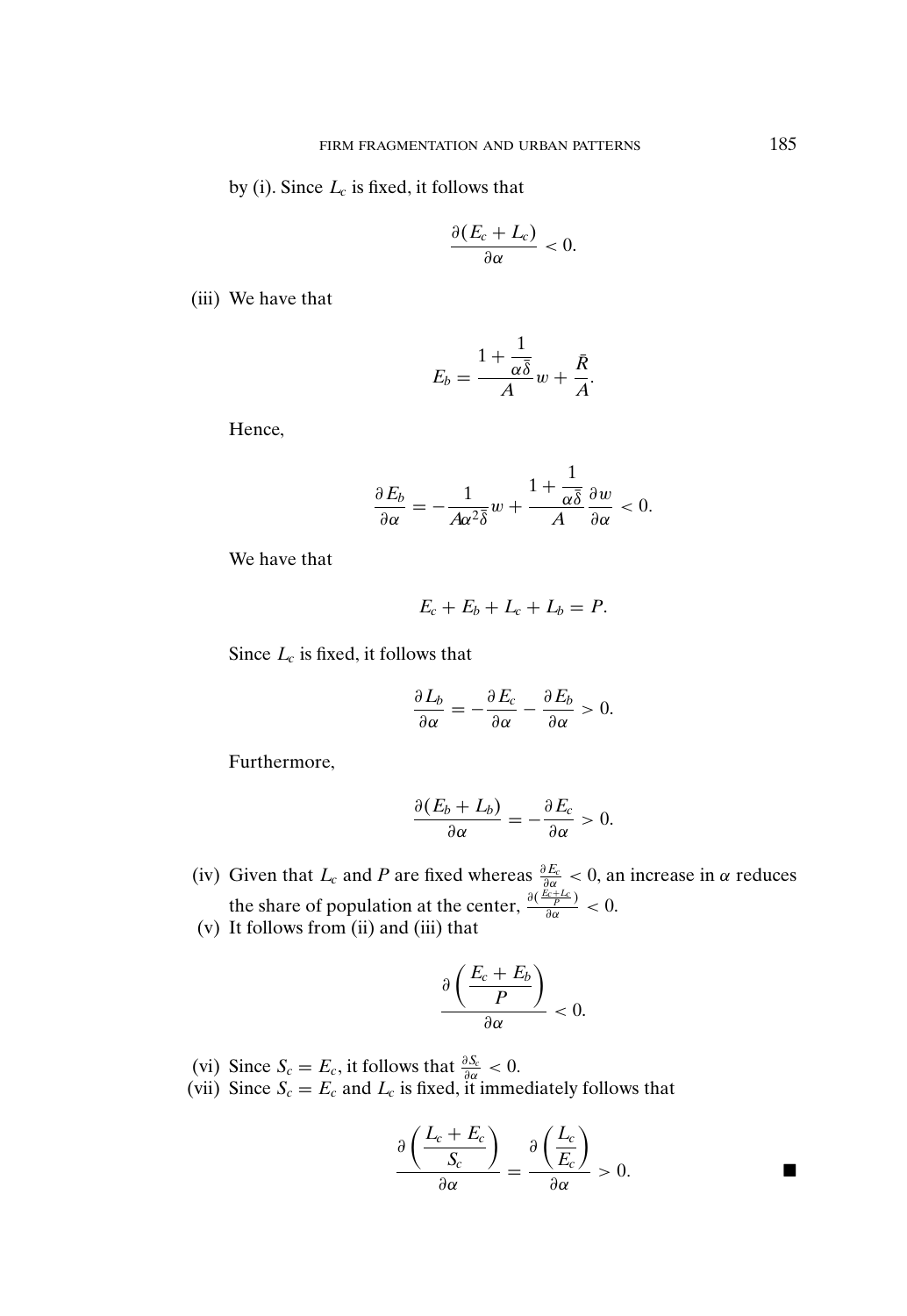by (i). Since $L_c$ is fixed, it follows that

$$\frac{\partial(E_c + L_c)}{\partial \alpha} < 0.$$

(iii) We have that

$$E_b = \frac{1 + \dfrac{1}{\alpha\bar{\delta}}}{A} w + \frac{\bar{R}}{A}.$$

Hence,

$$\frac{\partial E_b}{\partial \alpha} = -\frac{1}{A\alpha^2\bar{\delta}} w + \frac{1 + \dfrac{1}{\alpha\bar{\delta}}}{A} \frac{\partial w}{\partial \alpha} < 0.$$

We have that

$$E_c + E_b + L_c + L_b = P.$$

Since $L_c$ is fixed, it follows that

$$\frac{\partial L_b}{\partial \alpha} = -\frac{\partial E_c}{\partial \alpha} - \frac{\partial E_b}{\partial \alpha} > 0.$$

Furthermore,

$$\frac{\partial(E_b + L_b)}{\partial \alpha} = -\frac{\partial E_c}{\partial \alpha} > 0.$$

(iv) Given that $L_c$ and $P$ are fixed whereas $\frac{\partial E_c}{\partial \alpha} < 0$, an increase in $\alpha$ reduces the share of population at the center, $\frac{\partial\left(\frac{E_c + L_c}{P}\right)}{\partial \alpha} < 0$.

(v) It follows from (ii) and (iii) that

$$\frac{\partial\left(\dfrac{E_c + E_b}{P}\right)}{\partial \alpha} < 0.$$

(vi) Since $S_c = E_c$, it follows that $\frac{\partial S_c}{\partial \alpha} < 0$.

(vii) Since $S_c = E_c$ and $L_c$ is fixed, it immediately follows that

$$\frac{\partial\left(\dfrac{L_c + E_c}{S_c}\right)}{\partial \alpha} = \frac{\partial\left(\dfrac{L_c}{E_c}\right)}{\partial \alpha} > 0. \qquad \blacksquare$$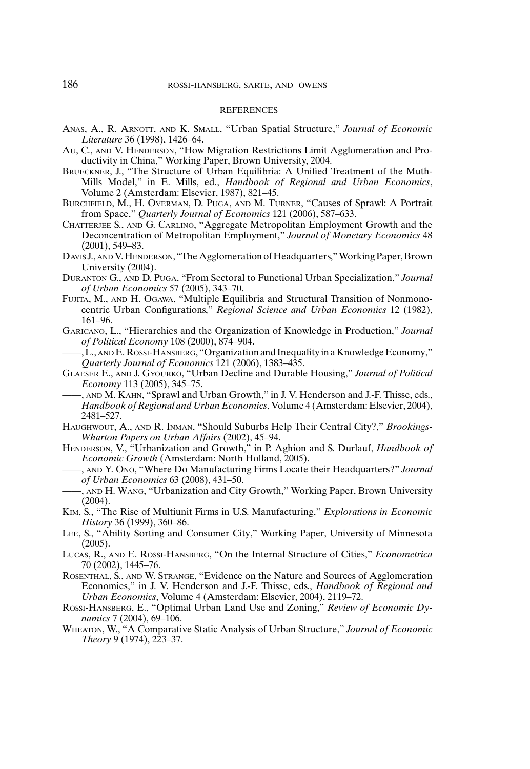## REFERENCES

Anas, A., R. Arnott, and K. Small, "Urban Spatial Structure," *Journal of Economic Literature* 36 (1998), 1426–64.

Au, C., and V. Henderson, "How Migration Restrictions Limit Agglomeration and Productivity in China," Working Paper, Brown University, 2004.

Brueckner, J., "The Structure of Urban Equilibria: A Unified Treatment of the Muth-Mills Model," in E. Mills, ed., *Handbook of Regional and Urban Economics*, Volume 2 (Amsterdam: Elsevier, 1987), 821–45.

Burchfield, M., H. Overman, D. Puga, and M. Turner, "Causes of Sprawl: A Portrait from Space," *Quarterly Journal of Economics* 121 (2006), 587–633.

Chatterjee S., and G. Carlino, "Aggregate Metropolitan Employment Growth and the Deconcentration of Metropolitan Employment," *Journal of Monetary Economics* 48 (2001), 549–83.

Davis J., and V. Henderson, "The Agglomeration of Headquarters," Working Paper, Brown University (2004).

Duranton G., and D. Puga, "From Sectoral to Functional Urban Specialization," *Journal of Urban Economics* 57 (2005), 343–70.

Fujita, M., and H. Ogawa, "Multiple Equilibria and Structural Transition of Nonmonocentric Urban Configurations," *Regional Science and Urban Economics* 12 (1982), 161–96.

Garicano, L., "Hierarchies and the Organization of Knowledge in Production," *Journal of Political Economy* 108 (2000), 874–904.

——, L., and E. Rossi-Hansberg, "Organization and Inequality in a Knowledge Economy," *Quarterly Journal of Economics* 121 (2006), 1383–435.

Glaeser E., and J. Gyourko, "Urban Decline and Durable Housing," *Journal of Political Economy* 113 (2005), 345–75.

——, and M. Kahn, "Sprawl and Urban Growth," in J. V. Henderson and J.-F. Thisse, eds., *Handbook of Regional and Urban Economics*, Volume 4 (Amsterdam: Elsevier, 2004), 2481–527.

Haughwout, A., and R. Inman, "Should Suburbs Help Their Central City?," *Brookings-Wharton Papers on Urban Affairs* (2002), 45–94.

Henderson, V., "Urbanization and Growth," in P. Aghion and S. Durlauf, *Handbook of Economic Growth* (Amsterdam: North Holland, 2005).

——, and Y. Ono, "Where Do Manufacturing Firms Locate their Headquarters?" *Journal of Urban Economics* 63 (2008), 431–50.

——, and H. Wang, "Urbanization and City Growth," Working Paper, Brown University (2004).

Kim, S., "The Rise of Multiunit Firms in U.S. Manufacturing," *Explorations in Economic History* 36 (1999), 360–86.

Lee, S., "Ability Sorting and Consumer City," Working Paper, University of Minnesota (2005).

Lucas, R., and E. Rossi-Hansberg, "On the Internal Structure of Cities," *Econometrica* 70 (2002), 1445–76.

Rosenthal, S., and W. Strange, "Evidence on the Nature and Sources of Agglomeration Economies," in J. V. Henderson and J.-F. Thisse, eds., *Handbook of Regional and Urban Economics*, Volume 4 (Amsterdam: Elsevier, 2004), 2119–72.

Rossi-Hansberg, E., "Optimal Urban Land Use and Zoning," *Review of Economic Dynamics* 7 (2004), 69–106.

Wheaton, W., "A Comparative Static Analysis of Urban Structure," *Journal of Economic Theory* 9 (1974), 223–37.